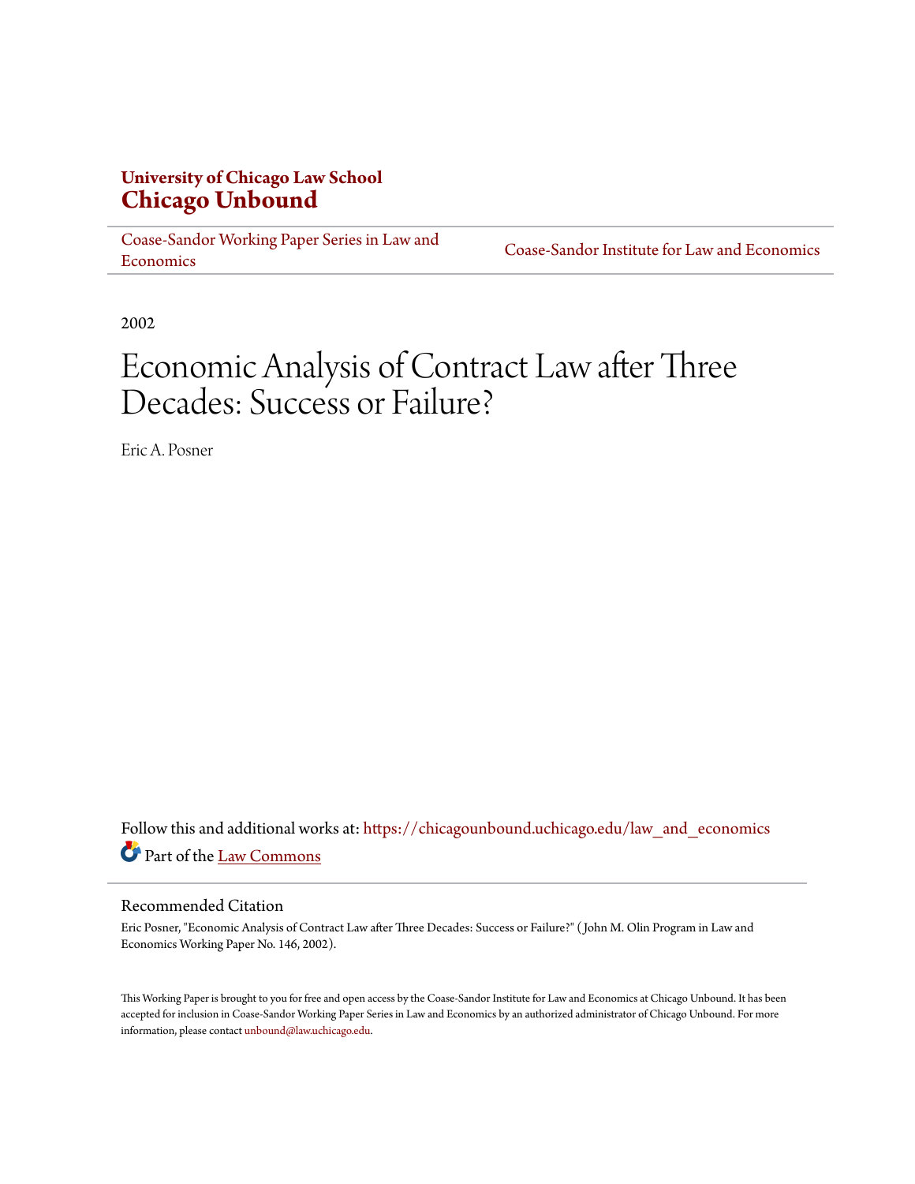**University of Chicago Law School**
# Chicago Unbound

Coase-Sandor Working Paper Series in Law and Economics | Coase-Sandor Institute for Law and Economics

2002

# Economic Analysis of Contract Law after Three Decades: Success or Failure?

Eric A. Posner

Follow this and additional works at: https://chicagounbound.uchicago.edu/law_and_economics

Part of the Law Commons

## Recommended Citation

Eric Posner, "Economic Analysis of Contract Law after Three Decades: Success or Failure?" ( John M. Olin Program in Law and Economics Working Paper No. 146, 2002).

This Working Paper is brought to you for free and open access by the Coase-Sandor Institute for Law and Economics at Chicago Unbound. It has been accepted for inclusion in Coase-Sandor Working Paper Series in Law and Economics by an authorized administrator of Chicago Unbound. For more information, please contact unbound@law.uchicago.edu.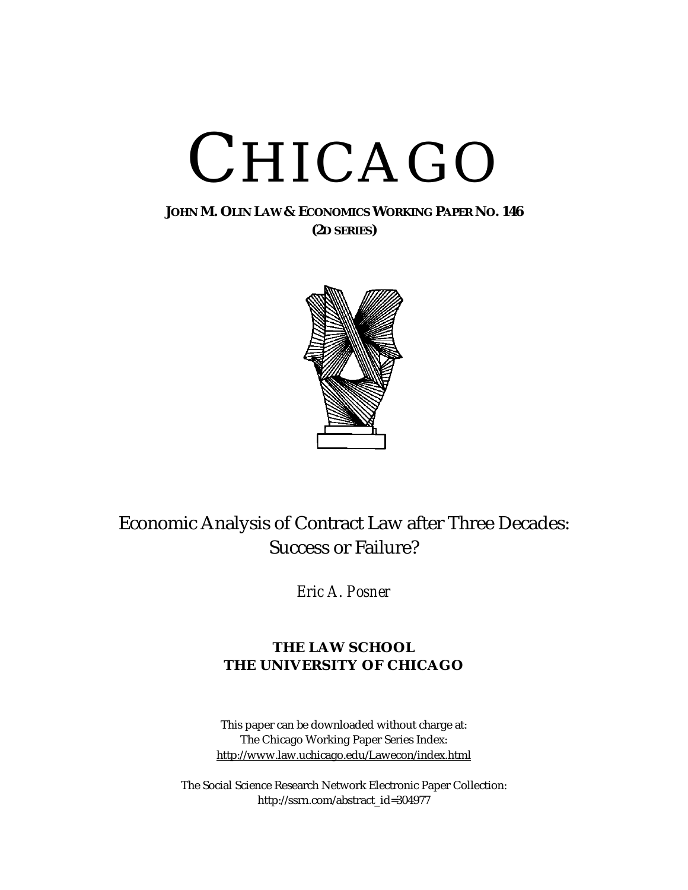# CHICAGO

**JOHN M. OLIN LAW & ECONOMICS WORKING PAPER NO. 146**
**(2D SERIES)**

## Economic Analysis of Contract Law after Three Decades: Success or Failure?

*Eric A. Posner*

**THE LAW SCHOOL**
**THE UNIVERSITY OF CHICAGO**

This paper can be downloaded without charge at:
The Chicago Working Paper Series Index:
http://www.law.uchicago.edu/Lawecon/index.html

The Social Science Research Network Electronic Paper Collection:
http://ssrn.com/abstract_id=304977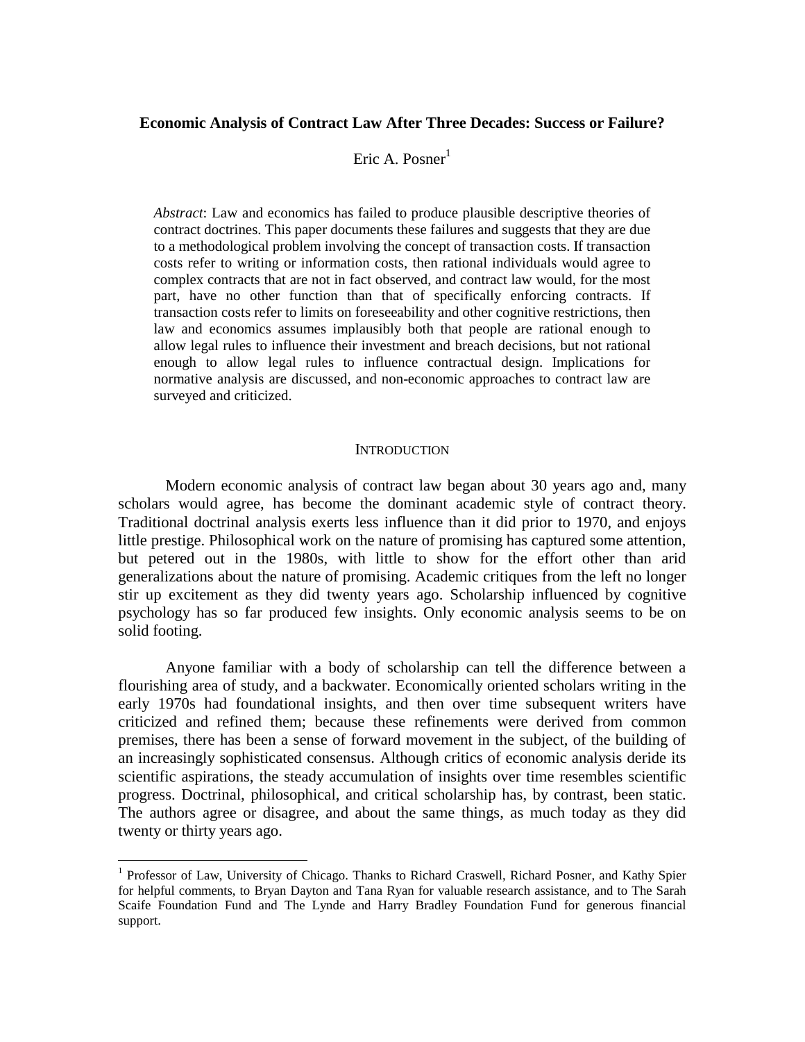**Economic Analysis of Contract Law After Three Decades: Success or Failure?**

Eric A. Posner[1]

*Abstract*: Law and economics has failed to produce plausible descriptive theories of contract doctrines. This paper documents these failures and suggests that they are due to a methodological problem involving the concept of transaction costs. If transaction costs refer to writing or information costs, then rational individuals would agree to complex contracts that are not in fact observed, and contract law would, for the most part, have no other function than that of specifically enforcing contracts. If transaction costs refer to limits on foreseeability and other cognitive restrictions, then law and economics assumes implausibly both that people are rational enough to allow legal rules to influence their investment and breach decisions, but not rational enough to allow legal rules to influence contractual design. Implications for normative analysis are discussed, and non-economic approaches to contract law are surveyed and criticized.

## INTRODUCTION

Modern economic analysis of contract law began about 30 years ago and, many scholars would agree, has become the dominant academic style of contract theory. Traditional doctrinal analysis exerts less influence than it did prior to 1970, and enjoys little prestige. Philosophical work on the nature of promising has captured some attention, but petered out in the 1980s, with little to show for the effort other than arid generalizations about the nature of promising. Academic critiques from the left no longer stir up excitement as they did twenty years ago. Scholarship influenced by cognitive psychology has so far produced few insights. Only economic analysis seems to be on solid footing.

Anyone familiar with a body of scholarship can tell the difference between a flourishing area of study, and a backwater. Economically oriented scholars writing in the early 1970s had foundational insights, and then over time subsequent writers have criticized and refined them; because these refinements were derived from common premises, there has been a sense of forward movement in the subject, of the building of an increasingly sophisticated consensus. Although critics of economic analysis deride its scientific aspirations, the steady accumulation of insights over time resembles scientific progress. Doctrinal, philosophical, and critical scholarship has, by contrast, been static. The authors agree or disagree, and about the same things, as much today as they did twenty or thirty years ago.

---

[1] Professor of Law, University of Chicago. Thanks to Richard Craswell, Richard Posner, and Kathy Spier for helpful comments, to Bryan Dayton and Tana Ryan for valuable research assistance, and to The Sarah Scaife Foundation Fund and The Lynde and Harry Bradley Foundation Fund for generous financial support.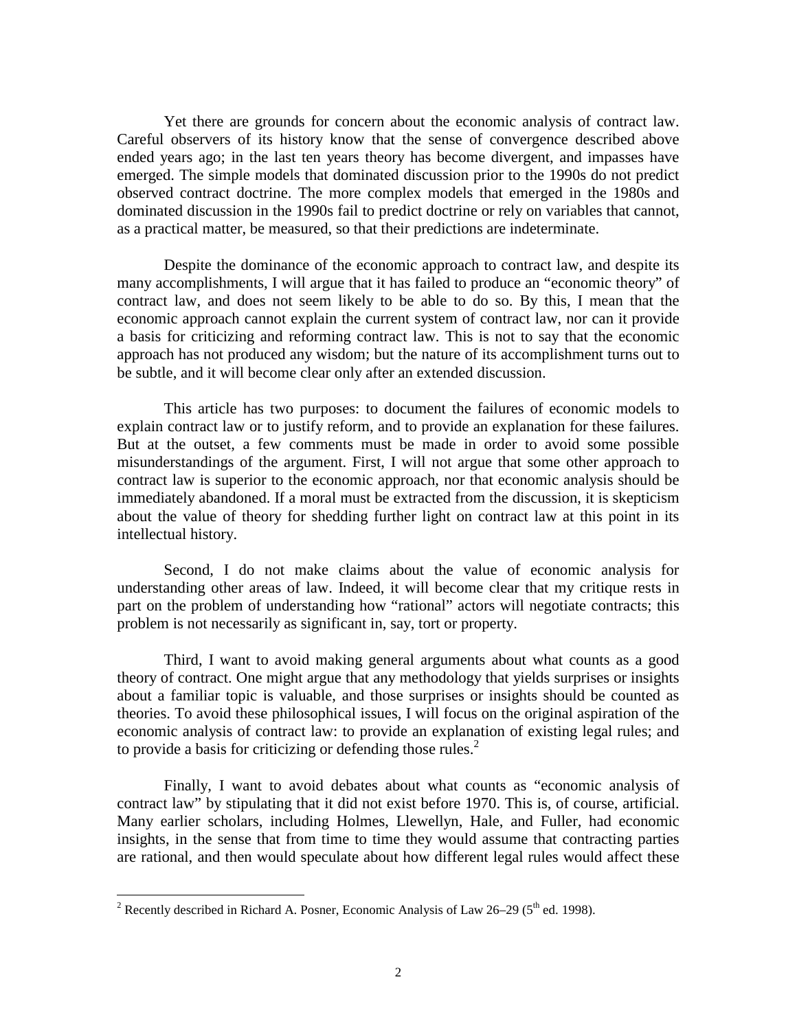Yet there are grounds for concern about the economic analysis of contract law. Careful observers of its history know that the sense of convergence described above ended years ago; in the last ten years theory has become divergent, and impasses have emerged. The simple models that dominated discussion prior to the 1990s do not predict observed contract doctrine. The more complex models that emerged in the 1980s and dominated discussion in the 1990s fail to predict doctrine or rely on variables that cannot, as a practical matter, be measured, so that their predictions are indeterminate.

Despite the dominance of the economic approach to contract law, and despite its many accomplishments, I will argue that it has failed to produce an "economic theory" of contract law, and does not seem likely to be able to do so. By this, I mean that the economic approach cannot explain the current system of contract law, nor can it provide a basis for criticizing and reforming contract law. This is not to say that the economic approach has not produced any wisdom; but the nature of its accomplishment turns out to be subtle, and it will become clear only after an extended discussion.

This article has two purposes: to document the failures of economic models to explain contract law or to justify reform, and to provide an explanation for these failures. But at the outset, a few comments must be made in order to avoid some possible misunderstandings of the argument. First, I will not argue that some other approach to contract law is superior to the economic approach, nor that economic analysis should be immediately abandoned. If a moral must be extracted from the discussion, it is skepticism about the value of theory for shedding further light on contract law at this point in its intellectual history.

Second, I do not make claims about the value of economic analysis for understanding other areas of law. Indeed, it will become clear that my critique rests in part on the problem of understanding how "rational" actors will negotiate contracts; this problem is not necessarily as significant in, say, tort or property.

Third, I want to avoid making general arguments about what counts as a good theory of contract. One might argue that any methodology that yields surprises or insights about a familiar topic is valuable, and those surprises or insights should be counted as theories. To avoid these philosophical issues, I will focus on the original aspiration of the economic analysis of contract law: to provide an explanation of existing legal rules; and to provide a basis for criticizing or defending those rules.[2]

Finally, I want to avoid debates about what counts as "economic analysis of contract law" by stipulating that it did not exist before 1970. This is, of course, artificial. Many earlier scholars, including Holmes, Llewellyn, Hale, and Fuller, had economic insights, in the sense that from time to time they would assume that contracting parties are rational, and then would speculate about how different legal rules would affect these

---

[2] Recently described in Richard A. Posner, Economic Analysis of Law 26–29 (5th ed. 1998).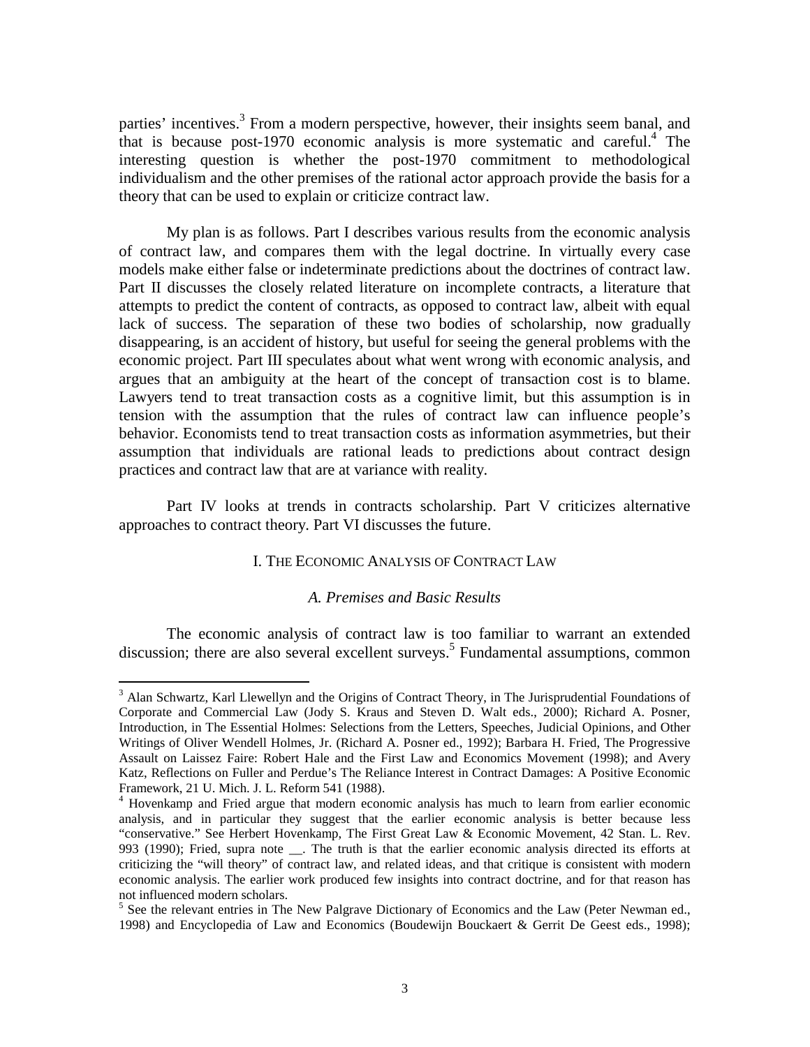parties' incentives.[3] From a modern perspective, however, their insights seem banal, and that is because post-1970 economic analysis is more systematic and careful.[4] The interesting question is whether the post-1970 commitment to methodological individualism and the other premises of the rational actor approach provide the basis for a theory that can be used to explain or criticize contract law.

My plan is as follows. Part I describes various results from the economic analysis of contract law, and compares them with the legal doctrine. In virtually every case models make either false or indeterminate predictions about the doctrines of contract law. Part II discusses the closely related literature on incomplete contracts, a literature that attempts to predict the content of contracts, as opposed to contract law, albeit with equal lack of success. The separation of these two bodies of scholarship, now gradually disappearing, is an accident of history, but useful for seeing the general problems with the economic project. Part III speculates about what went wrong with economic analysis, and argues that an ambiguity at the heart of the concept of transaction cost is to blame. Lawyers tend to treat transaction costs as a cognitive limit, but this assumption is in tension with the assumption that the rules of contract law can influence people's behavior. Economists tend to treat transaction costs as information asymmetries, but their assumption that individuals are rational leads to predictions about contract design practices and contract law that are at variance with reality.

Part IV looks at trends in contracts scholarship. Part V criticizes alternative approaches to contract theory. Part VI discusses the future.

## I. The Economic Analysis of Contract Law

### *A. Premises and Basic Results*

The economic analysis of contract law is too familiar to warrant an extended discussion; there are also several excellent surveys.[5] Fundamental assumptions, common

---

[3] Alan Schwartz, Karl Llewellyn and the Origins of Contract Theory, in The Jurisprudential Foundations of Corporate and Commercial Law (Jody S. Kraus and Steven D. Walt eds., 2000); Richard A. Posner, Introduction, in The Essential Holmes: Selections from the Letters, Speeches, Judicial Opinions, and Other Writings of Oliver Wendell Holmes, Jr. (Richard A. Posner ed., 1992); Barbara H. Fried, The Progressive Assault on Laissez Faire: Robert Hale and the First Law and Economics Movement (1998); and Avery Katz, Reflections on Fuller and Perdue's The Reliance Interest in Contract Damages: A Positive Economic Framework, 21 U. Mich. J. L. Reform 541 (1988).

[4] Hovenkamp and Fried argue that modern economic analysis has much to learn from earlier economic analysis, and in particular they suggest that the earlier economic analysis is better because less "conservative." See Herbert Hovenkamp, The First Great Law & Economic Movement, 42 Stan. L. Rev. 993 (1990); Fried, supra note __. The truth is that the earlier economic analysis directed its efforts at criticizing the "will theory" of contract law, and related ideas, and that critique is consistent with modern economic analysis. The earlier work produced few insights into contract doctrine, and for that reason has not influenced modern scholars.

[5] See the relevant entries in The New Palgrave Dictionary of Economics and the Law (Peter Newman ed., 1998) and Encyclopedia of Law and Economics (Boudewijn Bouckaert & Gerrit De Geest eds., 1998);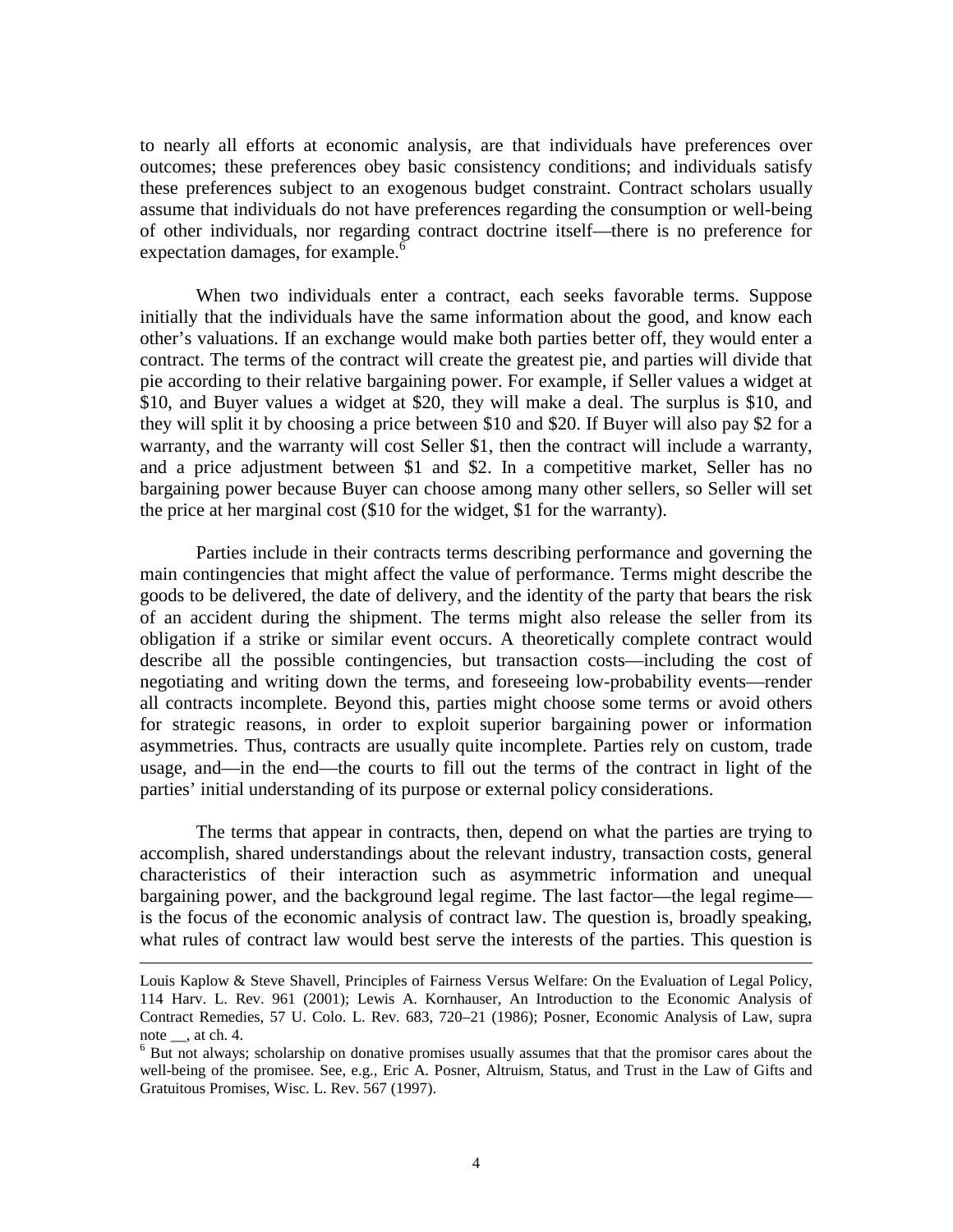to nearly all efforts at economic analysis, are that individuals have preferences over outcomes; these preferences obey basic consistency conditions; and individuals satisfy these preferences subject to an exogenous budget constraint. Contract scholars usually assume that individuals do not have preferences regarding the consumption or well-being of other individuals, nor regarding contract doctrine itself—there is no preference for expectation damages, for example.[6]

When two individuals enter a contract, each seeks favorable terms. Suppose initially that the individuals have the same information about the good, and know each other's valuations. If an exchange would make both parties better off, they would enter a contract. The terms of the contract will create the greatest pie, and parties will divide that pie according to their relative bargaining power. For example, if Seller values a widget at \$10, and Buyer values a widget at \$20, they will make a deal. The surplus is \$10, and they will split it by choosing a price between \$10 and \$20. If Buyer will also pay \$2 for a warranty, and the warranty will cost Seller \$1, then the contract will include a warranty, and a price adjustment between \$1 and \$2. In a competitive market, Seller has no bargaining power because Buyer can choose among many other sellers, so Seller will set the price at her marginal cost (\$10 for the widget, \$1 for the warranty).

Parties include in their contracts terms describing performance and governing the main contingencies that might affect the value of performance. Terms might describe the goods to be delivered, the date of delivery, and the identity of the party that bears the risk of an accident during the shipment. The terms might also release the seller from its obligation if a strike or similar event occurs. A theoretically complete contract would describe all the possible contingencies, but transaction costs—including the cost of negotiating and writing down the terms, and foreseeing low-probability events—render all contracts incomplete. Beyond this, parties might choose some terms or avoid others for strategic reasons, in order to exploit superior bargaining power or information asymmetries. Thus, contracts are usually quite incomplete. Parties rely on custom, trade usage, and—in the end—the courts to fill out the terms of the contract in light of the parties' initial understanding of its purpose or external policy considerations.

The terms that appear in contracts, then, depend on what the parties are trying to accomplish, shared understandings about the relevant industry, transaction costs, general characteristics of their interaction such as asymmetric information and unequal bargaining power, and the background legal regime. The last factor—the legal regime—is the focus of the economic analysis of contract law. The question is, broadly speaking, what rules of contract law would best serve the interests of the parties. This question is

---

Louis Kaplow & Steve Shavell, Principles of Fairness Versus Welfare: On the Evaluation of Legal Policy, 114 Harv. L. Rev. 961 (2001); Lewis A. Kornhauser, An Introduction to the Economic Analysis of Contract Remedies, 57 U. Colo. L. Rev. 683, 720–21 (1986); Posner, Economic Analysis of Law, supra note __, at ch. 4.

[6] But not always; scholarship on donative promises usually assumes that that the promisor cares about the well-being of the promisee. See, e.g., Eric A. Posner, Altruism, Status, and Trust in the Law of Gifts and Gratuitous Promises, Wisc. L. Rev. 567 (1997).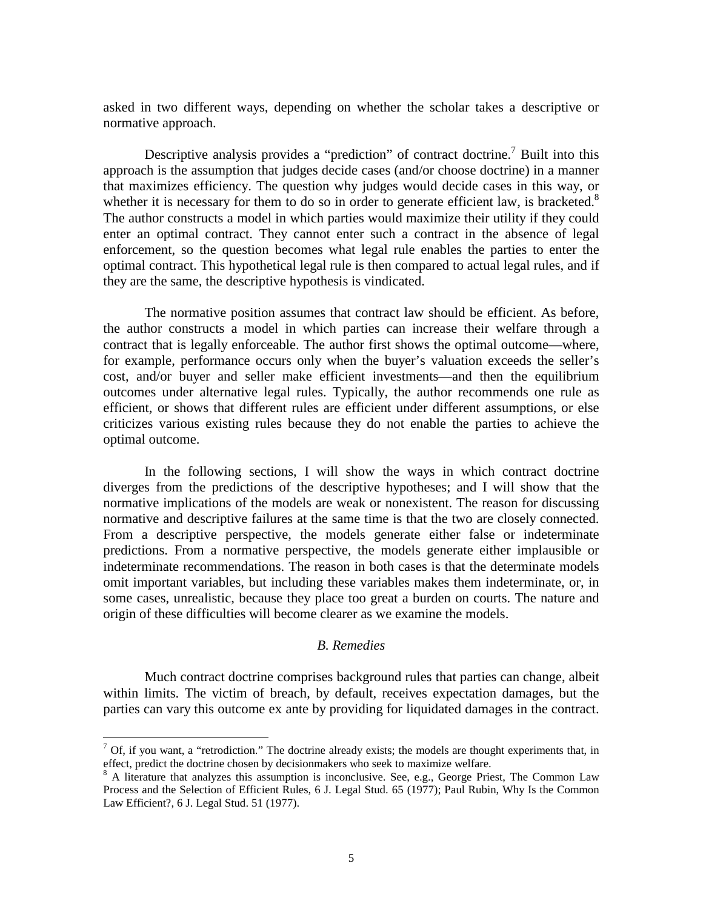asked in two different ways, depending on whether the scholar takes a descriptive or normative approach.

Descriptive analysis provides a "prediction" of contract doctrine.[7] Built into this approach is the assumption that judges decide cases (and/or choose doctrine) in a manner that maximizes efficiency. The question why judges would decide cases in this way, or whether it is necessary for them to do so in order to generate efficient law, is bracketed.[8] The author constructs a model in which parties would maximize their utility if they could enter an optimal contract. They cannot enter such a contract in the absence of legal enforcement, so the question becomes what legal rule enables the parties to enter the optimal contract. This hypothetical legal rule is then compared to actual legal rules, and if they are the same, the descriptive hypothesis is vindicated.

The normative position assumes that contract law should be efficient. As before, the author constructs a model in which parties can increase their welfare through a contract that is legally enforceable. The author first shows the optimal outcome—where, for example, performance occurs only when the buyer's valuation exceeds the seller's cost, and/or buyer and seller make efficient investments—and then the equilibrium outcomes under alternative legal rules. Typically, the author recommends one rule as efficient, or shows that different rules are efficient under different assumptions, or else criticizes various existing rules because they do not enable the parties to achieve the optimal outcome.

In the following sections, I will show the ways in which contract doctrine diverges from the predictions of the descriptive hypotheses; and I will show that the normative implications of the models are weak or nonexistent. The reason for discussing normative and descriptive failures at the same time is that the two are closely connected. From a descriptive perspective, the models generate either false or indeterminate predictions. From a normative perspective, the models generate either implausible or indeterminate recommendations. The reason in both cases is that the determinate models omit important variables, but including these variables makes them indeterminate, or, in some cases, unrealistic, because they place too great a burden on courts. The nature and origin of these difficulties will become clearer as we examine the models.

### *B. Remedies*

Much contract doctrine comprises background rules that parties can change, albeit within limits. The victim of breach, by default, receives expectation damages, but the parties can vary this outcome ex ante by providing for liquidated damages in the contract.

---

[7] Of, if you want, a "retrodiction." The doctrine already exists; the models are thought experiments that, in effect, predict the doctrine chosen by decisionmakers who seek to maximize welfare.

[8] A literature that analyzes this assumption is inconclusive. See, e.g., George Priest, The Common Law Process and the Selection of Efficient Rules, 6 J. Legal Stud. 65 (1977); Paul Rubin, Why Is the Common Law Efficient?, 6 J. Legal Stud. 51 (1977).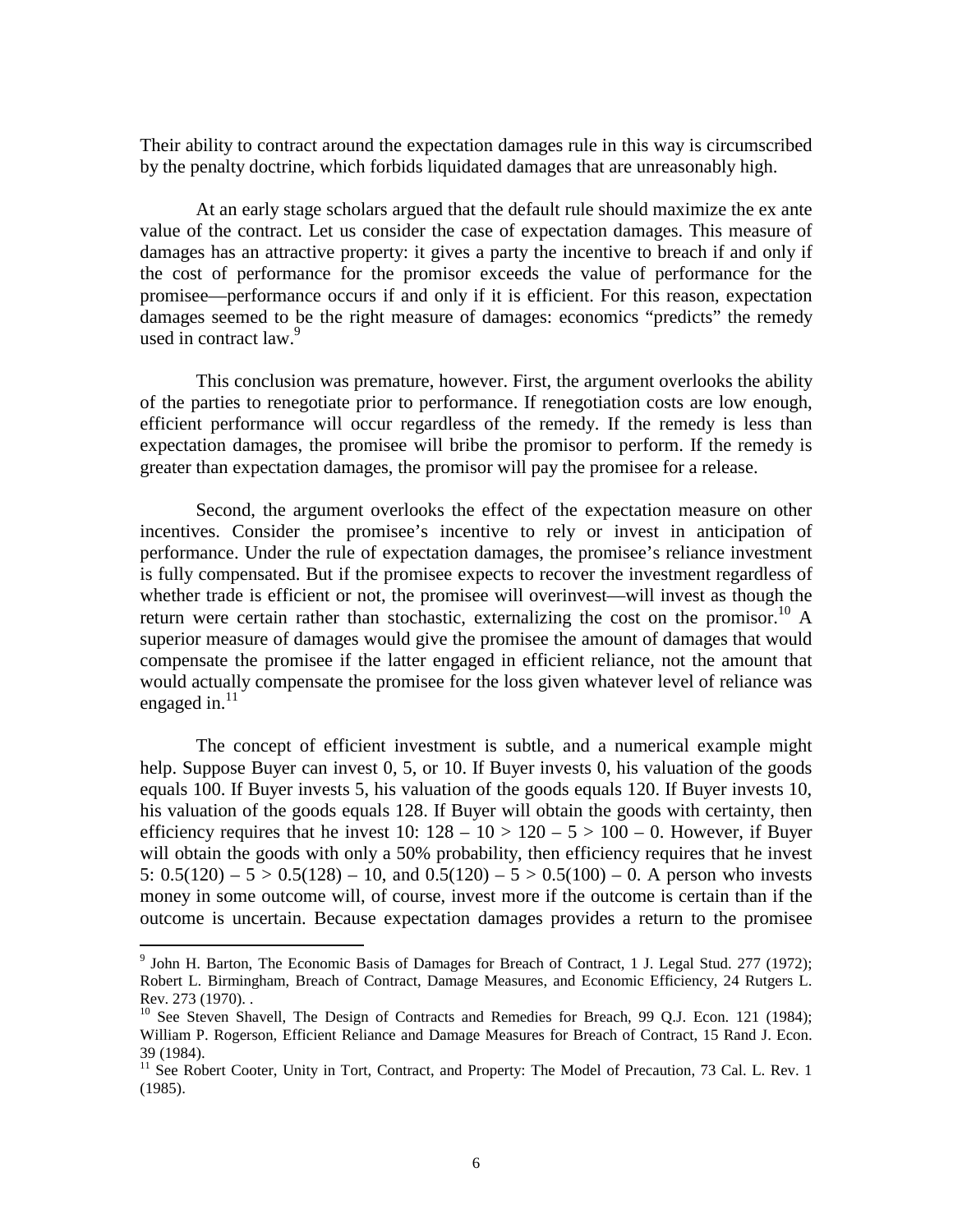Their ability to contract around the expectation damages rule in this way is circumscribed by the penalty doctrine, which forbids liquidated damages that are unreasonably high.

At an early stage scholars argued that the default rule should maximize the ex ante value of the contract. Let us consider the case of expectation damages. This measure of damages has an attractive property: it gives a party the incentive to breach if and only if the cost of performance for the promisor exceeds the value of performance for the promisee—performance occurs if and only if it is efficient. For this reason, expectation damages seemed to be the right measure of damages: economics "predicts" the remedy used in contract law.[9]

This conclusion was premature, however. First, the argument overlooks the ability of the parties to renegotiate prior to performance. If renegotiation costs are low enough, efficient performance will occur regardless of the remedy. If the remedy is less than expectation damages, the promisee will bribe the promisor to perform. If the remedy is greater than expectation damages, the promisor will pay the promisee for a release.

Second, the argument overlooks the effect of the expectation measure on other incentives. Consider the promisee's incentive to rely or invest in anticipation of performance. Under the rule of expectation damages, the promisee's reliance investment is fully compensated. But if the promisee expects to recover the investment regardless of whether trade is efficient or not, the promisee will overinvest—will invest as though the return were certain rather than stochastic, externalizing the cost on the promisor.[10] A superior measure of damages would give the promisee the amount of damages that would compensate the promisee if the latter engaged in efficient reliance, not the amount that would actually compensate the promisee for the loss given whatever level of reliance was engaged in.[11]

The concept of efficient investment is subtle, and a numerical example might help. Suppose Buyer can invest 0, 5, or 10. If Buyer invests 0, his valuation of the goods equals 100. If Buyer invests 5, his valuation of the goods equals 120. If Buyer invests 10, his valuation of the goods equals 128. If Buyer will obtain the goods with certainty, then efficiency requires that he invest 10: $128 - 10 > 120 - 5 > 100 - 0$. However, if Buyer will obtain the goods with only a 50% probability, then efficiency requires that he invest 5: $0.5(120) - 5 > 0.5(128) - 10$, and $0.5(120) - 5 > 0.5(100) - 0$. A person who invests money in some outcome will, of course, invest more if the outcome is certain than if the outcome is uncertain. Because expectation damages provides a return to the promisee

---

[9] John H. Barton, The Economic Basis of Damages for Breach of Contract, 1 J. Legal Stud. 277 (1972); Robert L. Birmingham, Breach of Contract, Damage Measures, and Economic Efficiency, 24 Rutgers L. Rev. 273 (1970). .

[10] See Steven Shavell, The Design of Contracts and Remedies for Breach, 99 Q.J. Econ. 121 (1984); William P. Rogerson, Efficient Reliance and Damage Measures for Breach of Contract, 15 Rand J. Econ. 39 (1984).

[11] See Robert Cooter, Unity in Tort, Contract, and Property: The Model of Precaution, 73 Cal. L. Rev. 1 (1985).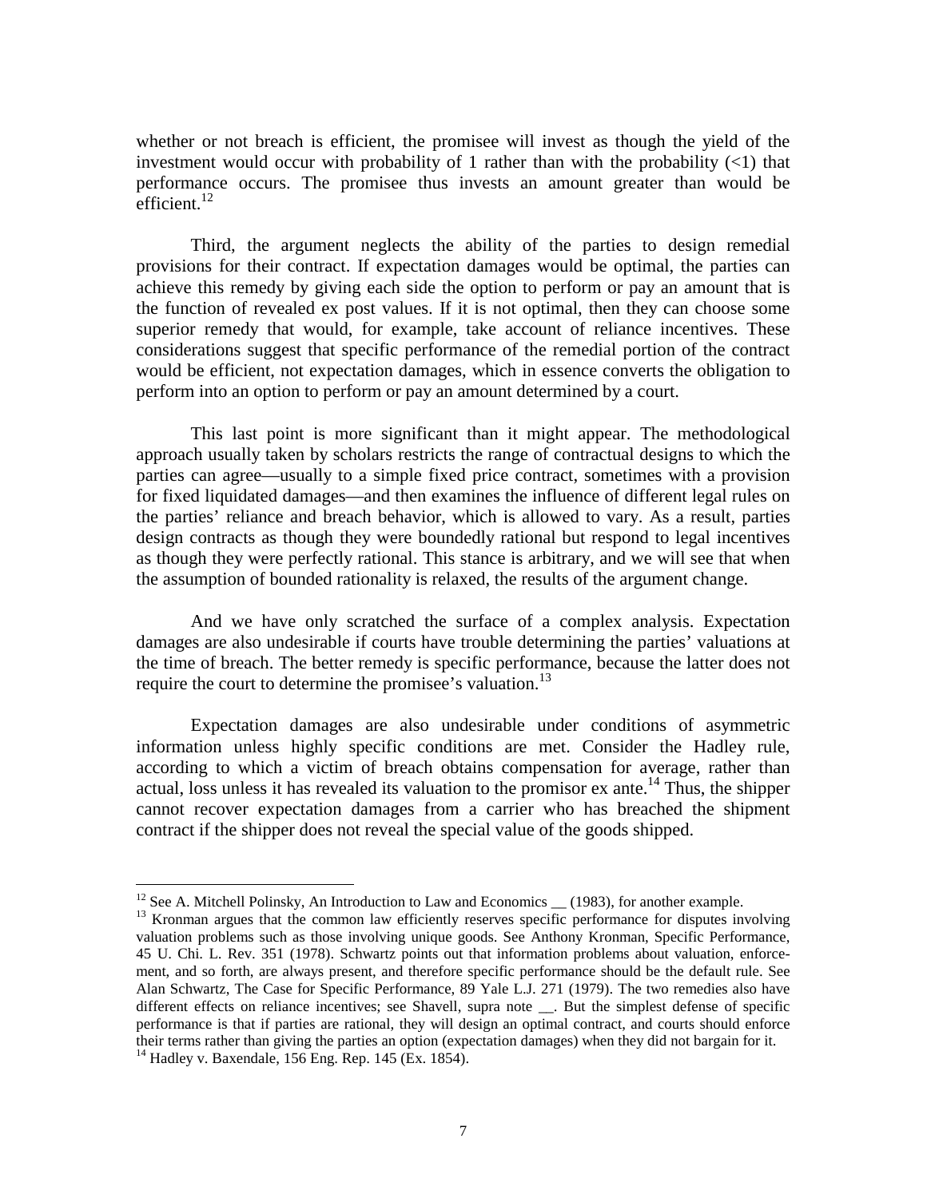whether or not breach is efficient, the promisee will invest as though the yield of the investment would occur with probability of 1 rather than with the probability (<1) that performance occurs. The promisee thus invests an amount greater than would be efficient.[12]

Third, the argument neglects the ability of the parties to design remedial provisions for their contract. If expectation damages would be optimal, the parties can achieve this remedy by giving each side the option to perform or pay an amount that is the function of revealed ex post values. If it is not optimal, then they can choose some superior remedy that would, for example, take account of reliance incentives. These considerations suggest that specific performance of the remedial portion of the contract would be efficient, not expectation damages, which in essence converts the obligation to perform into an option to perform or pay an amount determined by a court.

This last point is more significant than it might appear. The methodological approach usually taken by scholars restricts the range of contractual designs to which the parties can agree—usually to a simple fixed price contract, sometimes with a provision for fixed liquidated damages—and then examines the influence of different legal rules on the parties' reliance and breach behavior, which is allowed to vary. As a result, parties design contracts as though they were boundedly rational but respond to legal incentives as though they were perfectly rational. This stance is arbitrary, and we will see that when the assumption of bounded rationality is relaxed, the results of the argument change.

And we have only scratched the surface of a complex analysis. Expectation damages are also undesirable if courts have trouble determining the parties' valuations at the time of breach. The better remedy is specific performance, because the latter does not require the court to determine the promisee's valuation.[13]

Expectation damages are also undesirable under conditions of asymmetric information unless highly specific conditions are met. Consider the Hadley rule, according to which a victim of breach obtains compensation for average, rather than actual, loss unless it has revealed its valuation to the promisor ex ante.[14] Thus, the shipper cannot recover expectation damages from a carrier who has breached the shipment contract if the shipper does not reveal the special value of the goods shipped.

---

[12] See A. Mitchell Polinsky, An Introduction to Law and Economics __ (1983), for another example.

[13] Kronman argues that the common law efficiently reserves specific performance for disputes involving valuation problems such as those involving unique goods. See Anthony Kronman, Specific Performance, 45 U. Chi. L. Rev. 351 (1978). Schwartz points out that information problems about valuation, enforcement, and so forth, are always present, and therefore specific performance should be the default rule. See Alan Schwartz, The Case for Specific Performance, 89 Yale L.J. 271 (1979). The two remedies also have different effects on reliance incentives; see Shavell, supra note __. But the simplest defense of specific performance is that if parties are rational, they will design an optimal contract, and courts should enforce their terms rather than giving the parties an option (expectation damages) when they did not bargain for it.

[14] Hadley v. Baxendale, 156 Eng. Rep. 145 (Ex. 1854).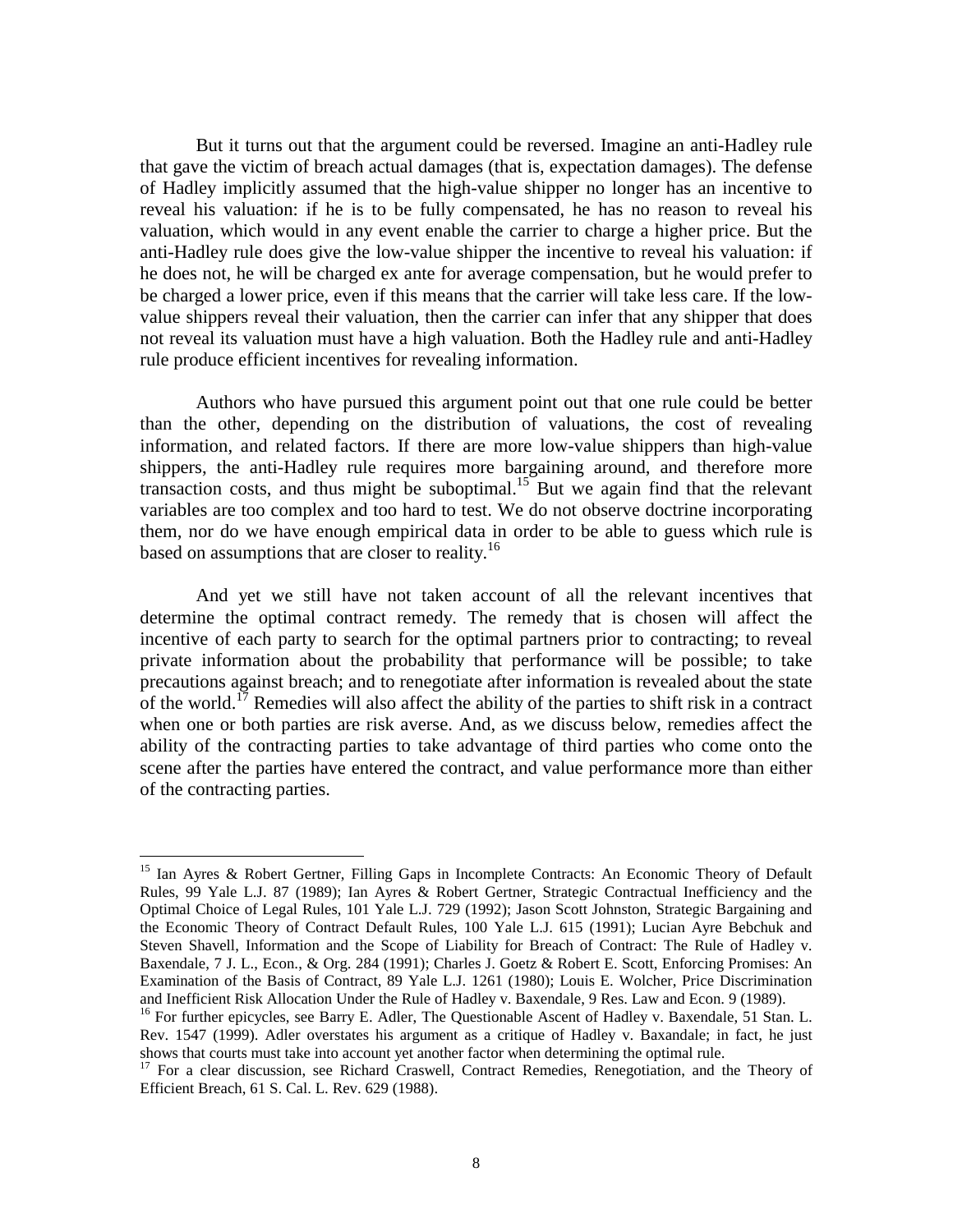But it turns out that the argument could be reversed. Imagine an anti-Hadley rule that gave the victim of breach actual damages (that is, expectation damages). The defense of Hadley implicitly assumed that the high-value shipper no longer has an incentive to reveal his valuation: if he is to be fully compensated, he has no reason to reveal his valuation, which would in any event enable the carrier to charge a higher price. But the anti-Hadley rule does give the low-value shipper the incentive to reveal his valuation: if he does not, he will be charged ex ante for average compensation, but he would prefer to be charged a lower price, even if this means that the carrier will take less care. If the low-value shippers reveal their valuation, then the carrier can infer that any shipper that does not reveal its valuation must have a high valuation. Both the Hadley rule and anti-Hadley rule produce efficient incentives for revealing information.

Authors who have pursued this argument point out that one rule could be better than the other, depending on the distribution of valuations, the cost of revealing information, and related factors. If there are more low-value shippers than high-value shippers, the anti-Hadley rule requires more bargaining around, and therefore more transaction costs, and thus might be suboptimal.[15] But we again find that the relevant variables are too complex and too hard to test. We do not observe doctrine incorporating them, nor do we have enough empirical data in order to be able to guess which rule is based on assumptions that are closer to reality.[16]

And yet we still have not taken account of all the relevant incentives that determine the optimal contract remedy. The remedy that is chosen will affect the incentive of each party to search for the optimal partners prior to contracting; to reveal private information about the probability that performance will be possible; to take precautions against breach; and to renegotiate after information is revealed about the state of the world.[17] Remedies will also affect the ability of the parties to shift risk in a contract when one or both parties are risk averse. And, as we discuss below, remedies affect the ability of the contracting parties to take advantage of third parties who come onto the scene after the parties have entered the contract, and value performance more than either of the contracting parties.

---

[15] Ian Ayres & Robert Gertner, Filling Gaps in Incomplete Contracts: An Economic Theory of Default Rules, 99 Yale L.J. 87 (1989); Ian Ayres & Robert Gertner, Strategic Contractual Inefficiency and the Optimal Choice of Legal Rules, 101 Yale L.J. 729 (1992); Jason Scott Johnston, Strategic Bargaining and the Economic Theory of Contract Default Rules, 100 Yale L.J. 615 (1991); Lucian Ayre Bebchuk and Steven Shavell, Information and the Scope of Liability for Breach of Contract: The Rule of Hadley v. Baxendale, 7 J. L., Econ., & Org. 284 (1991); Charles J. Goetz & Robert E. Scott, Enforcing Promises: An Examination of the Basis of Contract, 89 Yale L.J. 1261 (1980); Louis E. Wolcher, Price Discrimination and Inefficient Risk Allocation Under the Rule of Hadley v. Baxendale, 9 Res. Law and Econ. 9 (1989).

[16] For further epicycles, see Barry E. Adler, The Questionable Ascent of Hadley v. Baxendale, 51 Stan. L. Rev. 1547 (1999). Adler overstates his argument as a critique of Hadley v. Baxandale; in fact, he just shows that courts must take into account yet another factor when determining the optimal rule.

[17] For a clear discussion, see Richard Craswell, Contract Remedies, Renegotiation, and the Theory of Efficient Breach, 61 S. Cal. L. Rev. 629 (1988).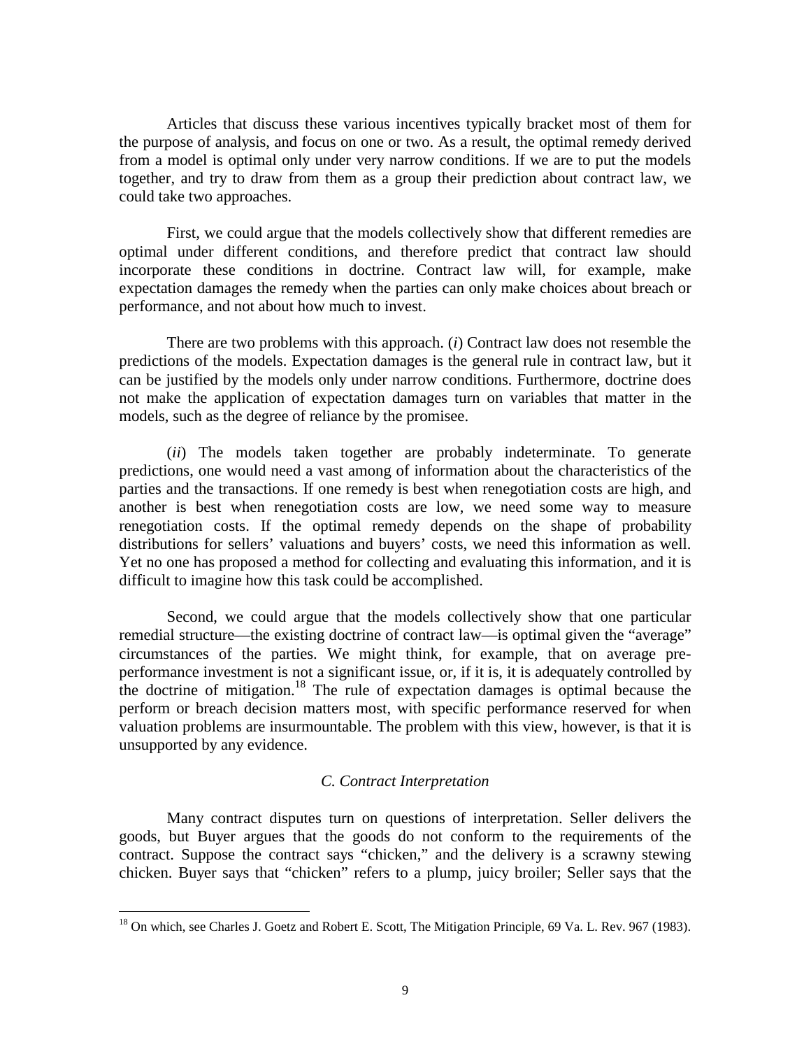Articles that discuss these various incentives typically bracket most of them for the purpose of analysis, and focus on one or two. As a result, the optimal remedy derived from a model is optimal only under very narrow conditions. If we are to put the models together, and try to draw from them as a group their prediction about contract law, we could take two approaches.

First, we could argue that the models collectively show that different remedies are optimal under different conditions, and therefore predict that contract law should incorporate these conditions in doctrine. Contract law will, for example, make expectation damages the remedy when the parties can only make choices about breach or performance, and not about how much to invest.

There are two problems with this approach. (*i*) Contract law does not resemble the predictions of the models. Expectation damages is the general rule in contract law, but it can be justified by the models only under narrow conditions. Furthermore, doctrine does not make the application of expectation damages turn on variables that matter in the models, such as the degree of reliance by the promisee.

(*ii*) The models taken together are probably indeterminate. To generate predictions, one would need a vast among of information about the characteristics of the parties and the transactions. If one remedy is best when renegotiation costs are high, and another is best when renegotiation costs are low, we need some way to measure renegotiation costs. If the optimal remedy depends on the shape of probability distributions for sellers' valuations and buyers' costs, we need this information as well. Yet no one has proposed a method for collecting and evaluating this information, and it is difficult to imagine how this task could be accomplished.

Second, we could argue that the models collectively show that one particular remedial structure—the existing doctrine of contract law—is optimal given the "average" circumstances of the parties. We might think, for example, that on average pre-performance investment is not a significant issue, or, if it is, it is adequately controlled by the doctrine of mitigation.[18] The rule of expectation damages is optimal because the perform or breach decision matters most, with specific performance reserved for when valuation problems are insurmountable. The problem with this view, however, is that it is unsupported by any evidence.

### *C. Contract Interpretation*

Many contract disputes turn on questions of interpretation. Seller delivers the goods, but Buyer argues that the goods do not conform to the requirements of the contract. Suppose the contract says "chicken," and the delivery is a scrawny stewing chicken. Buyer says that "chicken" refers to a plump, juicy broiler; Seller says that the

[18] On which, see Charles J. Goetz and Robert E. Scott, The Mitigation Principle, 69 Va. L. Rev. 967 (1983).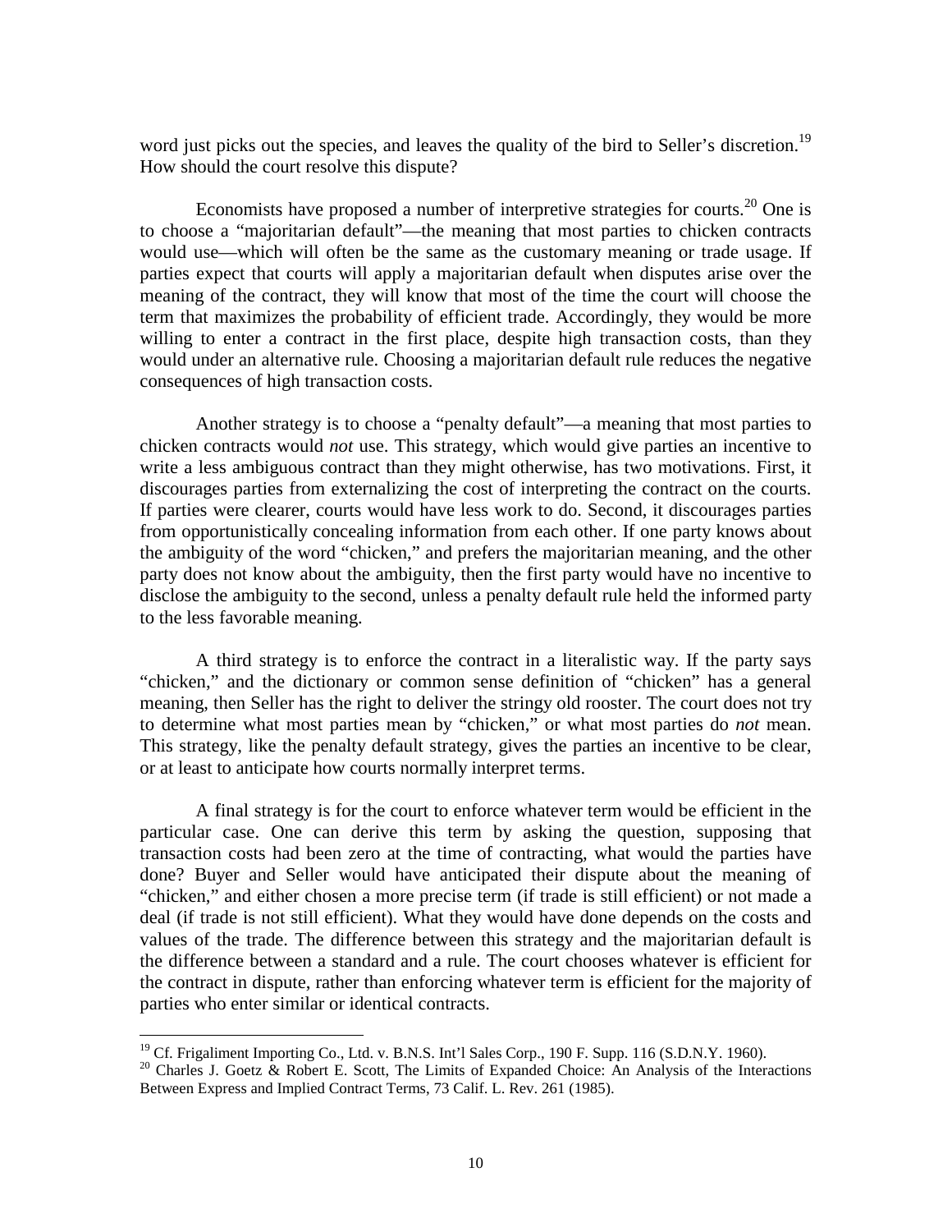word just picks out the species, and leaves the quality of the bird to Seller's discretion.[19] How should the court resolve this dispute?

Economists have proposed a number of interpretive strategies for courts.[20] One is to choose a "majoritarian default"—the meaning that most parties to chicken contracts would use—which will often be the same as the customary meaning or trade usage. If parties expect that courts will apply a majoritarian default when disputes arise over the meaning of the contract, they will know that most of the time the court will choose the term that maximizes the probability of efficient trade. Accordingly, they would be more willing to enter a contract in the first place, despite high transaction costs, than they would under an alternative rule. Choosing a majoritarian default rule reduces the negative consequences of high transaction costs.

Another strategy is to choose a "penalty default"—a meaning that most parties to chicken contracts would *not* use. This strategy, which would give parties an incentive to write a less ambiguous contract than they might otherwise, has two motivations. First, it discourages parties from externalizing the cost of interpreting the contract on the courts. If parties were clearer, courts would have less work to do. Second, it discourages parties from opportunistically concealing information from each other. If one party knows about the ambiguity of the word "chicken," and prefers the majoritarian meaning, and the other party does not know about the ambiguity, then the first party would have no incentive to disclose the ambiguity to the second, unless a penalty default rule held the informed party to the less favorable meaning.

A third strategy is to enforce the contract in a literalistic way. If the party says "chicken," and the dictionary or common sense definition of "chicken" has a general meaning, then Seller has the right to deliver the stringy old rooster. The court does not try to determine what most parties mean by "chicken," or what most parties do *not* mean. This strategy, like the penalty default strategy, gives the parties an incentive to be clear, or at least to anticipate how courts normally interpret terms.

A final strategy is for the court to enforce whatever term would be efficient in the particular case. One can derive this term by asking the question, supposing that transaction costs had been zero at the time of contracting, what would the parties have done? Buyer and Seller would have anticipated their dispute about the meaning of "chicken," and either chosen a more precise term (if trade is still efficient) or not made a deal (if trade is not still efficient). What they would have done depends on the costs and values of the trade. The difference between this strategy and the majoritarian default is the difference between a standard and a rule. The court chooses whatever is efficient for the contract in dispute, rather than enforcing whatever term is efficient for the majority of parties who enter similar or identical contracts.

---

[19] Cf. Frigaliment Importing Co., Ltd. v. B.N.S. Int'l Sales Corp., 190 F. Supp. 116 (S.D.N.Y. 1960).

[20] Charles J. Goetz & Robert E. Scott, The Limits of Expanded Choice: An Analysis of the Interactions Between Express and Implied Contract Terms, 73 Calif. L. Rev. 261 (1985).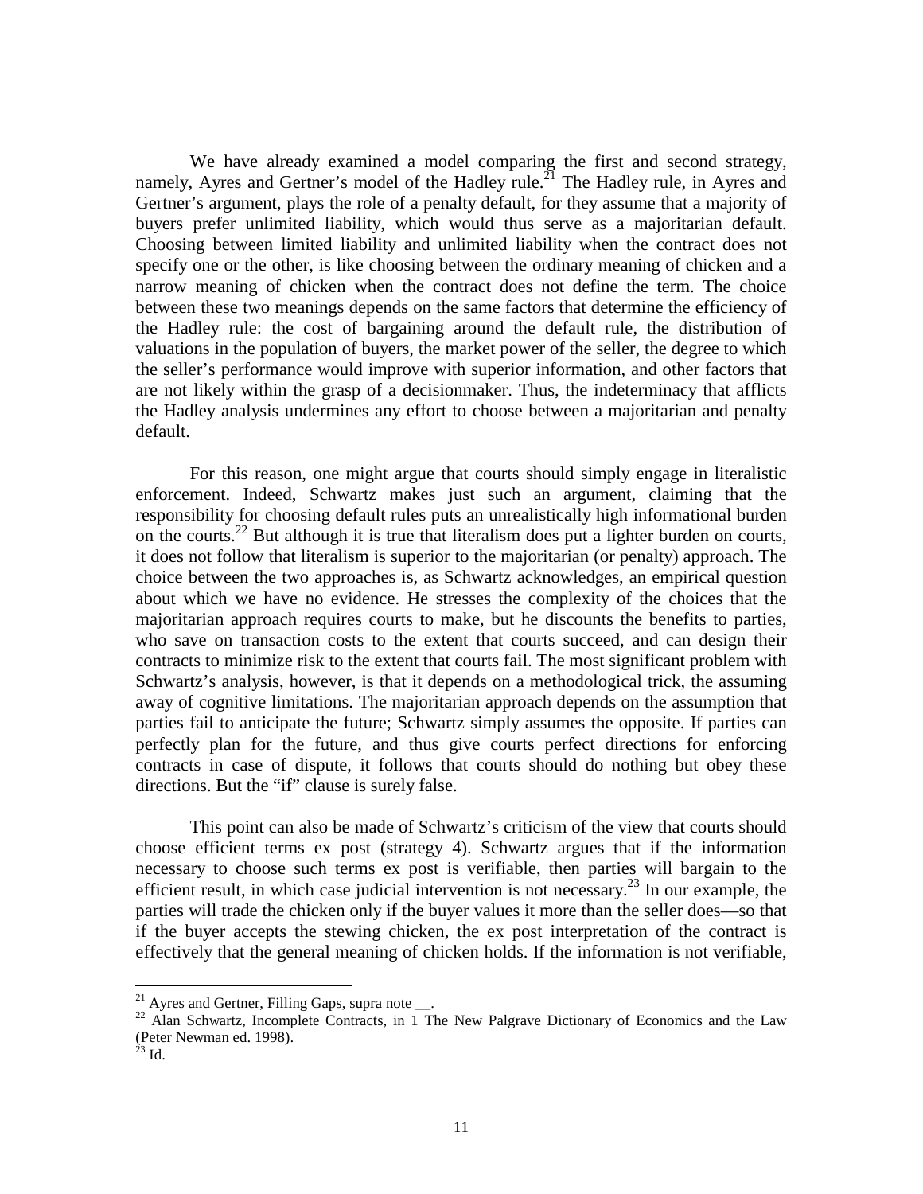We have already examined a model comparing the first and second strategy, namely, Ayres and Gertner's model of the Hadley rule.[21] The Hadley rule, in Ayres and Gertner's argument, plays the role of a penalty default, for they assume that a majority of buyers prefer unlimited liability, which would thus serve as a majoritarian default. Choosing between limited liability and unlimited liability when the contract does not specify one or the other, is like choosing between the ordinary meaning of chicken and a narrow meaning of chicken when the contract does not define the term. The choice between these two meanings depends on the same factors that determine the efficiency of the Hadley rule: the cost of bargaining around the default rule, the distribution of valuations in the population of buyers, the market power of the seller, the degree to which the seller's performance would improve with superior information, and other factors that are not likely within the grasp of a decisionmaker. Thus, the indeterminacy that afflicts the Hadley analysis undermines any effort to choose between a majoritarian and penalty default.

For this reason, one might argue that courts should simply engage in literalistic enforcement. Indeed, Schwartz makes just such an argument, claiming that the responsibility for choosing default rules puts an unrealistically high informational burden on the courts.[22] But although it is true that literalism does put a lighter burden on courts, it does not follow that literalism is superior to the majoritarian (or penalty) approach. The choice between the two approaches is, as Schwartz acknowledges, an empirical question about which we have no evidence. He stresses the complexity of the choices that the majoritarian approach requires courts to make, but he discounts the benefits to parties, who save on transaction costs to the extent that courts succeed, and can design their contracts to minimize risk to the extent that courts fail. The most significant problem with Schwartz's analysis, however, is that it depends on a methodological trick, the assuming away of cognitive limitations. The majoritarian approach depends on the assumption that parties fail to anticipate the future; Schwartz simply assumes the opposite. If parties can perfectly plan for the future, and thus give courts perfect directions for enforcing contracts in case of dispute, it follows that courts should do nothing but obey these directions. But the "if" clause is surely false.

This point can also be made of Schwartz's criticism of the view that courts should choose efficient terms ex post (strategy 4). Schwartz argues that if the information necessary to choose such terms ex post is verifiable, then parties will bargain to the efficient result, in which case judicial intervention is not necessary.[23] In our example, the parties will trade the chicken only if the buyer values it more than the seller does—so that if the buyer accepts the stewing chicken, the ex post interpretation of the contract is effectively that the general meaning of chicken holds. If the information is not verifiable,

---

[21] Ayres and Gertner, Filling Gaps, supra note __.

[22] Alan Schwartz, Incomplete Contracts, in 1 The New Palgrave Dictionary of Economics and the Law (Peter Newman ed. 1998).

[23] Id.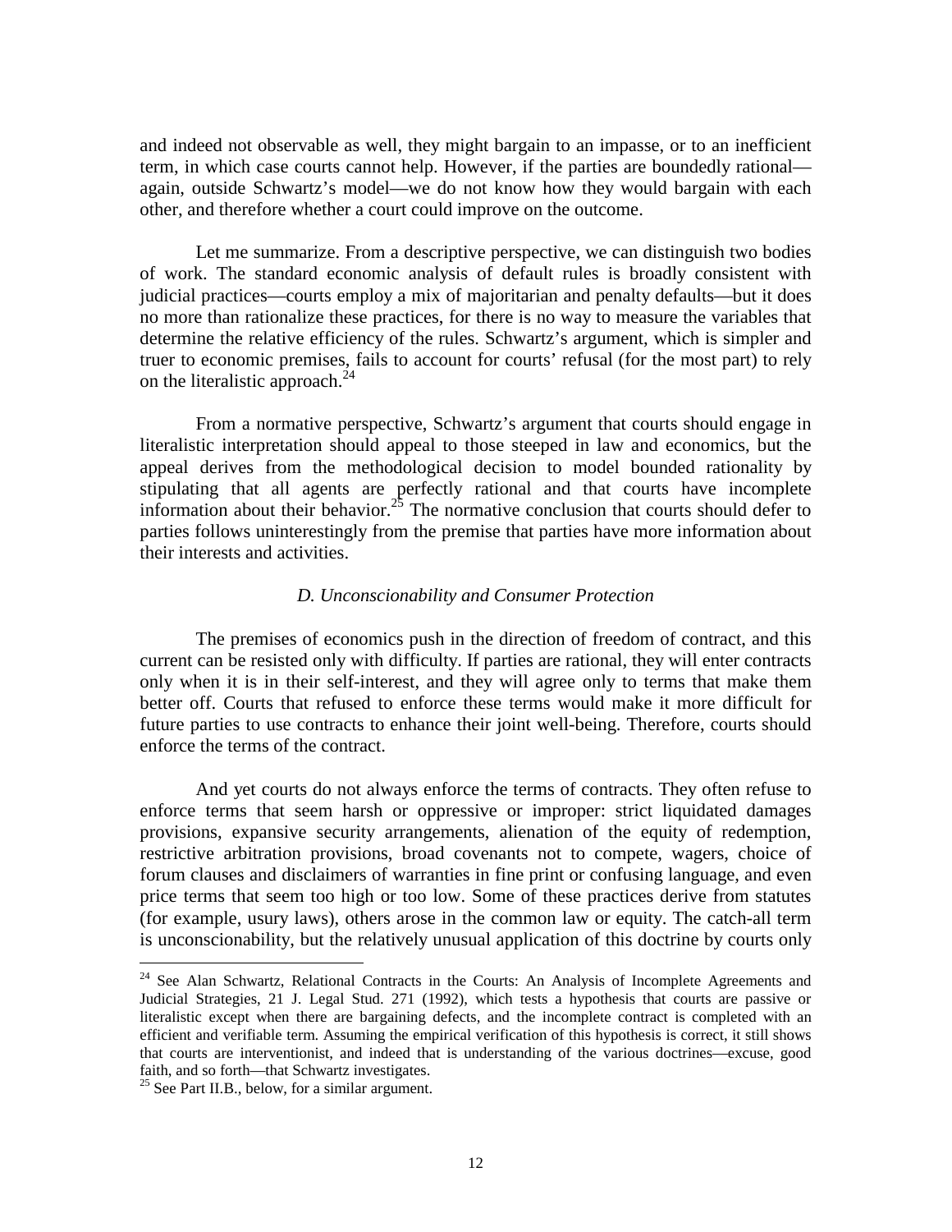and indeed not observable as well, they might bargain to an impasse, or to an inefficient term, in which case courts cannot help. However, if the parties are boundedly rational—again, outside Schwartz's model—we do not know how they would bargain with each other, and therefore whether a court could improve on the outcome.

Let me summarize. From a descriptive perspective, we can distinguish two bodies of work. The standard economic analysis of default rules is broadly consistent with judicial practices—courts employ a mix of majoritarian and penalty defaults—but it does no more than rationalize these practices, for there is no way to measure the variables that determine the relative efficiency of the rules. Schwartz's argument, which is simpler and truer to economic premises, fails to account for courts' refusal (for the most part) to rely on the literalistic approach.[24]

From a normative perspective, Schwartz's argument that courts should engage in literalistic interpretation should appeal to those steeped in law and economics, but the appeal derives from the methodological decision to model bounded rationality by stipulating that all agents are perfectly rational and that courts have incomplete information about their behavior.[25] The normative conclusion that courts should defer to parties follows uninterestingly from the premise that parties have more information about their interests and activities.

### *D. Unconscionability and Consumer Protection*

The premises of economics push in the direction of freedom of contract, and this current can be resisted only with difficulty. If parties are rational, they will enter contracts only when it is in their self-interest, and they will agree only to terms that make them better off. Courts that refused to enforce these terms would make it more difficult for future parties to use contracts to enhance their joint well-being. Therefore, courts should enforce the terms of the contract.

And yet courts do not always enforce the terms of contracts. They often refuse to enforce terms that seem harsh or oppressive or improper: strict liquidated damages provisions, expansive security arrangements, alienation of the equity of redemption, restrictive arbitration provisions, broad covenants not to compete, wagers, choice of forum clauses and disclaimers of warranties in fine print or confusing language, and even price terms that seem too high or too low. Some of these practices derive from statutes (for example, usury laws), others arose in the common law or equity. The catch-all term is unconscionability, but the relatively unusual application of this doctrine by courts only

---

[24] See Alan Schwartz, Relational Contracts in the Courts: An Analysis of Incomplete Agreements and Judicial Strategies, 21 J. Legal Stud. 271 (1992), which tests a hypothesis that courts are passive or literalistic except when there are bargaining defects, and the incomplete contract is completed with an efficient and verifiable term. Assuming the empirical verification of this hypothesis is correct, it still shows that courts are interventionist, and indeed that is understanding of the various doctrines—excuse, good faith, and so forth—that Schwartz investigates.

[25] See Part II.B., below, for a similar argument.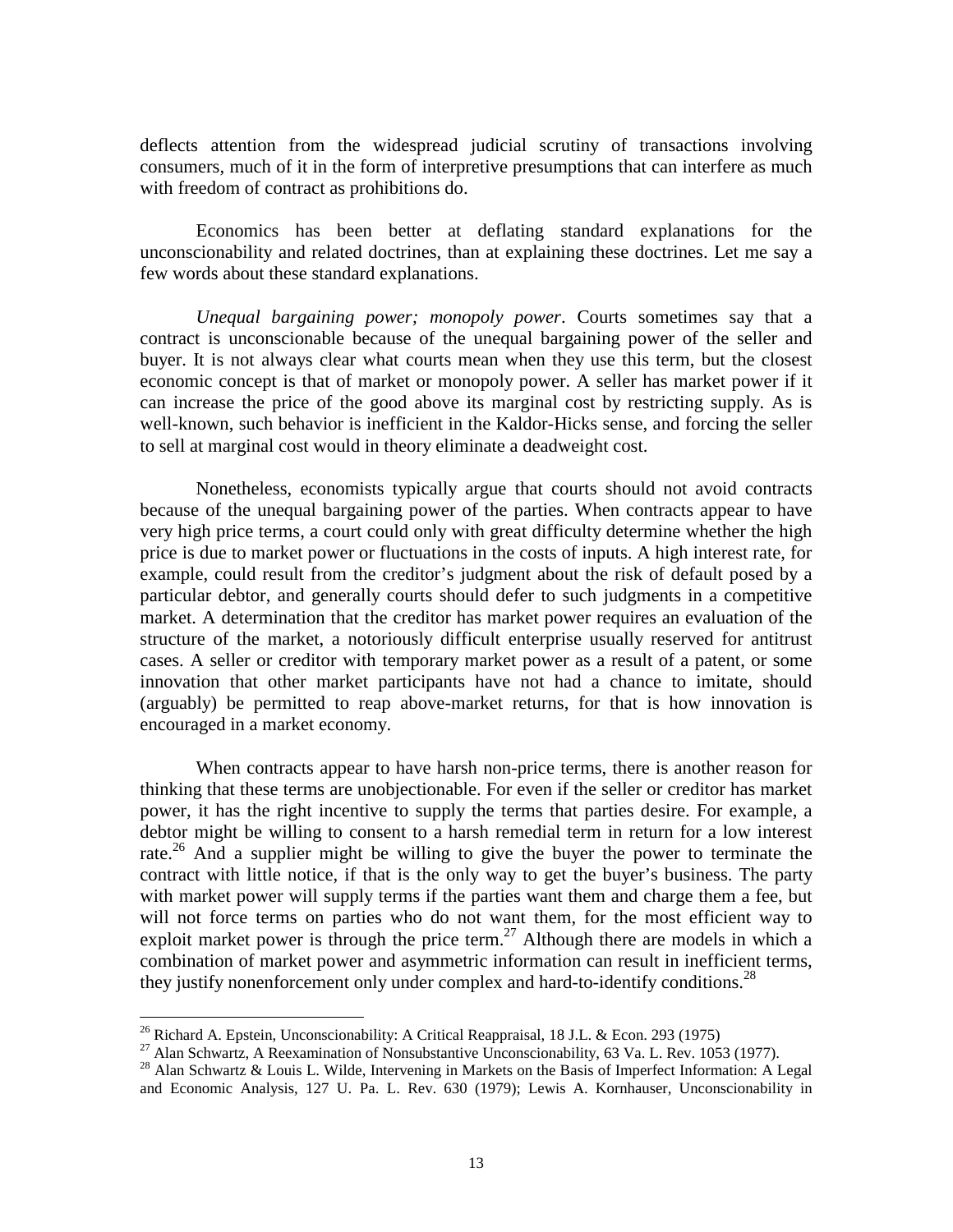deflects attention from the widespread judicial scrutiny of transactions involving consumers, much of it in the form of interpretive presumptions that can interfere as much with freedom of contract as prohibitions do.

Economics has been better at deflating standard explanations for the unconscionability and related doctrines, than at explaining these doctrines. Let me say a few words about these standard explanations.

*Unequal bargaining power; monopoly power*. Courts sometimes say that a contract is unconscionable because of the unequal bargaining power of the seller and buyer. It is not always clear what courts mean when they use this term, but the closest economic concept is that of market or monopoly power. A seller has market power if it can increase the price of the good above its marginal cost by restricting supply. As is well-known, such behavior is inefficient in the Kaldor-Hicks sense, and forcing the seller to sell at marginal cost would in theory eliminate a deadweight cost.

Nonetheless, economists typically argue that courts should not avoid contracts because of the unequal bargaining power of the parties. When contracts appear to have very high price terms, a court could only with great difficulty determine whether the high price is due to market power or fluctuations in the costs of inputs. A high interest rate, for example, could result from the creditor's judgment about the risk of default posed by a particular debtor, and generally courts should defer to such judgments in a competitive market. A determination that the creditor has market power requires an evaluation of the structure of the market, a notoriously difficult enterprise usually reserved for antitrust cases. A seller or creditor with temporary market power as a result of a patent, or some innovation that other market participants have not had a chance to imitate, should (arguably) be permitted to reap above-market returns, for that is how innovation is encouraged in a market economy.

When contracts appear to have harsh non-price terms, there is another reason for thinking that these terms are unobjectionable. For even if the seller or creditor has market power, it has the right incentive to supply the terms that parties desire. For example, a debtor might be willing to consent to a harsh remedial term in return for a low interest rate.[26] And a supplier might be willing to give the buyer the power to terminate the contract with little notice, if that is the only way to get the buyer's business. The party with market power will supply terms if the parties want them and charge them a fee, but will not force terms on parties who do not want them, for the most efficient way to exploit market power is through the price term.[27] Although there are models in which a combination of market power and asymmetric information can result in inefficient terms, they justify nonenforcement only under complex and hard-to-identify conditions.[28]

---

[26] Richard A. Epstein, Unconscionability: A Critical Reappraisal, 18 J.L. & Econ. 293 (1975)

[27] Alan Schwartz, A Reexamination of Nonsubstantive Unconscionability, 63 Va. L. Rev. 1053 (1977).

[28] Alan Schwartz & Louis L. Wilde, Intervening in Markets on the Basis of Imperfect Information: A Legal and Economic Analysis, 127 U. Pa. L. Rev. 630 (1979); Lewis A. Kornhauser, Unconscionability in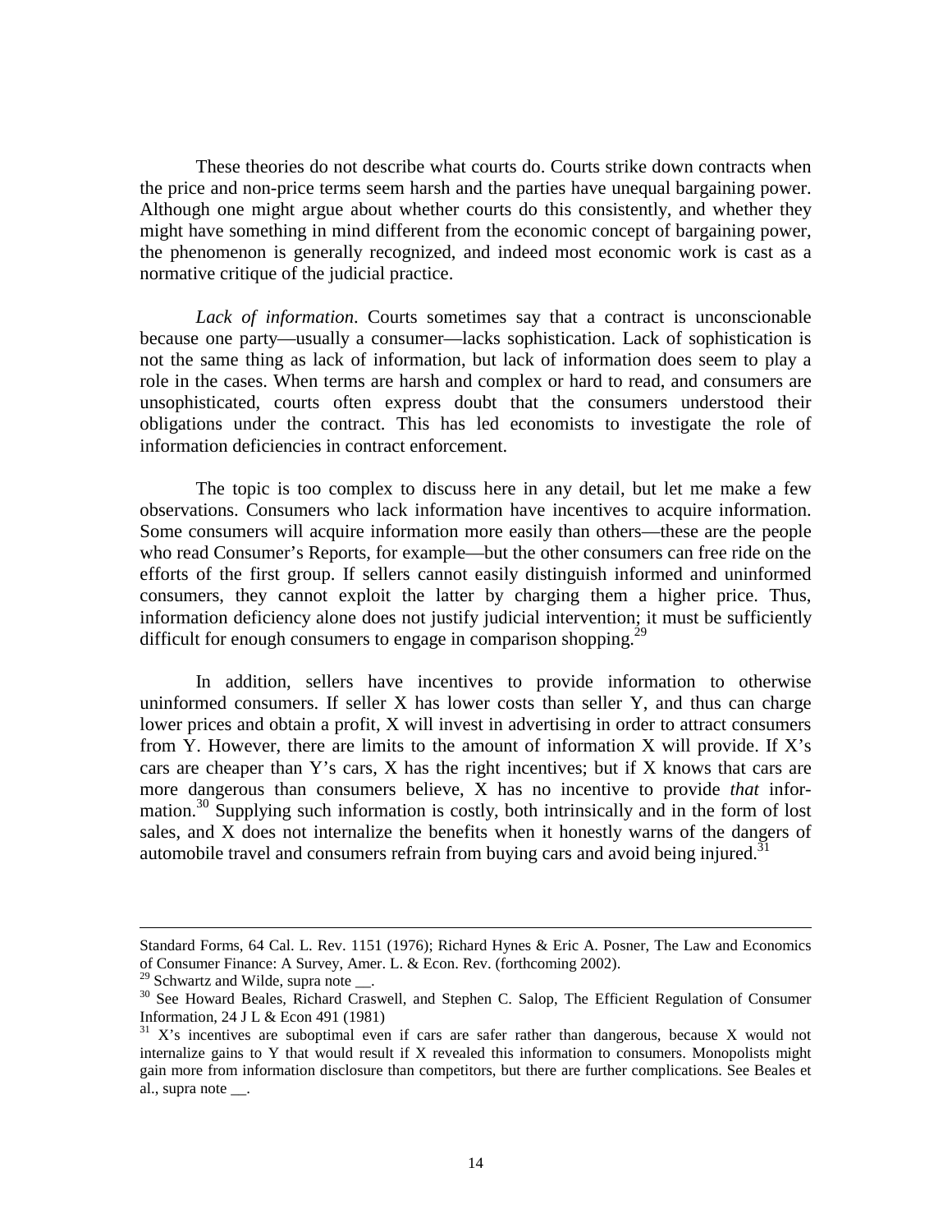These theories do not describe what courts do. Courts strike down contracts when the price and non-price terms seem harsh and the parties have unequal bargaining power. Although one might argue about whether courts do this consistently, and whether they might have something in mind different from the economic concept of bargaining power, the phenomenon is generally recognized, and indeed most economic work is cast as a normative critique of the judicial practice.

*Lack of information*. Courts sometimes say that a contract is unconscionable because one party—usually a consumer—lacks sophistication. Lack of sophistication is not the same thing as lack of information, but lack of information does seem to play a role in the cases. When terms are harsh and complex or hard to read, and consumers are unsophisticated, courts often express doubt that the consumers understood their obligations under the contract. This has led economists to investigate the role of information deficiencies in contract enforcement.

The topic is too complex to discuss here in any detail, but let me make a few observations. Consumers who lack information have incentives to acquire information. Some consumers will acquire information more easily than others—these are the people who read Consumer's Reports, for example—but the other consumers can free ride on the efforts of the first group. If sellers cannot easily distinguish informed and uninformed consumers, they cannot exploit the latter by charging them a higher price. Thus, information deficiency alone does not justify judicial intervention; it must be sufficiently difficult for enough consumers to engage in comparison shopping.[29]

In addition, sellers have incentives to provide information to otherwise uninformed consumers. If seller X has lower costs than seller Y, and thus can charge lower prices and obtain a profit, X will invest in advertising in order to attract consumers from Y. However, there are limits to the amount of information X will provide. If X's cars are cheaper than Y's cars, X has the right incentives; but if X knows that cars are more dangerous than consumers believe, X has no incentive to provide *that* information.[30] Supplying such information is costly, both intrinsically and in the form of lost sales, and X does not internalize the benefits when it honestly warns of the dangers of automobile travel and consumers refrain from buying cars and avoid being injured.[31]

---

Standard Forms, 64 Cal. L. Rev. 1151 (1976); Richard Hynes & Eric A. Posner, The Law and Economics of Consumer Finance: A Survey, Amer. L. & Econ. Rev. (forthcoming 2002).

[29] Schwartz and Wilde, supra note __.

[30] See Howard Beales, Richard Craswell, and Stephen C. Salop, The Efficient Regulation of Consumer Information, 24 J L & Econ 491 (1981)

[31] X's incentives are suboptimal even if cars are safer rather than dangerous, because X would not internalize gains to Y that would result if X revealed this information to consumers. Monopolists might gain more from information disclosure than competitors, but there are further complications. See Beales et al., supra note __.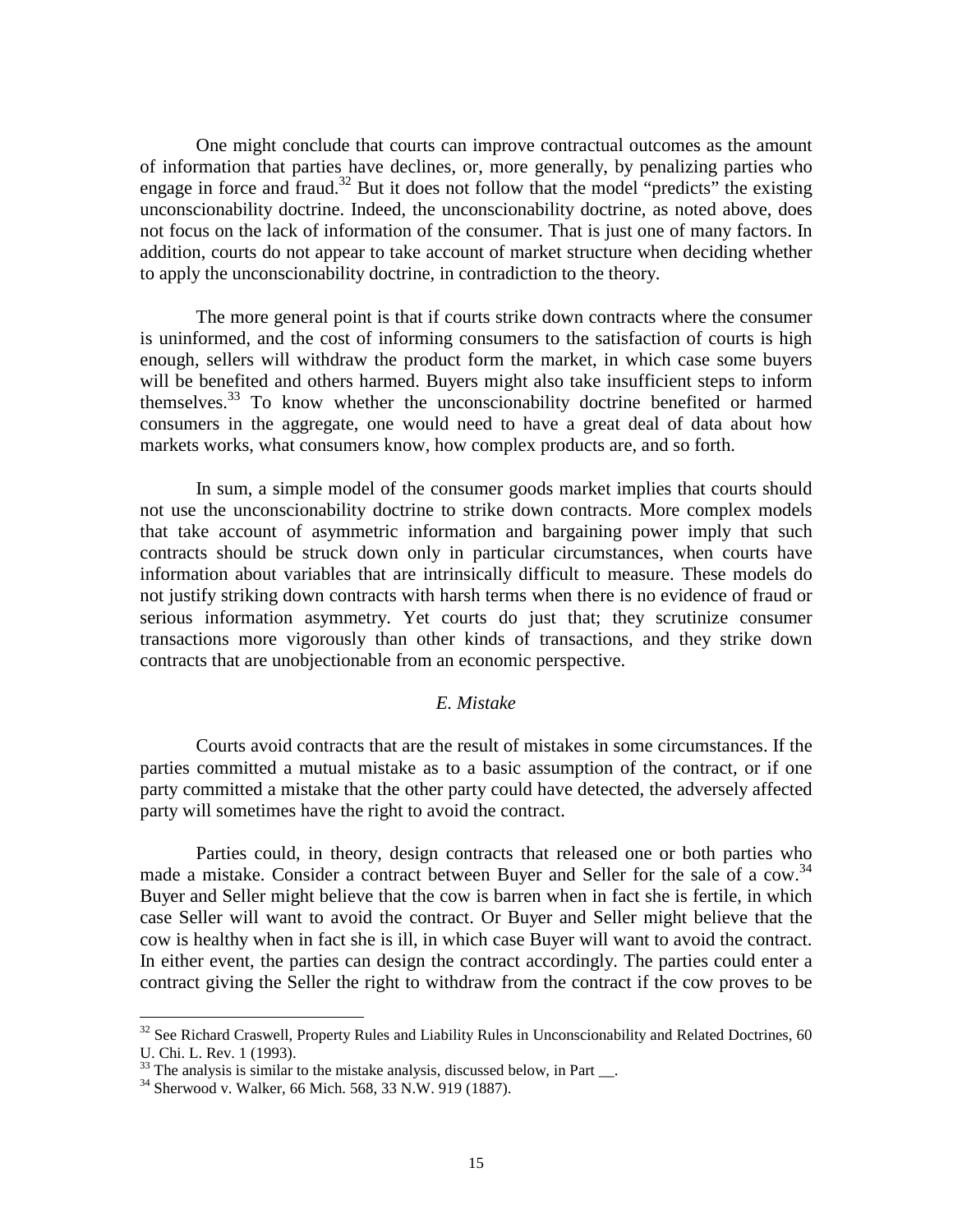One might conclude that courts can improve contractual outcomes as the amount of information that parties have declines, or, more generally, by penalizing parties who engage in force and fraud.[32] But it does not follow that the model "predicts" the existing unconscionability doctrine. Indeed, the unconscionability doctrine, as noted above, does not focus on the lack of information of the consumer. That is just one of many factors. In addition, courts do not appear to take account of market structure when deciding whether to apply the unconscionability doctrine, in contradiction to the theory.

The more general point is that if courts strike down contracts where the consumer is uninformed, and the cost of informing consumers to the satisfaction of courts is high enough, sellers will withdraw the product form the market, in which case some buyers will be benefited and others harmed. Buyers might also take insufficient steps to inform themselves.[33] To know whether the unconscionability doctrine benefited or harmed consumers in the aggregate, one would need to have a great deal of data about how markets works, what consumers know, how complex products are, and so forth.

In sum, a simple model of the consumer goods market implies that courts should not use the unconscionability doctrine to strike down contracts. More complex models that take account of asymmetric information and bargaining power imply that such contracts should be struck down only in particular circumstances, when courts have information about variables that are intrinsically difficult to measure. These models do not justify striking down contracts with harsh terms when there is no evidence of fraud or serious information asymmetry. Yet courts do just that; they scrutinize consumer transactions more vigorously than other kinds of transactions, and they strike down contracts that are unobjectionable from an economic perspective.

### *E. Mistake*

Courts avoid contracts that are the result of mistakes in some circumstances. If the parties committed a mutual mistake as to a basic assumption of the contract, or if one party committed a mistake that the other party could have detected, the adversely affected party will sometimes have the right to avoid the contract.

Parties could, in theory, design contracts that released one or both parties who made a mistake. Consider a contract between Buyer and Seller for the sale of a cow.[34] Buyer and Seller might believe that the cow is barren when in fact she is fertile, in which case Seller will want to avoid the contract. Or Buyer and Seller might believe that the cow is healthy when in fact she is ill, in which case Buyer will want to avoid the contract. In either event, the parties can design the contract accordingly. The parties could enter a contract giving the Seller the right to withdraw from the contract if the cow proves to be

---

[32] See Richard Craswell, Property Rules and Liability Rules in Unconscionability and Related Doctrines, 60 U. Chi. L. Rev. 1 (1993).

[33] The analysis is similar to the mistake analysis, discussed below, in Part __.

[34] Sherwood v. Walker, 66 Mich. 568, 33 N.W. 919 (1887).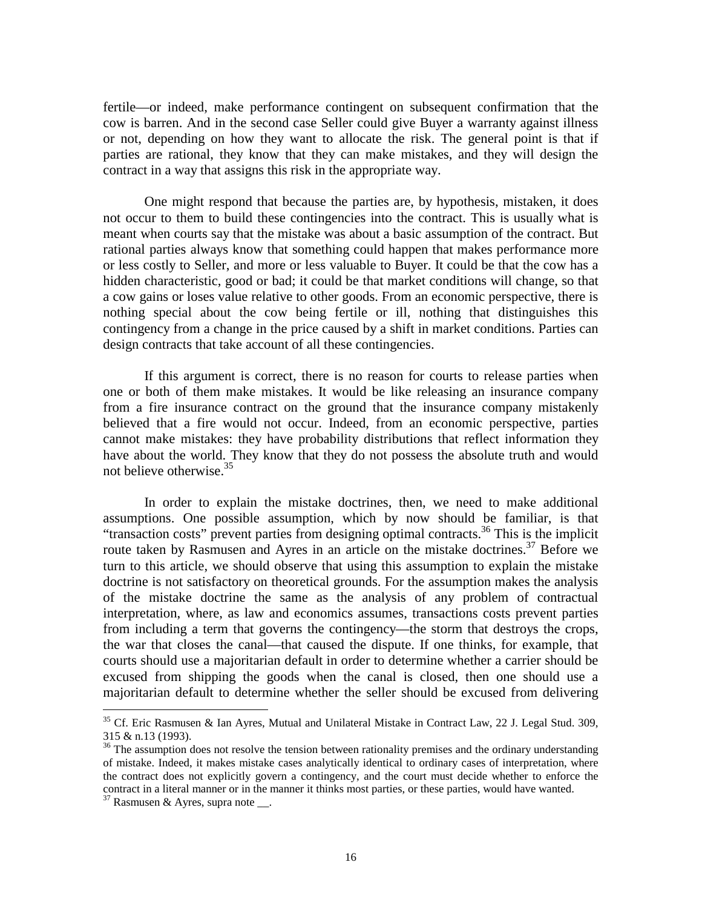fertile—or indeed, make performance contingent on subsequent confirmation that the cow is barren. And in the second case Seller could give Buyer a warranty against illness or not, depending on how they want to allocate the risk. The general point is that if parties are rational, they know that they can make mistakes, and they will design the contract in a way that assigns this risk in the appropriate way.

One might respond that because the parties are, by hypothesis, mistaken, it does not occur to them to build these contingencies into the contract. This is usually what is meant when courts say that the mistake was about a basic assumption of the contract. But rational parties always know that something could happen that makes performance more or less costly to Seller, and more or less valuable to Buyer. It could be that the cow has a hidden characteristic, good or bad; it could be that market conditions will change, so that a cow gains or loses value relative to other goods. From an economic perspective, there is nothing special about the cow being fertile or ill, nothing that distinguishes this contingency from a change in the price caused by a shift in market conditions. Parties can design contracts that take account of all these contingencies.

If this argument is correct, there is no reason for courts to release parties when one or both of them make mistakes. It would be like releasing an insurance company from a fire insurance contract on the ground that the insurance company mistakenly believed that a fire would not occur. Indeed, from an economic perspective, parties cannot make mistakes: they have probability distributions that reflect information they have about the world. They know that they do not possess the absolute truth and would not believe otherwise.[35]

In order to explain the mistake doctrines, then, we need to make additional assumptions. One possible assumption, which by now should be familiar, is that "transaction costs" prevent parties from designing optimal contracts.[36] This is the implicit route taken by Rasmusen and Ayres in an article on the mistake doctrines.[37] Before we turn to this article, we should observe that using this assumption to explain the mistake doctrine is not satisfactory on theoretical grounds. For the assumption makes the analysis of the mistake doctrine the same as the analysis of any problem of contractual interpretation, where, as law and economics assumes, transactions costs prevent parties from including a term that governs the contingency—the storm that destroys the crops, the war that closes the canal—that caused the dispute. If one thinks, for example, that courts should use a majoritarian default in order to determine whether a carrier should be excused from shipping the goods when the canal is closed, then one should use a majoritarian default to determine whether the seller should be excused from delivering

---

[35] Cf. Eric Rasmusen & Ian Ayres, Mutual and Unilateral Mistake in Contract Law, 22 J. Legal Stud. 309, 315 & n.13 (1993).

[36] The assumption does not resolve the tension between rationality premises and the ordinary understanding of mistake. Indeed, it makes mistake cases analytically identical to ordinary cases of interpretation, where the contract does not explicitly govern a contingency, and the court must decide whether to enforce the contract in a literal manner or in the manner it thinks most parties, or these parties, would have wanted.

[37] Rasmusen & Ayres, supra note __.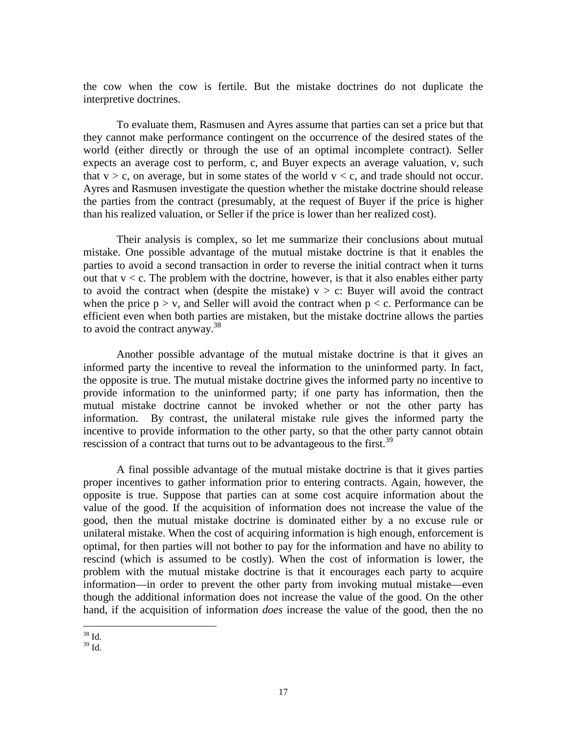the cow when the cow is fertile. But the mistake doctrines do not duplicate the interpretive doctrines.

To evaluate them, Rasmusen and Ayres assume that parties can set a price but that they cannot make performance contingent on the occurrence of the desired states of the world (either directly or through the use of an optimal incomplete contract). Seller expects an average cost to perform, c, and Buyer expects an average valuation, v, such that $v > c$, on average, but in some states of the world $v < c$, and trade should not occur. Ayres and Rasmusen investigate the question whether the mistake doctrine should release the parties from the contract (presumably, at the request of Buyer if the price is higher than his realized valuation, or Seller if the price is lower than her realized cost).

Their analysis is complex, so let me summarize their conclusions about mutual mistake. One possible advantage of the mutual mistake doctrine is that it enables the parties to avoid a second transaction in order to reverse the initial contract when it turns out that $v < c$. The problem with the doctrine, however, is that it also enables either party to avoid the contract when (despite the mistake) $v > c$: Buyer will avoid the contract when the price $p > v$, and Seller will avoid the contract when $p < c$. Performance can be efficient even when both parties are mistaken, but the mistake doctrine allows the parties to avoid the contract anyway.[38]

Another possible advantage of the mutual mistake doctrine is that it gives an informed party the incentive to reveal the information to the uninformed party. In fact, the opposite is true. The mutual mistake doctrine gives the informed party no incentive to provide information to the uninformed party; if one party has information, then the mutual mistake doctrine cannot be invoked whether or not the other party has information. By contrast, the unilateral mistake rule gives the informed party the incentive to provide information to the other party, so that the other party cannot obtain rescission of a contract that turns out to be advantageous to the first.[39]

A final possible advantage of the mutual mistake doctrine is that it gives parties proper incentives to gather information prior to entering contracts. Again, however, the opposite is true. Suppose that parties can at some cost acquire information about the value of the good. If the acquisition of information does not increase the value of the good, then the mutual mistake doctrine is dominated either by a no excuse rule or unilateral mistake. When the cost of acquiring information is high enough, enforcement is optimal, for then parties will not bother to pay for the information and have no ability to rescind (which is assumed to be costly). When the cost of information is lower, the problem with the mutual mistake doctrine is that it encourages each party to acquire information—in order to prevent the other party from invoking mutual mistake—even though the additional information does not increase the value of the good. On the other hand, if the acquisition of information *does* increase the value of the good, then the no

---

[38] Id.

[39] Id.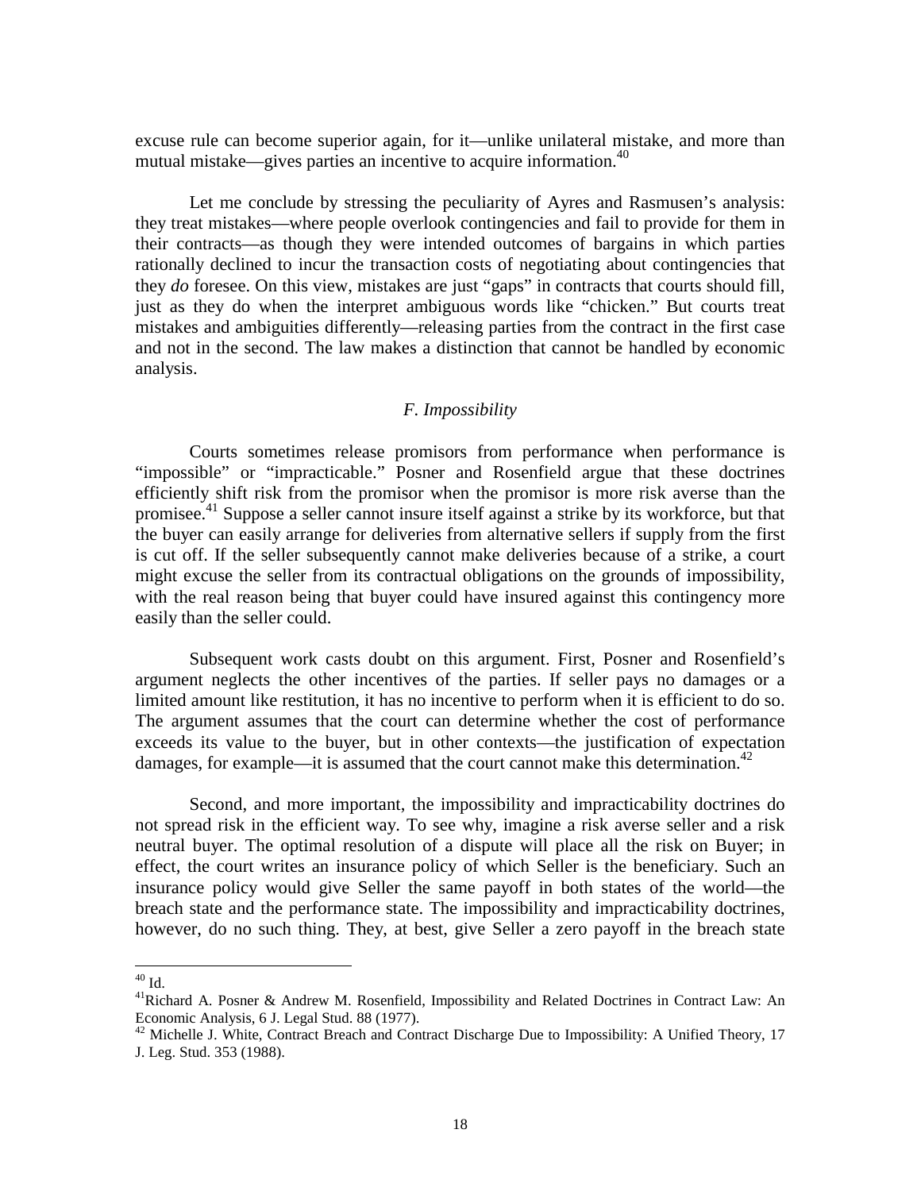excuse rule can become superior again, for it—unlike unilateral mistake, and more than mutual mistake—gives parties an incentive to acquire information.[40]

Let me conclude by stressing the peculiarity of Ayres and Rasmusen's analysis: they treat mistakes—where people overlook contingencies and fail to provide for them in their contracts—as though they were intended outcomes of bargains in which parties rationally declined to incur the transaction costs of negotiating about contingencies that they *do* foresee. On this view, mistakes are just "gaps" in contracts that courts should fill, just as they do when the interpret ambiguous words like "chicken." But courts treat mistakes and ambiguities differently—releasing parties from the contract in the first case and not in the second. The law makes a distinction that cannot be handled by economic analysis.

### *F. Impossibility*

Courts sometimes release promisors from performance when performance is "impossible" or "impracticable." Posner and Rosenfield argue that these doctrines efficiently shift risk from the promisor when the promisor is more risk averse than the promisee.[41] Suppose a seller cannot insure itself against a strike by its workforce, but that the buyer can easily arrange for deliveries from alternative sellers if supply from the first is cut off. If the seller subsequently cannot make deliveries because of a strike, a court might excuse the seller from its contractual obligations on the grounds of impossibility, with the real reason being that buyer could have insured against this contingency more easily than the seller could.

Subsequent work casts doubt on this argument. First, Posner and Rosenfield's argument neglects the other incentives of the parties. If seller pays no damages or a limited amount like restitution, it has no incentive to perform when it is efficient to do so. The argument assumes that the court can determine whether the cost of performance exceeds its value to the buyer, but in other contexts—the justification of expectation damages, for example—it is assumed that the court cannot make this determination.[42]

Second, and more important, the impossibility and impracticability doctrines do not spread risk in the efficient way. To see why, imagine a risk averse seller and a risk neutral buyer. The optimal resolution of a dispute will place all the risk on Buyer; in effect, the court writes an insurance policy of which Seller is the beneficiary. Such an insurance policy would give Seller the same payoff in both states of the world—the breach state and the performance state. The impossibility and impracticability doctrines, however, do no such thing. They, at best, give Seller a zero payoff in the breach state

---

[40] Id.

[41] Richard A. Posner & Andrew M. Rosenfield, Impossibility and Related Doctrines in Contract Law: An Economic Analysis, 6 J. Legal Stud. 88 (1977).

[42] Michelle J. White, Contract Breach and Contract Discharge Due to Impossibility: A Unified Theory, 17 J. Leg. Stud. 353 (1988).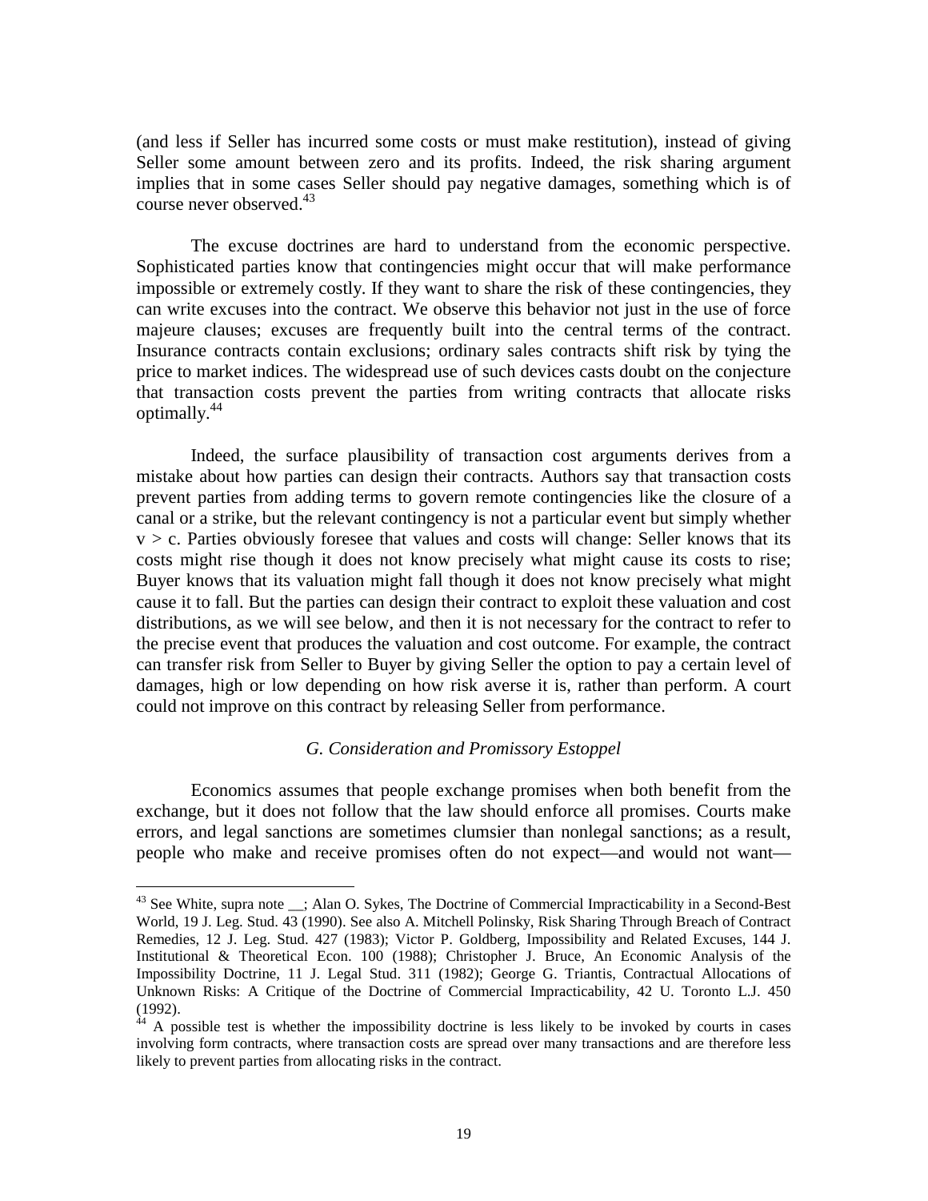(and less if Seller has incurred some costs or must make restitution), instead of giving Seller some amount between zero and its profits. Indeed, the risk sharing argument implies that in some cases Seller should pay negative damages, something which is of course never observed.[43]

The excuse doctrines are hard to understand from the economic perspective. Sophisticated parties know that contingencies might occur that will make performance impossible or extremely costly. If they want to share the risk of these contingencies, they can write excuses into the contract. We observe this behavior not just in the use of force majeure clauses; excuses are frequently built into the central terms of the contract. Insurance contracts contain exclusions; ordinary sales contracts shift risk by tying the price to market indices. The widespread use of such devices casts doubt on the conjecture that transaction costs prevent the parties from writing contracts that allocate risks optimally.[44]

Indeed, the surface plausibility of transaction cost arguments derives from a mistake about how parties can design their contracts. Authors say that transaction costs prevent parties from adding terms to govern remote contingencies like the closure of a canal or a strike, but the relevant contingency is not a particular event but simply whether $v > c$. Parties obviously foresee that values and costs will change: Seller knows that its costs might rise though it does not know precisely what might cause its costs to rise; Buyer knows that its valuation might fall though it does not know precisely what might cause it to fall. But the parties can design their contract to exploit these valuation and cost distributions, as we will see below, and then it is not necessary for the contract to refer to the precise event that produces the valuation and cost outcome. For example, the contract can transfer risk from Seller to Buyer by giving Seller the option to pay a certain level of damages, high or low depending on how risk averse it is, rather than perform. A court could not improve on this contract by releasing Seller from performance.

### *G. Consideration and Promissory Estoppel*

Economics assumes that people exchange promises when both benefit from the exchange, but it does not follow that the law should enforce all promises. Courts make errors, and legal sanctions are sometimes clumsier than nonlegal sanctions; as a result, people who make and receive promises often do not expect—and would not want—

---

[43] See White, supra note __; Alan O. Sykes, The Doctrine of Commercial Impracticability in a Second-Best World, 19 J. Leg. Stud. 43 (1990). See also A. Mitchell Polinsky, Risk Sharing Through Breach of Contract Remedies, 12 J. Leg. Stud. 427 (1983); Victor P. Goldberg, Impossibility and Related Excuses, 144 J. Institutional & Theoretical Econ. 100 (1988); Christopher J. Bruce, An Economic Analysis of the Impossibility Doctrine, 11 J. Legal Stud. 311 (1982); George G. Triantis, Contractual Allocations of Unknown Risks: A Critique of the Doctrine of Commercial Impracticability, 42 U. Toronto L.J. 450 (1992).

[44] A possible test is whether the impossibility doctrine is less likely to be invoked by courts in cases involving form contracts, where transaction costs are spread over many transactions and are therefore less likely to prevent parties from allocating risks in the contract.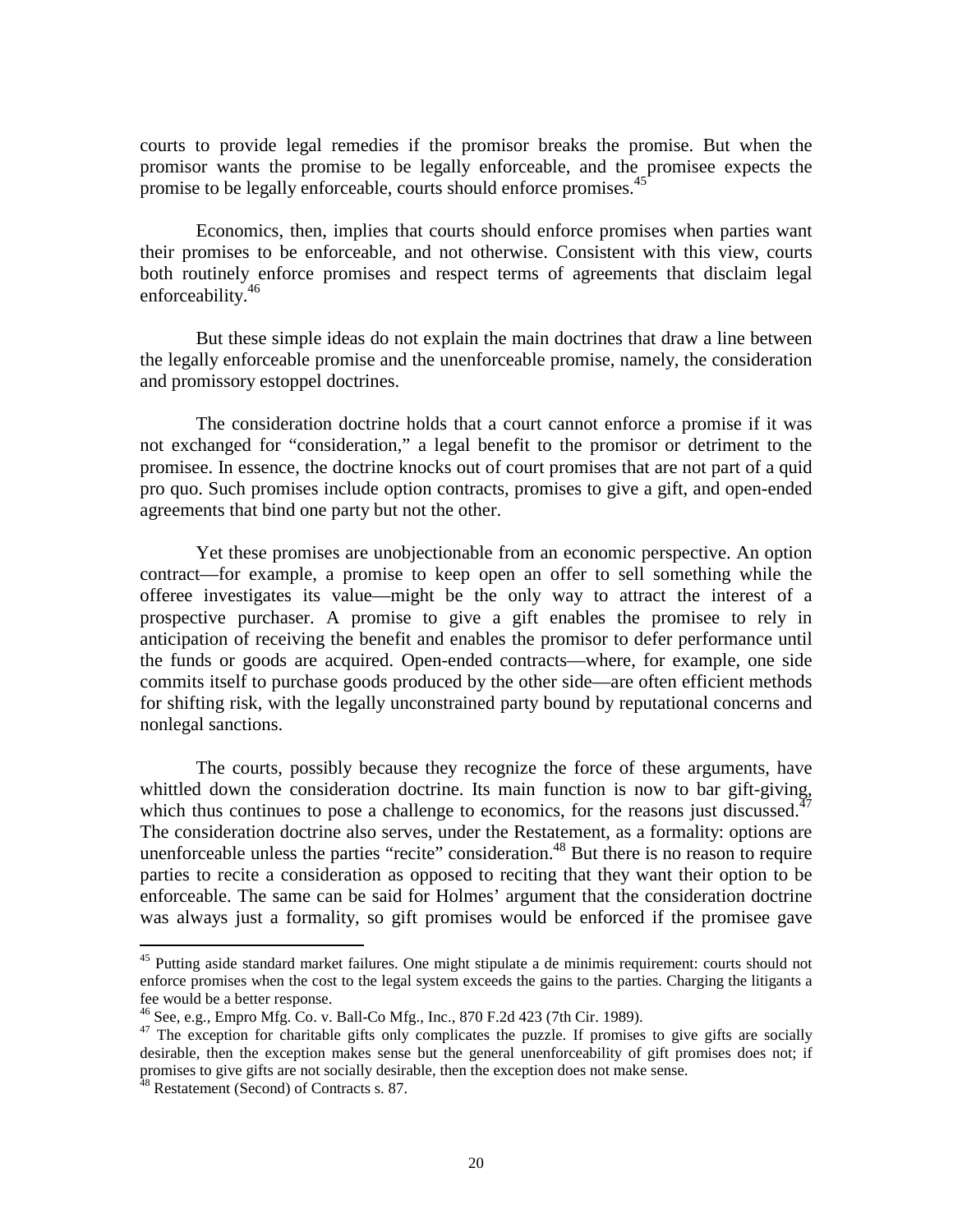courts to provide legal remedies if the promisor breaks the promise. But when the promisor wants the promise to be legally enforceable, and the promisee expects the promise to be legally enforceable, courts should enforce promises.[45]

Economics, then, implies that courts should enforce promises when parties want their promises to be enforceable, and not otherwise. Consistent with this view, courts both routinely enforce promises and respect terms of agreements that disclaim legal enforceability.[46]

But these simple ideas do not explain the main doctrines that draw a line between the legally enforceable promise and the unenforceable promise, namely, the consideration and promissory estoppel doctrines.

The consideration doctrine holds that a court cannot enforce a promise if it was not exchanged for "consideration," a legal benefit to the promisor or detriment to the promisee. In essence, the doctrine knocks out of court promises that are not part of a quid pro quo. Such promises include option contracts, promises to give a gift, and open-ended agreements that bind one party but not the other.

Yet these promises are unobjectionable from an economic perspective. An option contract—for example, a promise to keep open an offer to sell something while the offeree investigates its value—might be the only way to attract the interest of a prospective purchaser. A promise to give a gift enables the promisee to rely in anticipation of receiving the benefit and enables the promisor to defer performance until the funds or goods are acquired. Open-ended contracts—where, for example, one side commits itself to purchase goods produced by the other side—are often efficient methods for shifting risk, with the legally unconstrained party bound by reputational concerns and nonlegal sanctions.

The courts, possibly because they recognize the force of these arguments, have whittled down the consideration doctrine. Its main function is now to bar gift-giving, which thus continues to pose a challenge to economics, for the reasons just discussed.[47] The consideration doctrine also serves, under the Restatement, as a formality: options are unenforceable unless the parties "recite" consideration.[48] But there is no reason to require parties to recite a consideration as opposed to reciting that they want their option to be enforceable. The same can be said for Holmes' argument that the consideration doctrine was always just a formality, so gift promises would be enforced if the promisee gave

---

[45] Putting aside standard market failures. One might stipulate a de minimis requirement: courts should not enforce promises when the cost to the legal system exceeds the gains to the parties. Charging the litigants a fee would be a better response.

[46] See, e.g., Empro Mfg. Co. v. Ball-Co Mfg., Inc., 870 F.2d 423 (7th Cir. 1989).

[47] The exception for charitable gifts only complicates the puzzle. If promises to give gifts are socially desirable, then the exception makes sense but the general unenforceability of gift promises does not; if promises to give gifts are not socially desirable, then the exception does not make sense.

[48] Restatement (Second) of Contracts s. 87.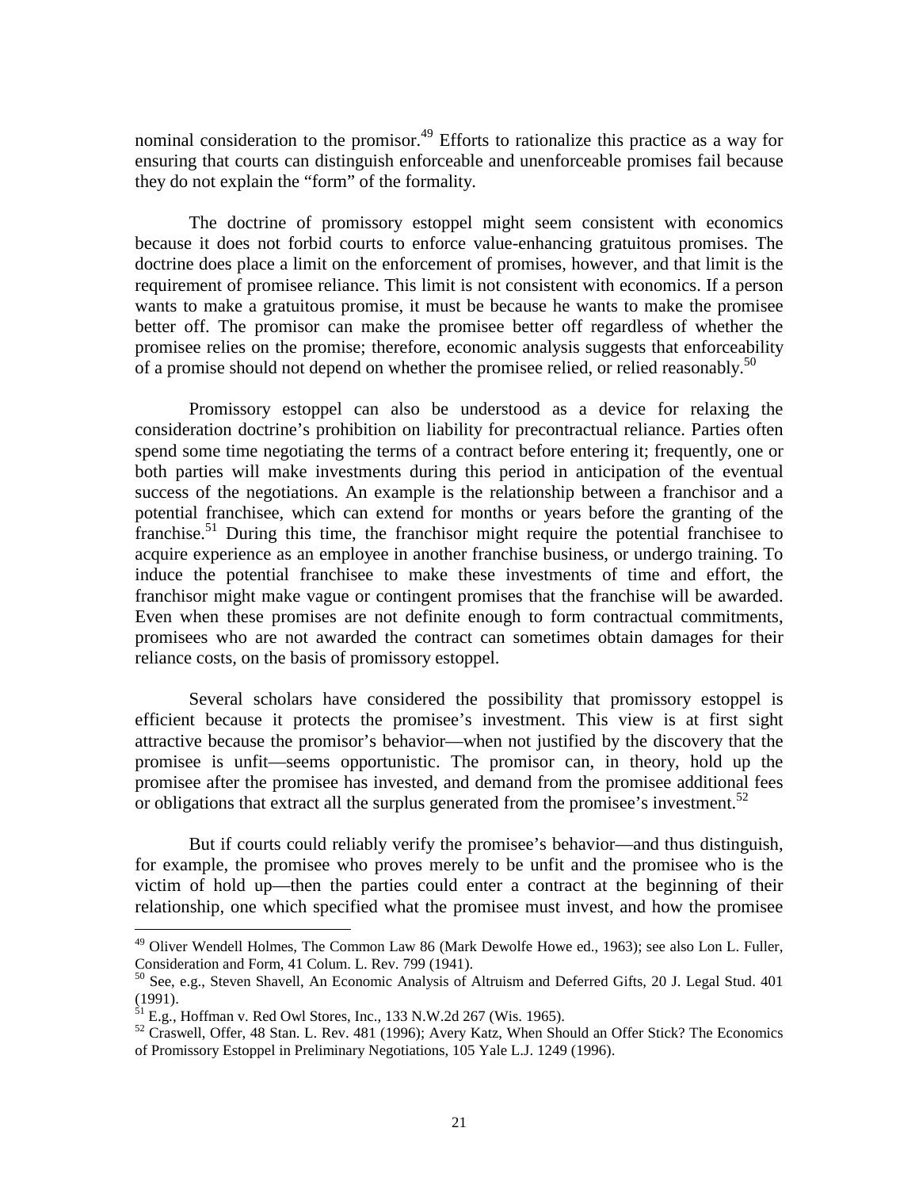nominal consideration to the promisor.[49] Efforts to rationalize this practice as a way for ensuring that courts can distinguish enforceable and unenforceable promises fail because they do not explain the "form" of the formality.

The doctrine of promissory estoppel might seem consistent with economics because it does not forbid courts to enforce value-enhancing gratuitous promises. The doctrine does place a limit on the enforcement of promises, however, and that limit is the requirement of promisee reliance. This limit is not consistent with economics. If a person wants to make a gratuitous promise, it must be because he wants to make the promisee better off. The promisor can make the promisee better off regardless of whether the promisee relies on the promise; therefore, economic analysis suggests that enforceability of a promise should not depend on whether the promisee relied, or relied reasonably.[50]

Promissory estoppel can also be understood as a device for relaxing the consideration doctrine's prohibition on liability for precontractual reliance. Parties often spend some time negotiating the terms of a contract before entering it; frequently, one or both parties will make investments during this period in anticipation of the eventual success of the negotiations. An example is the relationship between a franchisor and a potential franchisee, which can extend for months or years before the granting of the franchise.[51] During this time, the franchisor might require the potential franchisee to acquire experience as an employee in another franchise business, or undergo training. To induce the potential franchisee to make these investments of time and effort, the franchisor might make vague or contingent promises that the franchise will be awarded. Even when these promises are not definite enough to form contractual commitments, promisees who are not awarded the contract can sometimes obtain damages for their reliance costs, on the basis of promissory estoppel.

Several scholars have considered the possibility that promissory estoppel is efficient because it protects the promisee's investment. This view is at first sight attractive because the promisor's behavior—when not justified by the discovery that the promisee is unfit—seems opportunistic. The promisor can, in theory, hold up the promisee after the promisee has invested, and demand from the promisee additional fees or obligations that extract all the surplus generated from the promisee's investment.[52]

But if courts could reliably verify the promisee's behavior—and thus distinguish, for example, the promisee who proves merely to be unfit and the promisee who is the victim of hold up—then the parties could enter a contract at the beginning of their relationship, one which specified what the promisee must invest, and how the promisee

---

[49] Oliver Wendell Holmes, The Common Law 86 (Mark Dewolfe Howe ed., 1963); see also Lon L. Fuller, Consideration and Form, 41 Colum. L. Rev. 799 (1941).

[50] See, e.g., Steven Shavell, An Economic Analysis of Altruism and Deferred Gifts, 20 J. Legal Stud. 401 (1991).

[51] E.g., Hoffman v. Red Owl Stores, Inc., 133 N.W.2d 267 (Wis. 1965).

[52] Craswell, Offer, 48 Stan. L. Rev. 481 (1996); Avery Katz, When Should an Offer Stick? The Economics of Promissory Estoppel in Preliminary Negotiations, 105 Yale L.J. 1249 (1996).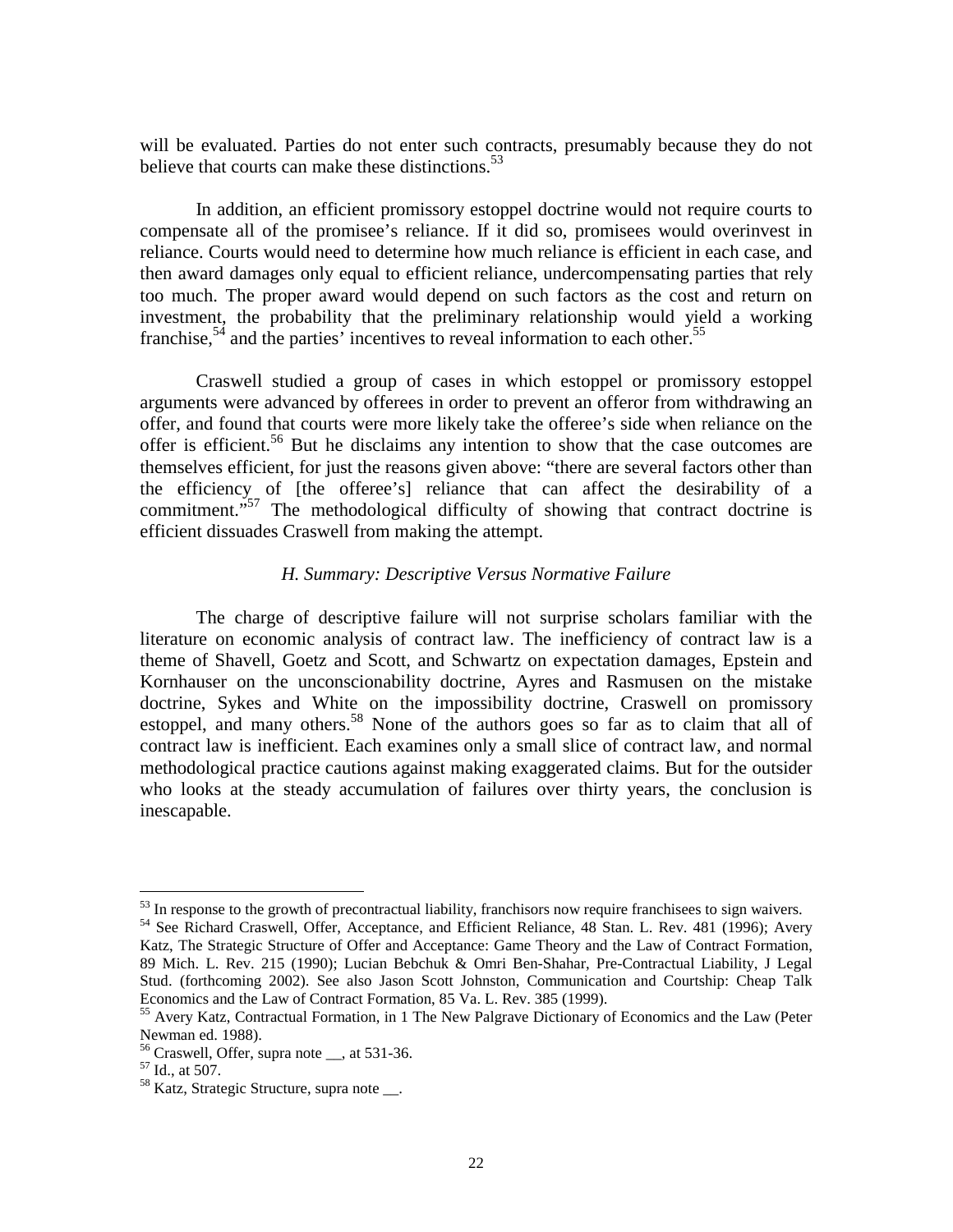will be evaluated. Parties do not enter such contracts, presumably because they do not believe that courts can make these distinctions.[53]

In addition, an efficient promissory estoppel doctrine would not require courts to compensate all of the promisee's reliance. If it did so, promisees would overinvest in reliance. Courts would need to determine how much reliance is efficient in each case, and then award damages only equal to efficient reliance, undercompensating parties that rely too much. The proper award would depend on such factors as the cost and return on investment, the probability that the preliminary relationship would yield a working franchise,[54] and the parties' incentives to reveal information to each other.[55]

Craswell studied a group of cases in which estoppel or promissory estoppel arguments were advanced by offerees in order to prevent an offeror from withdrawing an offer, and found that courts were more likely take the offeree's side when reliance on the offer is efficient.[56] But he disclaims any intention to show that the case outcomes are themselves efficient, for just the reasons given above: "there are several factors other than the efficiency of [the offeree's] reliance that can affect the desirability of a commitment."[57] The methodological difficulty of showing that contract doctrine is efficient dissuades Craswell from making the attempt.

### *H. Summary: Descriptive Versus Normative Failure*

The charge of descriptive failure will not surprise scholars familiar with the literature on economic analysis of contract law. The inefficiency of contract law is a theme of Shavell, Goetz and Scott, and Schwartz on expectation damages, Epstein and Kornhauser on the unconscionability doctrine, Ayres and Rasmusen on the mistake doctrine, Sykes and White on the impossibility doctrine, Craswell on promissory estoppel, and many others.[58] None of the authors goes so far as to claim that all of contract law is inefficient. Each examines only a small slice of contract law, and normal methodological practice cautions against making exaggerated claims. But for the outsider who looks at the steady accumulation of failures over thirty years, the conclusion is inescapable.

---

[53] In response to the growth of precontractual liability, franchisors now require franchisees to sign waivers.

[54] See Richard Craswell, Offer, Acceptance, and Efficient Reliance, 48 Stan. L. Rev. 481 (1996); Avery Katz, The Strategic Structure of Offer and Acceptance: Game Theory and the Law of Contract Formation, 89 Mich. L. Rev. 215 (1990); Lucian Bebchuk & Omri Ben-Shahar, Pre-Contractual Liability, J Legal Stud. (forthcoming 2002). See also Jason Scott Johnston, Communication and Courtship: Cheap Talk Economics and the Law of Contract Formation, 85 Va. L. Rev. 385 (1999).

[55] Avery Katz, Contractual Formation, in 1 The New Palgrave Dictionary of Economics and the Law (Peter Newman ed. 1988).

[56] Craswell, Offer, supra note __, at 531-36.

[57] Id., at 507.

[58] Katz, Strategic Structure, supra note __.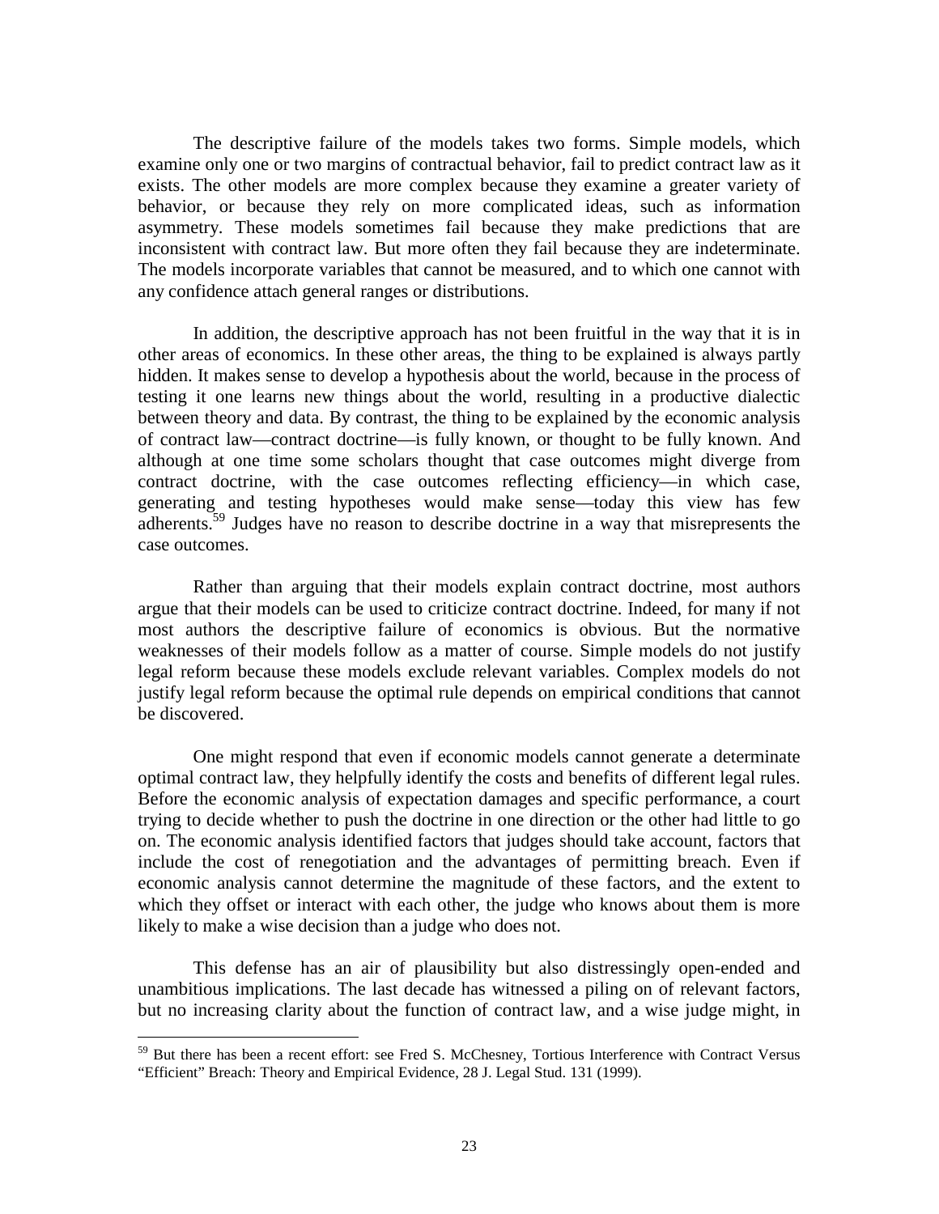The descriptive failure of the models takes two forms. Simple models, which examine only one or two margins of contractual behavior, fail to predict contract law as it exists. The other models are more complex because they examine a greater variety of behavior, or because they rely on more complicated ideas, such as information asymmetry. These models sometimes fail because they make predictions that are inconsistent with contract law. But more often they fail because they are indeterminate. The models incorporate variables that cannot be measured, and to which one cannot with any confidence attach general ranges or distributions.

In addition, the descriptive approach has not been fruitful in the way that it is in other areas of economics. In these other areas, the thing to be explained is always partly hidden. It makes sense to develop a hypothesis about the world, because in the process of testing it one learns new things about the world, resulting in a productive dialectic between theory and data. By contrast, the thing to be explained by the economic analysis of contract law—contract doctrine—is fully known, or thought to be fully known. And although at one time some scholars thought that case outcomes might diverge from contract doctrine, with the case outcomes reflecting efficiency—in which case, generating and testing hypotheses would make sense—today this view has few adherents.[59] Judges have no reason to describe doctrine in a way that misrepresents the case outcomes.

Rather than arguing that their models explain contract doctrine, most authors argue that their models can be used to criticize contract doctrine. Indeed, for many if not most authors the descriptive failure of economics is obvious. But the normative weaknesses of their models follow as a matter of course. Simple models do not justify legal reform because these models exclude relevant variables. Complex models do not justify legal reform because the optimal rule depends on empirical conditions that cannot be discovered.

One might respond that even if economic models cannot generate a determinate optimal contract law, they helpfully identify the costs and benefits of different legal rules. Before the economic analysis of expectation damages and specific performance, a court trying to decide whether to push the doctrine in one direction or the other had little to go on. The economic analysis identified factors that judges should take account, factors that include the cost of renegotiation and the advantages of permitting breach. Even if economic analysis cannot determine the magnitude of these factors, and the extent to which they offset or interact with each other, the judge who knows about them is more likely to make a wise decision than a judge who does not.

This defense has an air of plausibility but also distressingly open-ended and unambitious implications. The last decade has witnessed a piling on of relevant factors, but no increasing clarity about the function of contract law, and a wise judge might, in

[59] But there has been a recent effort: see Fred S. McChesney, Tortious Interference with Contract Versus "Efficient" Breach: Theory and Empirical Evidence, 28 J. Legal Stud. 131 (1999).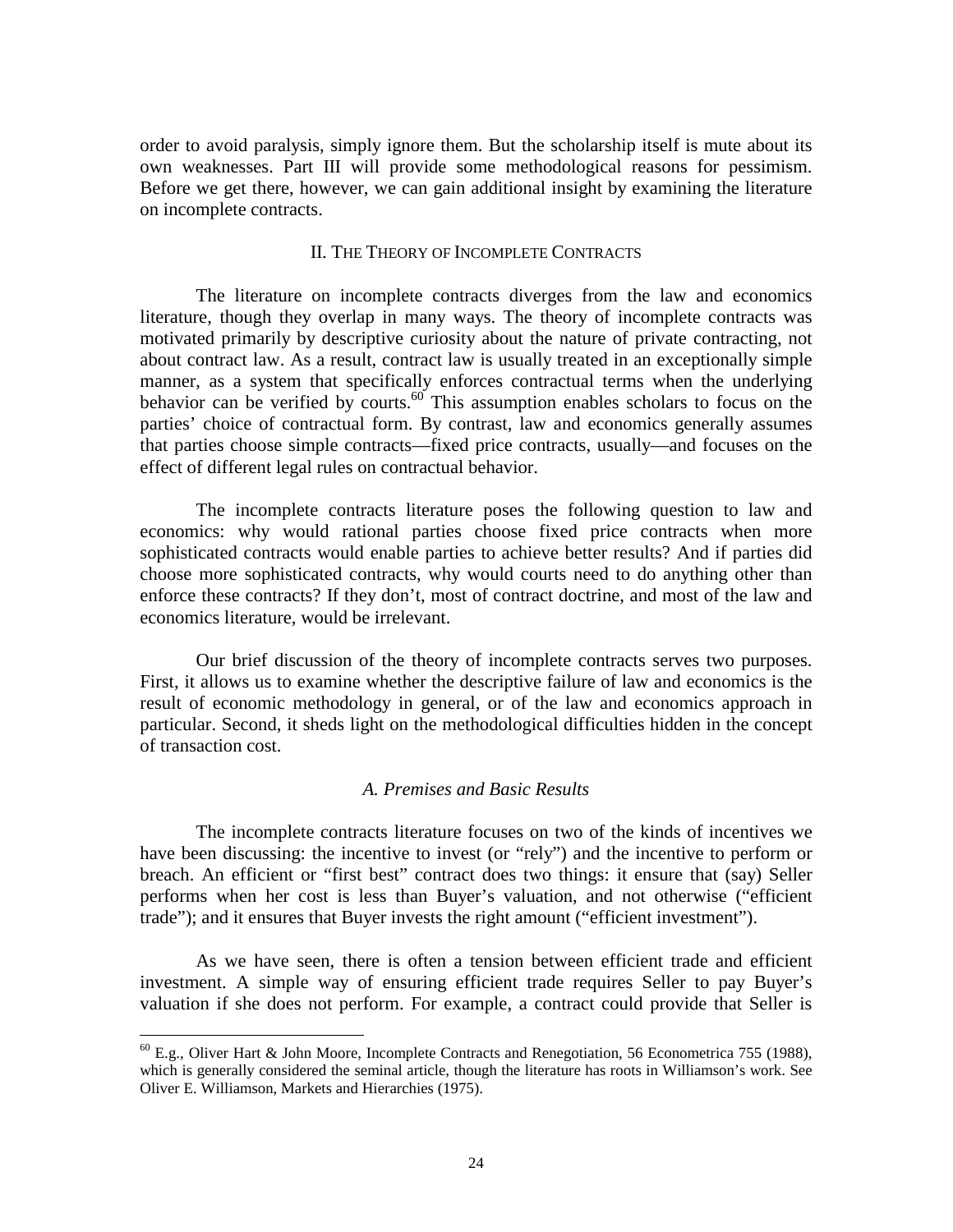order to avoid paralysis, simply ignore them. But the scholarship itself is mute about its own weaknesses. Part III will provide some methodological reasons for pessimism. Before we get there, however, we can gain additional insight by examining the literature on incomplete contracts.

## II. The Theory of Incomplete Contracts

The literature on incomplete contracts diverges from the law and economics literature, though they overlap in many ways. The theory of incomplete contracts was motivated primarily by descriptive curiosity about the nature of private contracting, not about contract law. As a result, contract law is usually treated in an exceptionally simple manner, as a system that specifically enforces contractual terms when the underlying behavior can be verified by courts.[60] This assumption enables scholars to focus on the parties' choice of contractual form. By contrast, law and economics generally assumes that parties choose simple contracts—fixed price contracts, usually—and focuses on the effect of different legal rules on contractual behavior.

The incomplete contracts literature poses the following question to law and economics: why would rational parties choose fixed price contracts when more sophisticated contracts would enable parties to achieve better results? And if parties did choose more sophisticated contracts, why would courts need to do anything other than enforce these contracts? If they don't, most of contract doctrine, and most of the law and economics literature, would be irrelevant.

Our brief discussion of the theory of incomplete contracts serves two purposes. First, it allows us to examine whether the descriptive failure of law and economics is the result of economic methodology in general, or of the law and economics approach in particular. Second, it sheds light on the methodological difficulties hidden in the concept of transaction cost.

### *A. Premises and Basic Results*

The incomplete contracts literature focuses on two of the kinds of incentives we have been discussing: the incentive to invest (or "rely") and the incentive to perform or breach. An efficient or "first best" contract does two things: it ensure that (say) Seller performs when her cost is less than Buyer's valuation, and not otherwise ("efficient trade"); and it ensures that Buyer invests the right amount ("efficient investment").

As we have seen, there is often a tension between efficient trade and efficient investment. A simple way of ensuring efficient trade requires Seller to pay Buyer's valuation if she does not perform. For example, a contract could provide that Seller is

---

[60] E.g., Oliver Hart & John Moore, Incomplete Contracts and Renegotiation, 56 Econometrica 755 (1988), which is generally considered the seminal article, though the literature has roots in Williamson's work. See Oliver E. Williamson, Markets and Hierarchies (1975).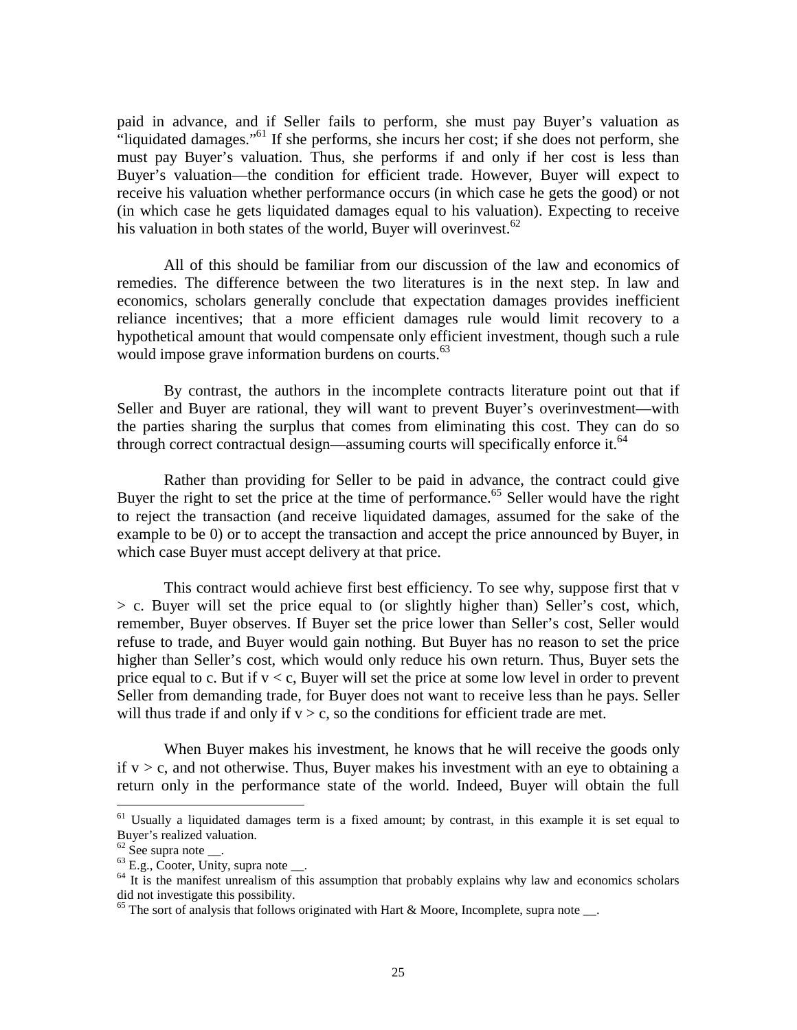paid in advance, and if Seller fails to perform, she must pay Buyer's valuation as "liquidated damages."[61] If she performs, she incurs her cost; if she does not perform, she must pay Buyer's valuation. Thus, she performs if and only if her cost is less than Buyer's valuation—the condition for efficient trade. However, Buyer will expect to receive his valuation whether performance occurs (in which case he gets the good) or not (in which case he gets liquidated damages equal to his valuation). Expecting to receive his valuation in both states of the world, Buyer will overinvest.[62]

All of this should be familiar from our discussion of the law and economics of remedies. The difference between the two literatures is in the next step. In law and economics, scholars generally conclude that expectation damages provides inefficient reliance incentives; that a more efficient damages rule would limit recovery to a hypothetical amount that would compensate only efficient investment, though such a rule would impose grave information burdens on courts.[63]

By contrast, the authors in the incomplete contracts literature point out that if Seller and Buyer are rational, they will want to prevent Buyer's overinvestment—with the parties sharing the surplus that comes from eliminating this cost. They can do so through correct contractual design—assuming courts will specifically enforce it.[64]

Rather than providing for Seller to be paid in advance, the contract could give Buyer the right to set the price at the time of performance.[65] Seller would have the right to reject the transaction (and receive liquidated damages, assumed for the sake of the example to be 0) or to accept the transaction and accept the price announced by Buyer, in which case Buyer must accept delivery at that price.

This contract would achieve first best efficiency. To see why, suppose first that $v > c$. Buyer will set the price equal to (or slightly higher than) Seller's cost, which, remember, Buyer observes. If Buyer set the price lower than Seller's cost, Seller would refuse to trade, and Buyer would gain nothing. But Buyer has no reason to set the price higher than Seller's cost, which would only reduce his own return. Thus, Buyer sets the price equal to c. But if $v < c$, Buyer will set the price at some low level in order to prevent Seller from demanding trade, for Buyer does not want to receive less than he pays. Seller will thus trade if and only if $v > c$, so the conditions for efficient trade are met.

When Buyer makes his investment, he knows that he will receive the goods only if $v > c$, and not otherwise. Thus, Buyer makes his investment with an eye to obtaining a return only in the performance state of the world. Indeed, Buyer will obtain the full

---

[61] Usually a liquidated damages term is a fixed amount; by contrast, in this example it is set equal to Buyer's realized valuation.

[62] See supra note __.

[63] E.g., Cooter, Unity, supra note __.

[64] It is the manifest unrealism of this assumption that probably explains why law and economics scholars did not investigate this possibility.

[65] The sort of analysis that follows originated with Hart & Moore, Incomplete, supra note __.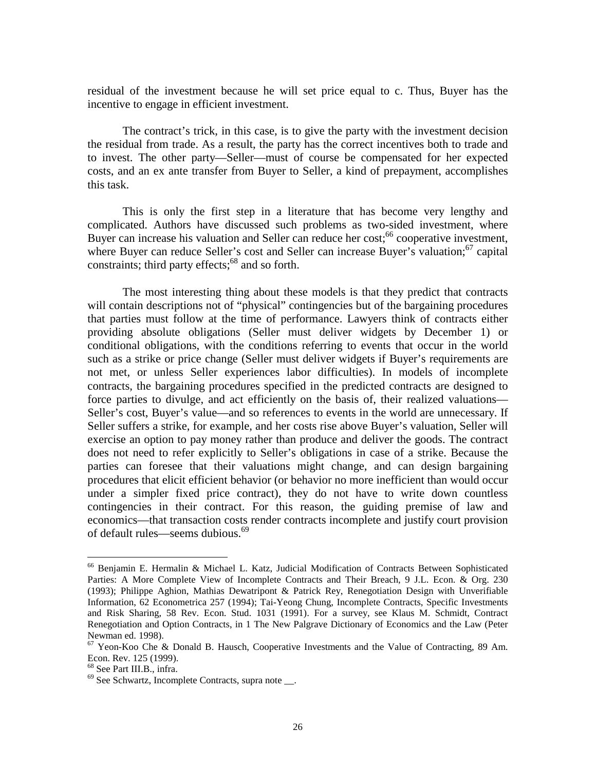residual of the investment because he will set price equal to c. Thus, Buyer has the incentive to engage in efficient investment.

The contract's trick, in this case, is to give the party with the investment decision the residual from trade. As a result, the party has the correct incentives both to trade and to invest. The other party—Seller—must of course be compensated for her expected costs, and an ex ante transfer from Buyer to Seller, a kind of prepayment, accomplishes this task.

This is only the first step in a literature that has become very lengthy and complicated. Authors have discussed such problems as two-sided investment, where Buyer can increase his valuation and Seller can reduce her cost;[66] cooperative investment, where Buyer can reduce Seller's cost and Seller can increase Buyer's valuation;[67] capital constraints; third party effects;[68] and so forth.

The most interesting thing about these models is that they predict that contracts will contain descriptions not of "physical" contingencies but of the bargaining procedures that parties must follow at the time of performance. Lawyers think of contracts either providing absolute obligations (Seller must deliver widgets by December 1) or conditional obligations, with the conditions referring to events that occur in the world such as a strike or price change (Seller must deliver widgets if Buyer's requirements are not met, or unless Seller experiences labor difficulties). In models of incomplete contracts, the bargaining procedures specified in the predicted contracts are designed to force parties to divulge, and act efficiently on the basis of, their realized valuations—Seller's cost, Buyer's value—and so references to events in the world are unnecessary. If Seller suffers a strike, for example, and her costs rise above Buyer's valuation, Seller will exercise an option to pay money rather than produce and deliver the goods. The contract does not need to refer explicitly to Seller's obligations in case of a strike. Because the parties can foresee that their valuations might change, and can design bargaining procedures that elicit efficient behavior (or behavior no more inefficient than would occur under a simpler fixed price contract), they do not have to write down countless contingencies in their contract. For this reason, the guiding premise of law and economics—that transaction costs render contracts incomplete and justify court provision of default rules—seems dubious.[69]

---

[66] Benjamin E. Hermalin & Michael L. Katz, Judicial Modification of Contracts Between Sophisticated Parties: A More Complete View of Incomplete Contracts and Their Breach, 9 J.L. Econ. & Org. 230 (1993); Philippe Aghion, Mathias Dewatripont & Patrick Rey, Renegotiation Design with Unverifiable Information, 62 Econometrica 257 (1994); Tai-Yeong Chung, Incomplete Contracts, Specific Investments and Risk Sharing, 58 Rev. Econ. Stud. 1031 (1991). For a survey, see Klaus M. Schmidt, Contract Renegotiation and Option Contracts, in 1 The New Palgrave Dictionary of Economics and the Law (Peter Newman ed. 1998).

[67] Yeon-Koo Che & Donald B. Hausch, Cooperative Investments and the Value of Contracting, 89 Am. Econ. Rev. 125 (1999).

[68] See Part III.B., infra.

[69] See Schwartz, Incomplete Contracts, supra note __.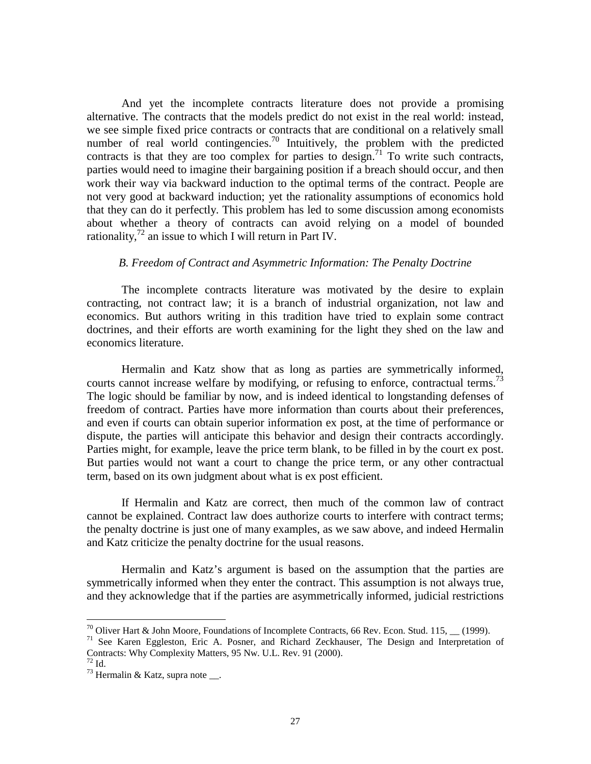And yet the incomplete contracts literature does not provide a promising alternative. The contracts that the models predict do not exist in the real world: instead, we see simple fixed price contracts or contracts that are conditional on a relatively small number of real world contingencies.[70] Intuitively, the problem with the predicted contracts is that they are too complex for parties to design.[71] To write such contracts, parties would need to imagine their bargaining position if a breach should occur, and then work their way via backward induction to the optimal terms of the contract. People are not very good at backward induction; yet the rationality assumptions of economics hold that they can do it perfectly. This problem has led to some discussion among economists about whether a theory of contracts can avoid relying on a model of bounded rationality,[72] an issue to which I will return in Part IV.

### *B. Freedom of Contract and Asymmetric Information: The Penalty Doctrine*

The incomplete contracts literature was motivated by the desire to explain contracting, not contract law; it is a branch of industrial organization, not law and economics. But authors writing in this tradition have tried to explain some contract doctrines, and their efforts are worth examining for the light they shed on the law and economics literature.

Hermalin and Katz show that as long as parties are symmetrically informed, courts cannot increase welfare by modifying, or refusing to enforce, contractual terms.[73] The logic should be familiar by now, and is indeed identical to longstanding defenses of freedom of contract. Parties have more information than courts about their preferences, and even if courts can obtain superior information ex post, at the time of performance or dispute, the parties will anticipate this behavior and design their contracts accordingly. Parties might, for example, leave the price term blank, to be filled in by the court ex post. But parties would not want a court to change the price term, or any other contractual term, based on its own judgment about what is ex post efficient.

If Hermalin and Katz are correct, then much of the common law of contract cannot be explained. Contract law does authorize courts to interfere with contract terms; the penalty doctrine is just one of many examples, as we saw above, and indeed Hermalin and Katz criticize the penalty doctrine for the usual reasons.

Hermalin and Katz's argument is based on the assumption that the parties are symmetrically informed when they enter the contract. This assumption is not always true, and they acknowledge that if the parties are asymmetrically informed, judicial restrictions

---

[70] Oliver Hart & John Moore, Foundations of Incomplete Contracts, 66 Rev. Econ. Stud. 115, __ (1999).

[71] See Karen Eggleston, Eric A. Posner, and Richard Zeckhauser, The Design and Interpretation of Contracts: Why Complexity Matters, 95 Nw. U.L. Rev. 91 (2000).

[72] Id.

[73] Hermalin & Katz, supra note __.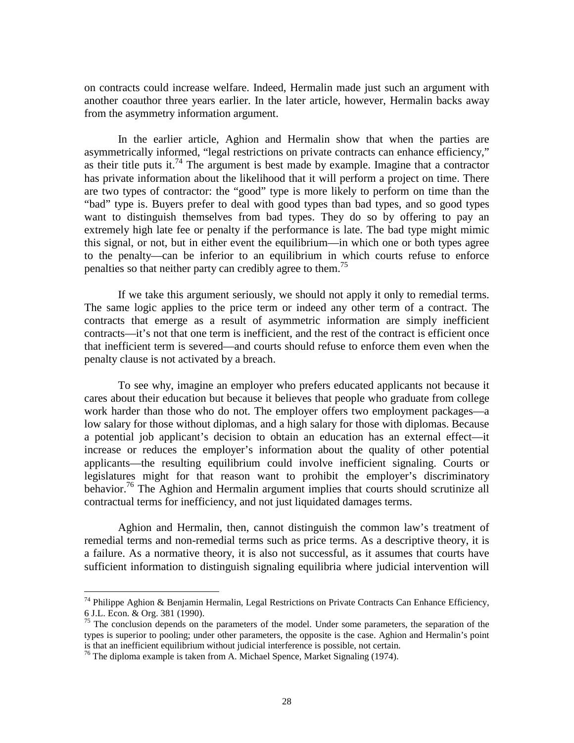on contracts could increase welfare. Indeed, Hermalin made just such an argument with another coauthor three years earlier. In the later article, however, Hermalin backs away from the asymmetry information argument.

In the earlier article, Aghion and Hermalin show that when the parties are asymmetrically informed, "legal restrictions on private contracts can enhance efficiency," as their title puts it.[74] The argument is best made by example. Imagine that a contractor has private information about the likelihood that it will perform a project on time. There are two types of contractor: the "good" type is more likely to perform on time than the "bad" type is. Buyers prefer to deal with good types than bad types, and so good types want to distinguish themselves from bad types. They do so by offering to pay an extremely high late fee or penalty if the performance is late. The bad type might mimic this signal, or not, but in either event the equilibrium—in which one or both types agree to the penalty—can be inferior to an equilibrium in which courts refuse to enforce penalties so that neither party can credibly agree to them.[75]

If we take this argument seriously, we should not apply it only to remedial terms. The same logic applies to the price term or indeed any other term of a contract. The contracts that emerge as a result of asymmetric information are simply inefficient contracts—it's not that one term is inefficient, and the rest of the contract is efficient once that inefficient term is severed—and courts should refuse to enforce them even when the penalty clause is not activated by a breach.

To see why, imagine an employer who prefers educated applicants not because it cares about their education but because it believes that people who graduate from college work harder than those who do not. The employer offers two employment packages—a low salary for those without diplomas, and a high salary for those with diplomas. Because a potential job applicant's decision to obtain an education has an external effect—it increase or reduces the employer's information about the quality of other potential applicants—the resulting equilibrium could involve inefficient signaling. Courts or legislatures might for that reason want to prohibit the employer's discriminatory behavior.[76] The Aghion and Hermalin argument implies that courts should scrutinize all contractual terms for inefficiency, and not just liquidated damages terms.

Aghion and Hermalin, then, cannot distinguish the common law's treatment of remedial terms and non-remedial terms such as price terms. As a descriptive theory, it is a failure. As a normative theory, it is also not successful, as it assumes that courts have sufficient information to distinguish signaling equilibria where judicial intervention will

---

[74] Philippe Aghion & Benjamin Hermalin, Legal Restrictions on Private Contracts Can Enhance Efficiency, 6 J.L. Econ. & Org. 381 (1990).

[75] The conclusion depends on the parameters of the model. Under some parameters, the separation of the types is superior to pooling; under other parameters, the opposite is the case. Aghion and Hermalin's point is that an inefficient equilibrium without judicial interference is possible, not certain.

[76] The diploma example is taken from A. Michael Spence, Market Signaling (1974).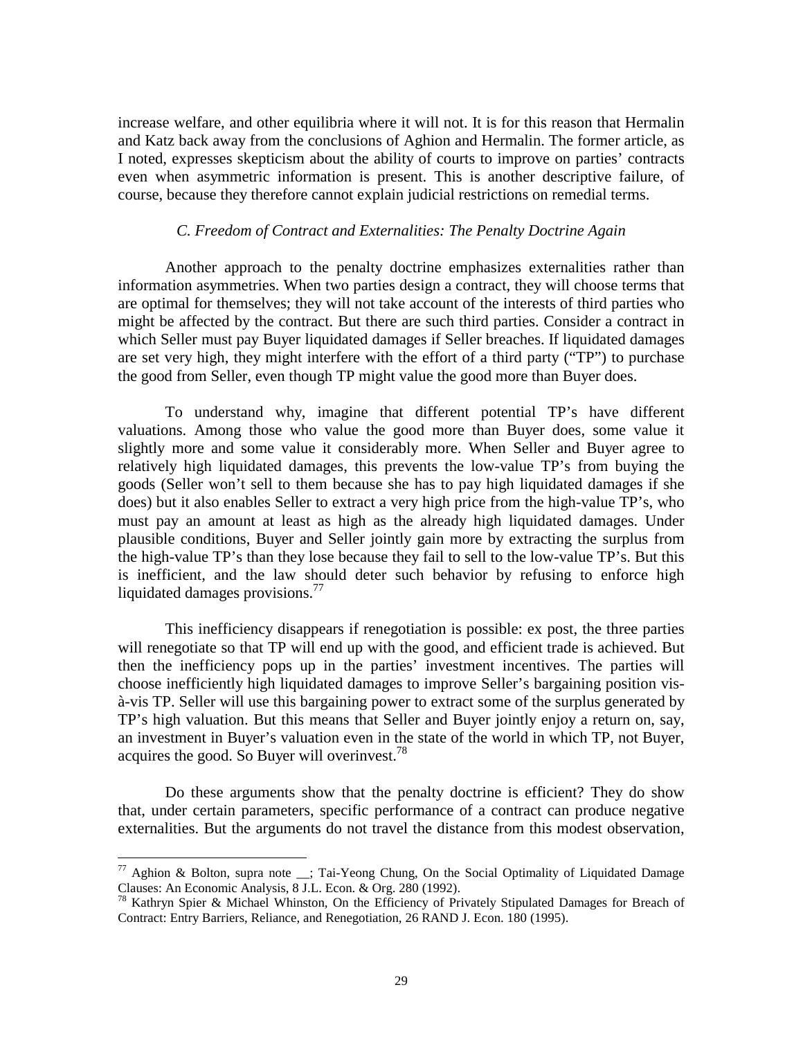increase welfare, and other equilibria where it will not. It is for this reason that Hermalin and Katz back away from the conclusions of Aghion and Hermalin. The former article, as I noted, expresses skepticism about the ability of courts to improve on parties' contracts even when asymmetric information is present. This is another descriptive failure, of course, because they therefore cannot explain judicial restrictions on remedial terms.

### *C. Freedom of Contract and Externalities: The Penalty Doctrine Again*

Another approach to the penalty doctrine emphasizes externalities rather than information asymmetries. When two parties design a contract, they will choose terms that are optimal for themselves; they will not take account of the interests of third parties who might be affected by the contract. But there are such third parties. Consider a contract in which Seller must pay Buyer liquidated damages if Seller breaches. If liquidated damages are set very high, they might interfere with the effort of a third party ("TP") to purchase the good from Seller, even though TP might value the good more than Buyer does.

To understand why, imagine that different potential TP's have different valuations. Among those who value the good more than Buyer does, some value it slightly more and some value it considerably more. When Seller and Buyer agree to relatively high liquidated damages, this prevents the low-value TP's from buying the goods (Seller won't sell to them because she has to pay high liquidated damages if she does) but it also enables Seller to extract a very high price from the high-value TP's, who must pay an amount at least as high as the already high liquidated damages. Under plausible conditions, Buyer and Seller jointly gain more by extracting the surplus from the high-value TP's than they lose because they fail to sell to the low-value TP's. But this is inefficient, and the law should deter such behavior by refusing to enforce high liquidated damages provisions.[77]

This inefficiency disappears if renegotiation is possible: ex post, the three parties will renegotiate so that TP will end up with the good, and efficient trade is achieved. But then the inefficiency pops up in the parties' investment incentives. The parties will choose inefficiently high liquidated damages to improve Seller's bargaining position vis-à-vis TP. Seller will use this bargaining power to extract some of the surplus generated by TP's high valuation. But this means that Seller and Buyer jointly enjoy a return on, say, an investment in Buyer's valuation even in the state of the world in which TP, not Buyer, acquires the good. So Buyer will overinvest.[78]

Do these arguments show that the penalty doctrine is efficient? They do show that, under certain parameters, specific performance of a contract can produce negative externalities. But the arguments do not travel the distance from this modest observation,

---

[77] Aghion & Bolton, supra note __; Tai-Yeong Chung, On the Social Optimality of Liquidated Damage Clauses: An Economic Analysis, 8 J.L. Econ. & Org. 280 (1992).

[78] Kathryn Spier & Michael Whinston, On the Efficiency of Privately Stipulated Damages for Breach of Contract: Entry Barriers, Reliance, and Renegotiation, 26 RAND J. Econ. 180 (1995).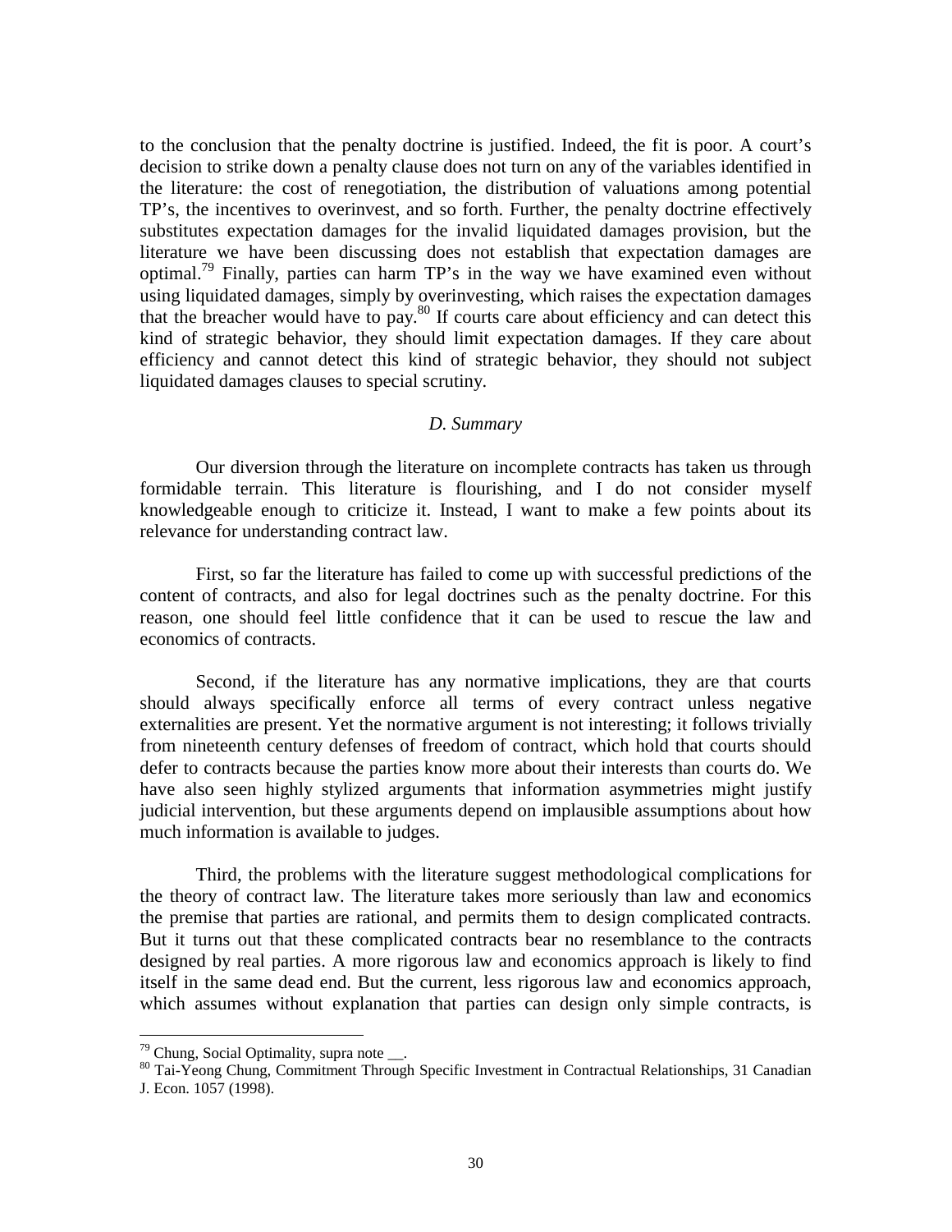to the conclusion that the penalty doctrine is justified. Indeed, the fit is poor. A court's decision to strike down a penalty clause does not turn on any of the variables identified in the literature: the cost of renegotiation, the distribution of valuations among potential TP's, the incentives to overinvest, and so forth. Further, the penalty doctrine effectively substitutes expectation damages for the invalid liquidated damages provision, but the literature we have been discussing does not establish that expectation damages are optimal.[79] Finally, parties can harm TP's in the way we have examined even without using liquidated damages, simply by overinvesting, which raises the expectation damages that the breacher would have to pay.[80] If courts care about efficiency and can detect this kind of strategic behavior, they should limit expectation damages. If they care about efficiency and cannot detect this kind of strategic behavior, they should not subject liquidated damages clauses to special scrutiny.

### *D. Summary*

Our diversion through the literature on incomplete contracts has taken us through formidable terrain. This literature is flourishing, and I do not consider myself knowledgeable enough to criticize it. Instead, I want to make a few points about its relevance for understanding contract law.

First, so far the literature has failed to come up with successful predictions of the content of contracts, and also for legal doctrines such as the penalty doctrine. For this reason, one should feel little confidence that it can be used to rescue the law and economics of contracts.

Second, if the literature has any normative implications, they are that courts should always specifically enforce all terms of every contract unless negative externalities are present. Yet the normative argument is not interesting; it follows trivially from nineteenth century defenses of freedom of contract, which hold that courts should defer to contracts because the parties know more about their interests than courts do. We have also seen highly stylized arguments that information asymmetries might justify judicial intervention, but these arguments depend on implausible assumptions about how much information is available to judges.

Third, the problems with the literature suggest methodological complications for the theory of contract law. The literature takes more seriously than law and economics the premise that parties are rational, and permits them to design complicated contracts. But it turns out that these complicated contracts bear no resemblance to the contracts designed by real parties. A more rigorous law and economics approach is likely to find itself in the same dead end. But the current, less rigorous law and economics approach, which assumes without explanation that parties can design only simple contracts, is

---

[79] Chung, Social Optimality, supra note __.

[80] Tai-Yeong Chung, Commitment Through Specific Investment in Contractual Relationships, 31 Canadian J. Econ. 1057 (1998).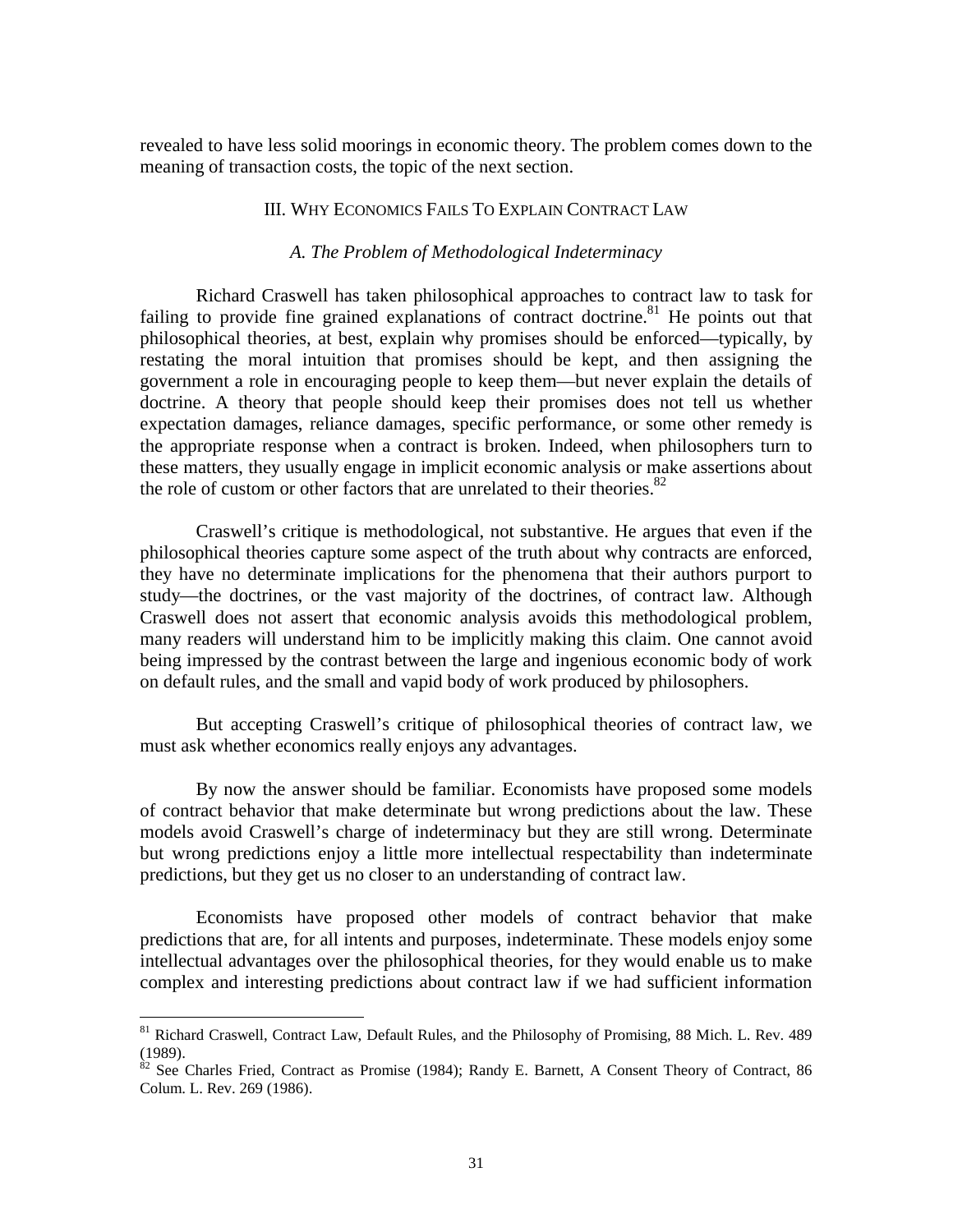revealed to have less solid moorings in economic theory. The problem comes down to the meaning of transaction costs, the topic of the next section.

## III. Why Economics Fails To Explain Contract Law

### *A. The Problem of Methodological Indeterminacy*

Richard Craswell has taken philosophical approaches to contract law to task for failing to provide fine grained explanations of contract doctrine.[81] He points out that philosophical theories, at best, explain why promises should be enforced—typically, by restating the moral intuition that promises should be kept, and then assigning the government a role in encouraging people to keep them—but never explain the details of doctrine. A theory that people should keep their promises does not tell us whether expectation damages, reliance damages, specific performance, or some other remedy is the appropriate response when a contract is broken. Indeed, when philosophers turn to these matters, they usually engage in implicit economic analysis or make assertions about the role of custom or other factors that are unrelated to their theories.[82]

Craswell's critique is methodological, not substantive. He argues that even if the philosophical theories capture some aspect of the truth about why contracts are enforced, they have no determinate implications for the phenomena that their authors purport to study—the doctrines, or the vast majority of the doctrines, of contract law. Although Craswell does not assert that economic analysis avoids this methodological problem, many readers will understand him to be implicitly making this claim. One cannot avoid being impressed by the contrast between the large and ingenious economic body of work on default rules, and the small and vapid body of work produced by philosophers.

But accepting Craswell's critique of philosophical theories of contract law, we must ask whether economics really enjoys any advantages.

By now the answer should be familiar. Economists have proposed some models of contract behavior that make determinate but wrong predictions about the law. These models avoid Craswell's charge of indeterminacy but they are still wrong. Determinate but wrong predictions enjoy a little more intellectual respectability than indeterminate predictions, but they get us no closer to an understanding of contract law.

Economists have proposed other models of contract behavior that make predictions that are, for all intents and purposes, indeterminate. These models enjoy some intellectual advantages over the philosophical theories, for they would enable us to make complex and interesting predictions about contract law if we had sufficient information

---

[81] Richard Craswell, Contract Law, Default Rules, and the Philosophy of Promising, 88 Mich. L. Rev. 489 (1989).

[82] See Charles Fried, Contract as Promise (1984); Randy E. Barnett, A Consent Theory of Contract, 86 Colum. L. Rev. 269 (1986).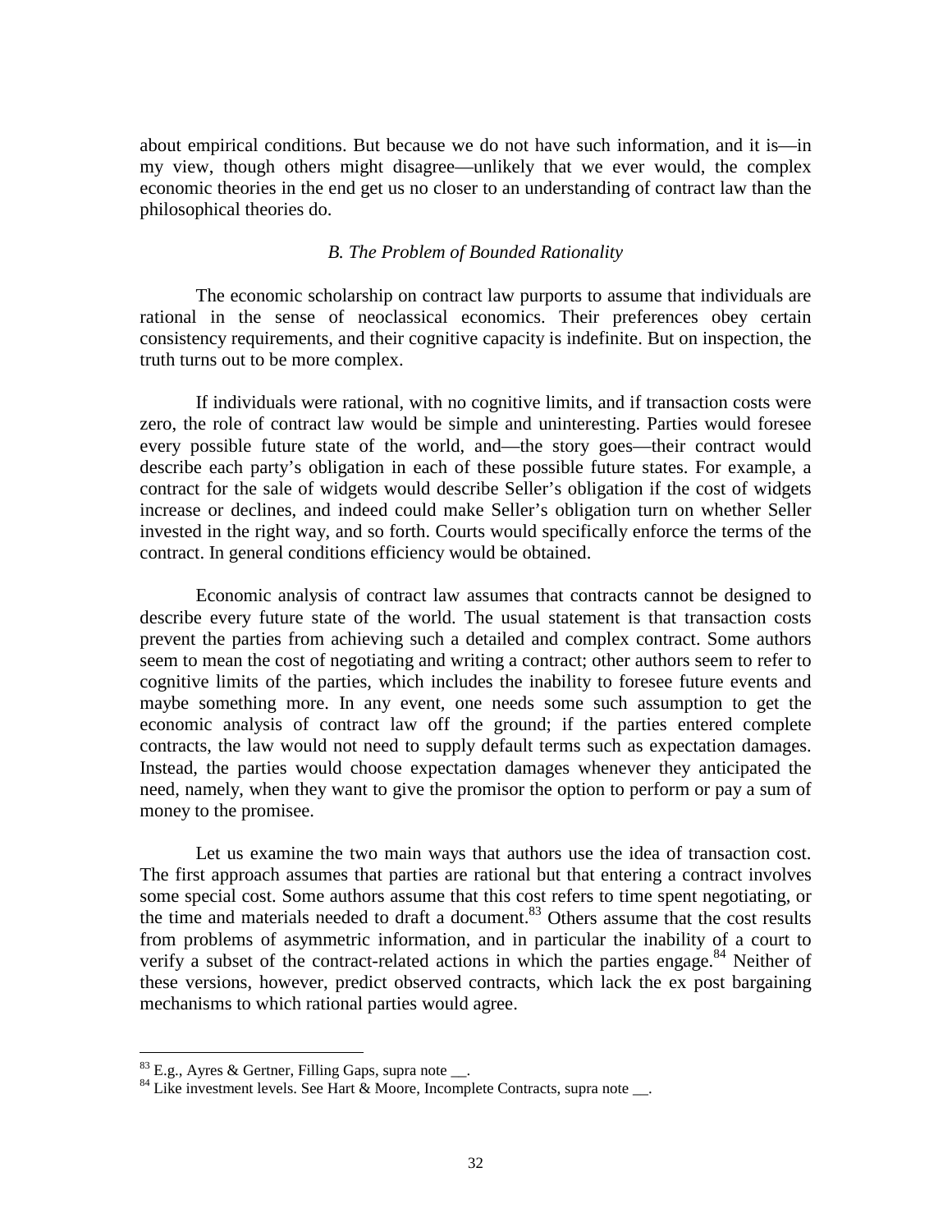about empirical conditions. But because we do not have such information, and it is—in my view, though others might disagree—unlikely that we ever would, the complex economic theories in the end get us no closer to an understanding of contract law than the philosophical theories do.

### *B. The Problem of Bounded Rationality*

The economic scholarship on contract law purports to assume that individuals are rational in the sense of neoclassical economics. Their preferences obey certain consistency requirements, and their cognitive capacity is indefinite. But on inspection, the truth turns out to be more complex.

If individuals were rational, with no cognitive limits, and if transaction costs were zero, the role of contract law would be simple and uninteresting. Parties would foresee every possible future state of the world, and—the story goes—their contract would describe each party's obligation in each of these possible future states. For example, a contract for the sale of widgets would describe Seller's obligation if the cost of widgets increase or declines, and indeed could make Seller's obligation turn on whether Seller invested in the right way, and so forth. Courts would specifically enforce the terms of the contract. In general conditions efficiency would be obtained.

Economic analysis of contract law assumes that contracts cannot be designed to describe every future state of the world. The usual statement is that transaction costs prevent the parties from achieving such a detailed and complex contract. Some authors seem to mean the cost of negotiating and writing a contract; other authors seem to refer to cognitive limits of the parties, which includes the inability to foresee future events and maybe something more. In any event, one needs some such assumption to get the economic analysis of contract law off the ground; if the parties entered complete contracts, the law would not need to supply default terms such as expectation damages. Instead, the parties would choose expectation damages whenever they anticipated the need, namely, when they want to give the promisor the option to perform or pay a sum of money to the promisee.

Let us examine the two main ways that authors use the idea of transaction cost. The first approach assumes that parties are rational but that entering a contract involves some special cost. Some authors assume that this cost refers to time spent negotiating, or the time and materials needed to draft a document.[83] Others assume that the cost results from problems of asymmetric information, and in particular the inability of a court to verify a subset of the contract-related actions in which the parties engage.[84] Neither of these versions, however, predict observed contracts, which lack the ex post bargaining mechanisms to which rational parties would agree.

---

[83] E.g., Ayres & Gertner, Filling Gaps, supra note __.

[84] Like investment levels. See Hart & Moore, Incomplete Contracts, supra note __.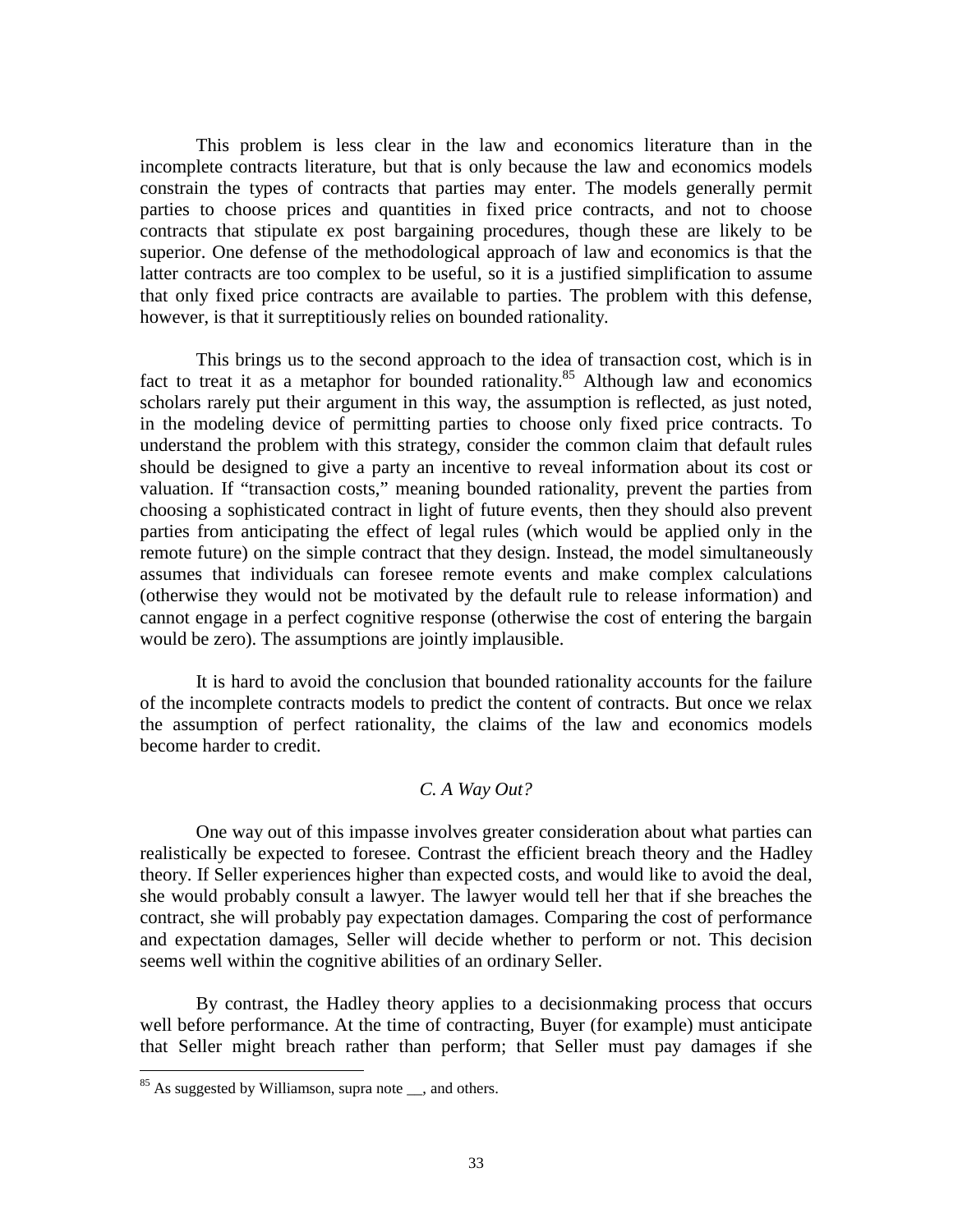This problem is less clear in the law and economics literature than in the incomplete contracts literature, but that is only because the law and economics models constrain the types of contracts that parties may enter. The models generally permit parties to choose prices and quantities in fixed price contracts, and not to choose contracts that stipulate ex post bargaining procedures, though these are likely to be superior. One defense of the methodological approach of law and economics is that the latter contracts are too complex to be useful, so it is a justified simplification to assume that only fixed price contracts are available to parties. The problem with this defense, however, is that it surreptitiously relies on bounded rationality.

This brings us to the second approach to the idea of transaction cost, which is in fact to treat it as a metaphor for bounded rationality.[85] Although law and economics scholars rarely put their argument in this way, the assumption is reflected, as just noted, in the modeling device of permitting parties to choose only fixed price contracts. To understand the problem with this strategy, consider the common claim that default rules should be designed to give a party an incentive to reveal information about its cost or valuation. If "transaction costs," meaning bounded rationality, prevent the parties from choosing a sophisticated contract in light of future events, then they should also prevent parties from anticipating the effect of legal rules (which would be applied only in the remote future) on the simple contract that they design. Instead, the model simultaneously assumes that individuals can foresee remote events and make complex calculations (otherwise they would not be motivated by the default rule to release information) and cannot engage in a perfect cognitive response (otherwise the cost of entering the bargain would be zero). The assumptions are jointly implausible.

It is hard to avoid the conclusion that bounded rationality accounts for the failure of the incomplete contracts models to predict the content of contracts. But once we relax the assumption of perfect rationality, the claims of the law and economics models become harder to credit.

### *C. A Way Out?*

One way out of this impasse involves greater consideration about what parties can realistically be expected to foresee. Contrast the efficient breach theory and the Hadley theory. If Seller experiences higher than expected costs, and would like to avoid the deal, she would probably consult a lawyer. The lawyer would tell her that if she breaches the contract, she will probably pay expectation damages. Comparing the cost of performance and expectation damages, Seller will decide whether to perform or not. This decision seems well within the cognitive abilities of an ordinary Seller.

By contrast, the Hadley theory applies to a decisionmaking process that occurs well before performance. At the time of contracting, Buyer (for example) must anticipate that Seller might breach rather than perform; that Seller must pay damages if she

---

[85] As suggested by Williamson, supra note __, and others.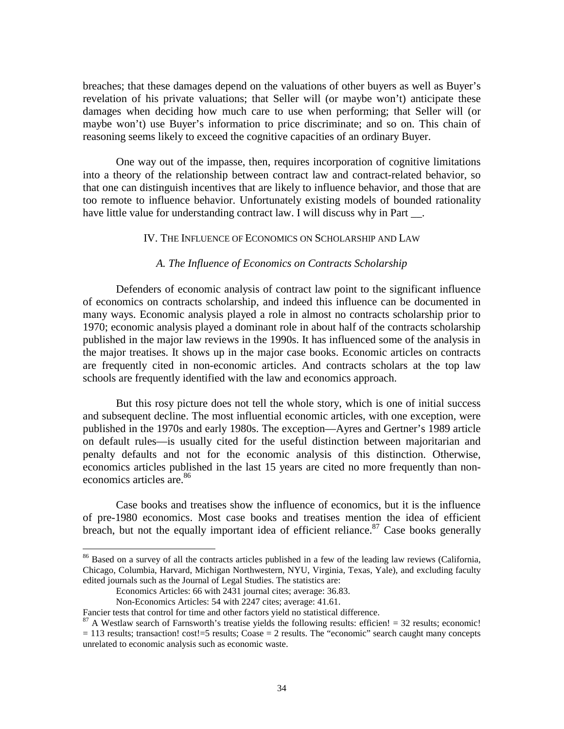breaches; that these damages depend on the valuations of other buyers as well as Buyer's revelation of his private valuations; that Seller will (or maybe won't) anticipate these damages when deciding how much care to use when performing; that Seller will (or maybe won't) use Buyer's information to price discriminate; and so on. This chain of reasoning seems likely to exceed the cognitive capacities of an ordinary Buyer.

One way out of the impasse, then, requires incorporation of cognitive limitations into a theory of the relationship between contract law and contract-related behavior, so that one can distinguish incentives that are likely to influence behavior, and those that are too remote to influence behavior. Unfortunately existing models of bounded rationality have little value for understanding contract law. I will discuss why in Part __.

## IV. The Influence of Economics on Scholarship and Law

### *A. The Influence of Economics on Contracts Scholarship*

Defenders of economic analysis of contract law point to the significant influence of economics on contracts scholarship, and indeed this influence can be documented in many ways. Economic analysis played a role in almost no contracts scholarship prior to 1970; economic analysis played a dominant role in about half of the contracts scholarship published in the major law reviews in the 1990s. It has influenced some of the analysis in the major treatises. It shows up in the major case books. Economic articles on contracts are frequently cited in non-economic articles. And contracts scholars at the top law schools are frequently identified with the law and economics approach.

But this rosy picture does not tell the whole story, which is one of initial success and subsequent decline. The most influential economic articles, with one exception, were published in the 1970s and early 1980s. The exception—Ayres and Gertner's 1989 article on default rules—is usually cited for the useful distinction between majoritarian and penalty defaults and not for the economic analysis of this distinction. Otherwise, economics articles published in the last 15 years are cited no more frequently than non-economics articles are.[86]

Case books and treatises show the influence of economics, but it is the influence of pre-1980 economics. Most case books and treatises mention the idea of efficient breach, but not the equally important idea of efficient reliance.[87] Case books generally

---

[86] Based on a survey of all the contracts articles published in a few of the leading law reviews (California, Chicago, Columbia, Harvard, Michigan Northwestern, NYU, Virginia, Texas, Yale), and excluding faculty edited journals such as the Journal of Legal Studies. The statistics are:

Economics Articles: 66 with 2431 journal cites; average: 36.83.

Non-Economics Articles: 54 with 2247 cites; average: 41.61.

Fancier tests that control for time and other factors yield no statistical difference.

[87] A Westlaw search of Farnsworth's treatise yields the following results: efficien! = 32 results; economic! = 113 results; transaction! cost!=5 results; Coase = 2 results. The "economic" search caught many concepts unrelated to economic analysis such as economic waste.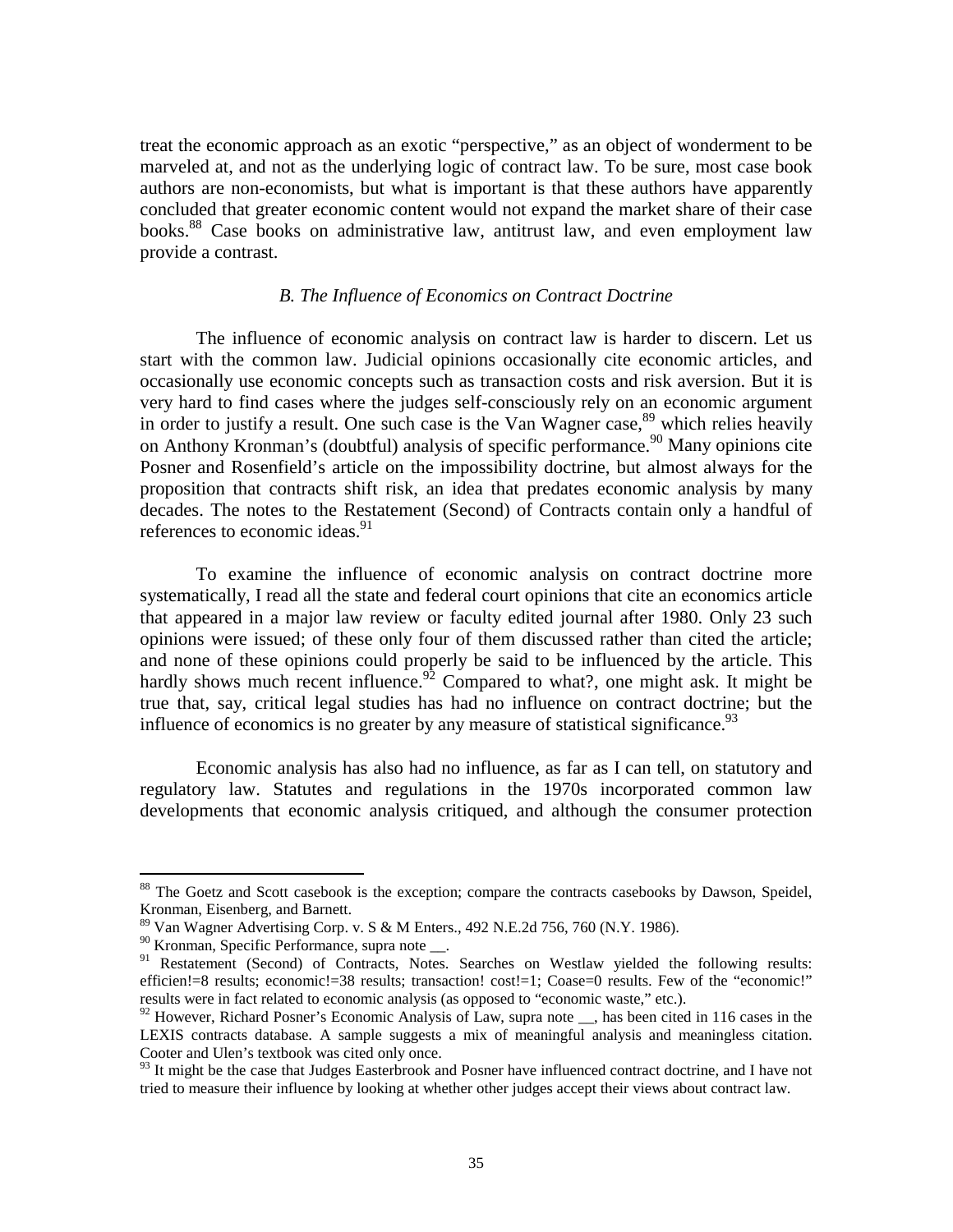treat the economic approach as an exotic "perspective," as an object of wonderment to be marveled at, and not as the underlying logic of contract law. To be sure, most case book authors are non-economists, but what is important is that these authors have apparently concluded that greater economic content would not expand the market share of their case books.[88] Case books on administrative law, antitrust law, and even employment law provide a contrast.

### *B. The Influence of Economics on Contract Doctrine*

The influence of economic analysis on contract law is harder to discern. Let us start with the common law. Judicial opinions occasionally cite economic articles, and occasionally use economic concepts such as transaction costs and risk aversion. But it is very hard to find cases where the judges self-consciously rely on an economic argument in order to justify a result. One such case is the Van Wagner case,[89] which relies heavily on Anthony Kronman's (doubtful) analysis of specific performance.[90] Many opinions cite Posner and Rosenfield's article on the impossibility doctrine, but almost always for the proposition that contracts shift risk, an idea that predates economic analysis by many decades. The notes to the Restatement (Second) of Contracts contain only a handful of references to economic ideas.[91]

To examine the influence of economic analysis on contract doctrine more systematically, I read all the state and federal court opinions that cite an economics article that appeared in a major law review or faculty edited journal after 1980. Only 23 such opinions were issued; of these only four of them discussed rather than cited the article; and none of these opinions could properly be said to be influenced by the article. This hardly shows much recent influence.[92] Compared to what?, one might ask. It might be true that, say, critical legal studies has had no influence on contract doctrine; but the influence of economics is no greater by any measure of statistical significance.[93]

Economic analysis has also had no influence, as far as I can tell, on statutory and regulatory law. Statutes and regulations in the 1970s incorporated common law developments that economic analysis critiqued, and although the consumer protection

---

[88] The Goetz and Scott casebook is the exception; compare the contracts casebooks by Dawson, Speidel, Kronman, Eisenberg, and Barnett.

[89] Van Wagner Advertising Corp. v. S & M Enters., 492 N.E.2d 756, 760 (N.Y. 1986).

[90] Kronman, Specific Performance, supra note __.

[91] Restatement (Second) of Contracts, Notes. Searches on Westlaw yielded the following results: efficien!=8 results; economic!=38 results; transaction! cost!=1; Coase=0 results. Few of the "economic!" results were in fact related to economic analysis (as opposed to "economic waste," etc.).

[92] However, Richard Posner's Economic Analysis of Law, supra note __, has been cited in 116 cases in the LEXIS contracts database. A sample suggests a mix of meaningful analysis and meaningless citation. Cooter and Ulen's textbook was cited only once.

[93] It might be the case that Judges Easterbrook and Posner have influenced contract doctrine, and I have not tried to measure their influence by looking at whether other judges accept their views about contract law.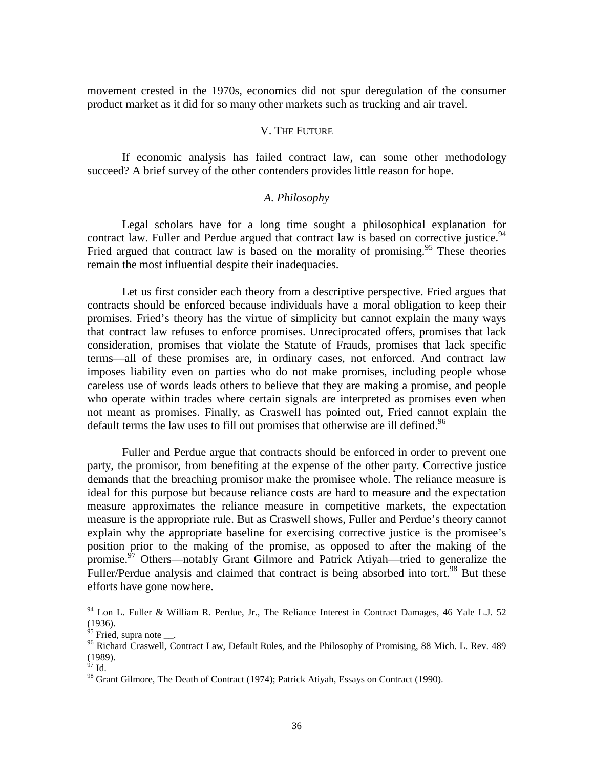movement crested in the 1970s, economics did not spur deregulation of the consumer product market as it did for so many other markets such as trucking and air travel.

## V. The Future

If economic analysis has failed contract law, can some other methodology succeed? A brief survey of the other contenders provides little reason for hope.

### *A. Philosophy*

Legal scholars have for a long time sought a philosophical explanation for contract law. Fuller and Perdue argued that contract law is based on corrective justice.[94] Fried argued that contract law is based on the morality of promising.[95] These theories remain the most influential despite their inadequacies.

Let us first consider each theory from a descriptive perspective. Fried argues that contracts should be enforced because individuals have a moral obligation to keep their promises. Fried's theory has the virtue of simplicity but cannot explain the many ways that contract law refuses to enforce promises. Unreciprocated offers, promises that lack consideration, promises that violate the Statute of Frauds, promises that lack specific terms—all of these promises are, in ordinary cases, not enforced. And contract law imposes liability even on parties who do not make promises, including people whose careless use of words leads others to believe that they are making a promise, and people who operate within trades where certain signals are interpreted as promises even when not meant as promises. Finally, as Craswell has pointed out, Fried cannot explain the default terms the law uses to fill out promises that otherwise are ill defined.[96]

Fuller and Perdue argue that contracts should be enforced in order to prevent one party, the promisor, from benefiting at the expense of the other party. Corrective justice demands that the breaching promisor make the promisee whole. The reliance measure is ideal for this purpose but because reliance costs are hard to measure and the expectation measure approximates the reliance measure in competitive markets, the expectation measure is the appropriate rule. But as Craswell shows, Fuller and Perdue's theory cannot explain why the appropriate baseline for exercising corrective justice is the promisee's position prior to the making of the promise, as opposed to after the making of the promise.[97] Others—notably Grant Gilmore and Patrick Atiyah—tried to generalize the Fuller/Perdue analysis and claimed that contract is being absorbed into tort.[98] But these efforts have gone nowhere.

---

[94] Lon L. Fuller & William R. Perdue, Jr., The Reliance Interest in Contract Damages, 46 Yale L.J. 52 (1936).

[95] Fried, supra note __.

[96] Richard Craswell, Contract Law, Default Rules, and the Philosophy of Promising, 88 Mich. L. Rev. 489 (1989).

[97] Id.

[98] Grant Gilmore, The Death of Contract (1974); Patrick Atiyah, Essays on Contract (1990).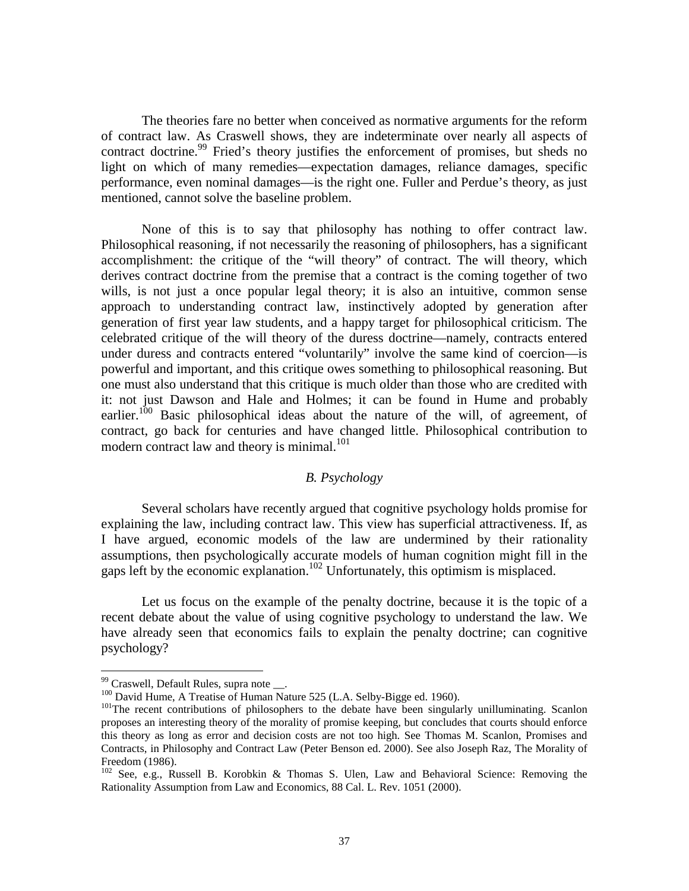The theories fare no better when conceived as normative arguments for the reform of contract law. As Craswell shows, they are indeterminate over nearly all aspects of contract doctrine.[99] Fried's theory justifies the enforcement of promises, but sheds no light on which of many remedies—expectation damages, reliance damages, specific performance, even nominal damages—is the right one. Fuller and Perdue's theory, as just mentioned, cannot solve the baseline problem.

None of this is to say that philosophy has nothing to offer contract law. Philosophical reasoning, if not necessarily the reasoning of philosophers, has a significant accomplishment: the critique of the "will theory" of contract. The will theory, which derives contract doctrine from the premise that a contract is the coming together of two wills, is not just a once popular legal theory; it is also an intuitive, common sense approach to understanding contract law, instinctively adopted by generation after generation of first year law students, and a happy target for philosophical criticism. The celebrated critique of the will theory of the duress doctrine—namely, contracts entered under duress and contracts entered "voluntarily" involve the same kind of coercion—is powerful and important, and this critique owes something to philosophical reasoning. But one must also understand that this critique is much older than those who are credited with it: not just Dawson and Hale and Holmes; it can be found in Hume and probably earlier.[100] Basic philosophical ideas about the nature of the will, of agreement, of contract, go back for centuries and have changed little. Philosophical contribution to modern contract law and theory is minimal.[101]

### *B. Psychology*

Several scholars have recently argued that cognitive psychology holds promise for explaining the law, including contract law. This view has superficial attractiveness. If, as I have argued, economic models of the law are undermined by their rationality assumptions, then psychologically accurate models of human cognition might fill in the gaps left by the economic explanation.[102] Unfortunately, this optimism is misplaced.

Let us focus on the example of the penalty doctrine, because it is the topic of a recent debate about the value of using cognitive psychology to understand the law. We have already seen that economics fails to explain the penalty doctrine; can cognitive psychology?

---

[99] Craswell, Default Rules, supra note __.

[100] David Hume, A Treatise of Human Nature 525 (L.A. Selby-Bigge ed. 1960).

[101] The recent contributions of philosophers to the debate have been singularly unilluminating. Scanlon proposes an interesting theory of the morality of promise keeping, but concludes that courts should enforce this theory as long as error and decision costs are not too high. See Thomas M. Scanlon, Promises and Contracts, in Philosophy and Contract Law (Peter Benson ed. 2000). See also Joseph Raz, The Morality of Freedom (1986).

[102] See, e.g., Russell B. Korobkin & Thomas S. Ulen, Law and Behavioral Science: Removing the Rationality Assumption from Law and Economics, 88 Cal. L. Rev. 1051 (2000).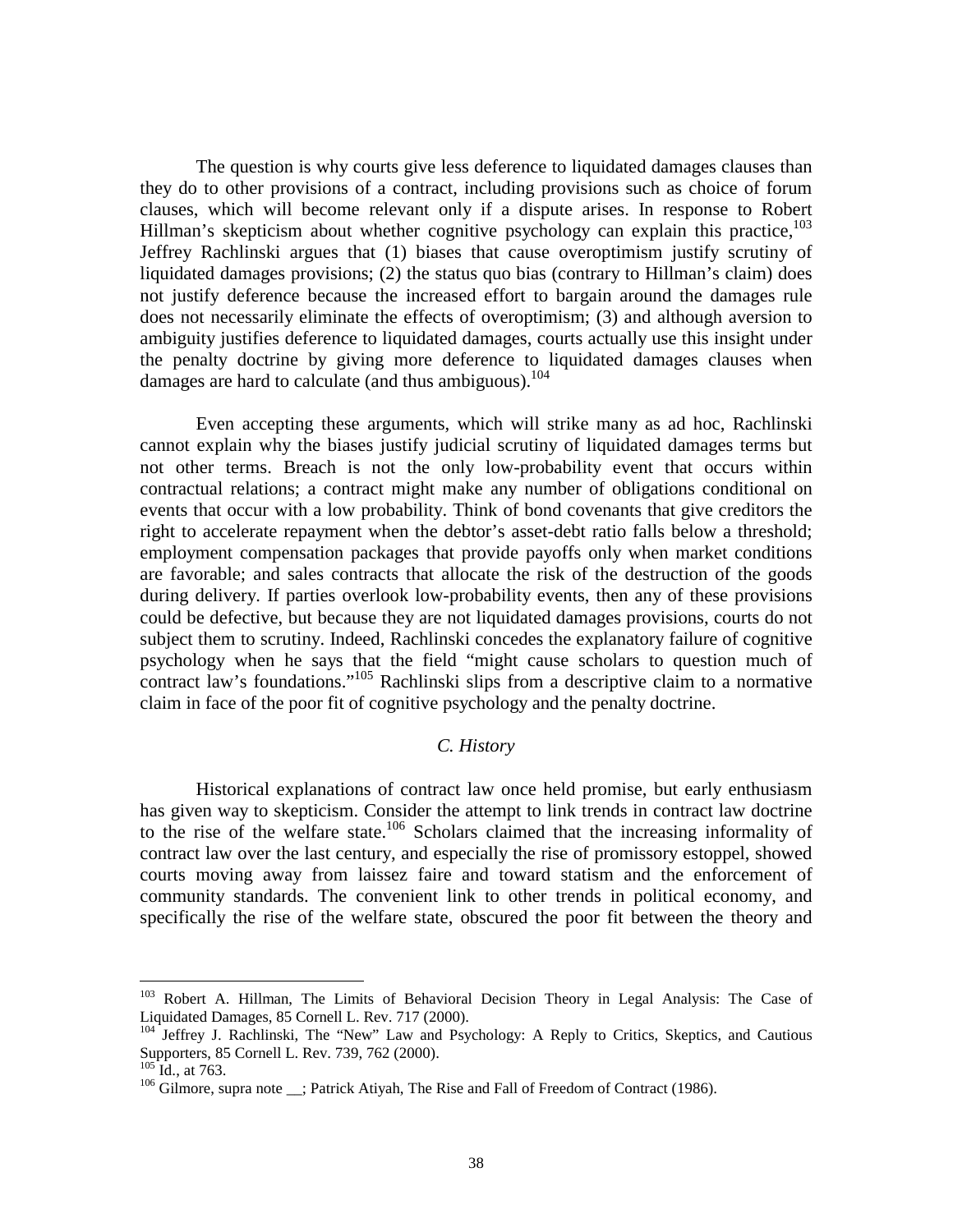The question is why courts give less deference to liquidated damages clauses than they do to other provisions of a contract, including provisions such as choice of forum clauses, which will become relevant only if a dispute arises. In response to Robert Hillman's skepticism about whether cognitive psychology can explain this practice,[103] Jeffrey Rachlinski argues that (1) biases that cause overoptimism justify scrutiny of liquidated damages provisions; (2) the status quo bias (contrary to Hillman's claim) does not justify deference because the increased effort to bargain around the damages rule does not necessarily eliminate the effects of overoptimism; (3) and although aversion to ambiguity justifies deference to liquidated damages, courts actually use this insight under the penalty doctrine by giving more deference to liquidated damages clauses when damages are hard to calculate (and thus ambiguous).[104]

Even accepting these arguments, which will strike many as ad hoc, Rachlinski cannot explain why the biases justify judicial scrutiny of liquidated damages terms but not other terms. Breach is not the only low-probability event that occurs within contractual relations; a contract might make any number of obligations conditional on events that occur with a low probability. Think of bond covenants that give creditors the right to accelerate repayment when the debtor's asset-debt ratio falls below a threshold; employment compensation packages that provide payoffs only when market conditions are favorable; and sales contracts that allocate the risk of the destruction of the goods during delivery. If parties overlook low-probability events, then any of these provisions could be defective, but because they are not liquidated damages provisions, courts do not subject them to scrutiny. Indeed, Rachlinski concedes the explanatory failure of cognitive psychology when he says that the field "might cause scholars to question much of contract law's foundations."[105] Rachlinski slips from a descriptive claim to a normative claim in face of the poor fit of cognitive psychology and the penalty doctrine.

### *C. History*

Historical explanations of contract law once held promise, but early enthusiasm has given way to skepticism. Consider the attempt to link trends in contract law doctrine to the rise of the welfare state.[106] Scholars claimed that the increasing informality of contract law over the last century, and especially the rise of promissory estoppel, showed courts moving away from laissez faire and toward statism and the enforcement of community standards. The convenient link to other trends in political economy, and specifically the rise of the welfare state, obscured the poor fit between the theory and

---

[103] Robert A. Hillman, The Limits of Behavioral Decision Theory in Legal Analysis: The Case of Liquidated Damages, 85 Cornell L. Rev. 717 (2000).

[104] Jeffrey J. Rachlinski, The "New" Law and Psychology: A Reply to Critics, Skeptics, and Cautious Supporters, 85 Cornell L. Rev. 739, 762 (2000).

[105] Id., at 763.

[106] Gilmore, supra note __; Patrick Atiyah, The Rise and Fall of Freedom of Contract (1986).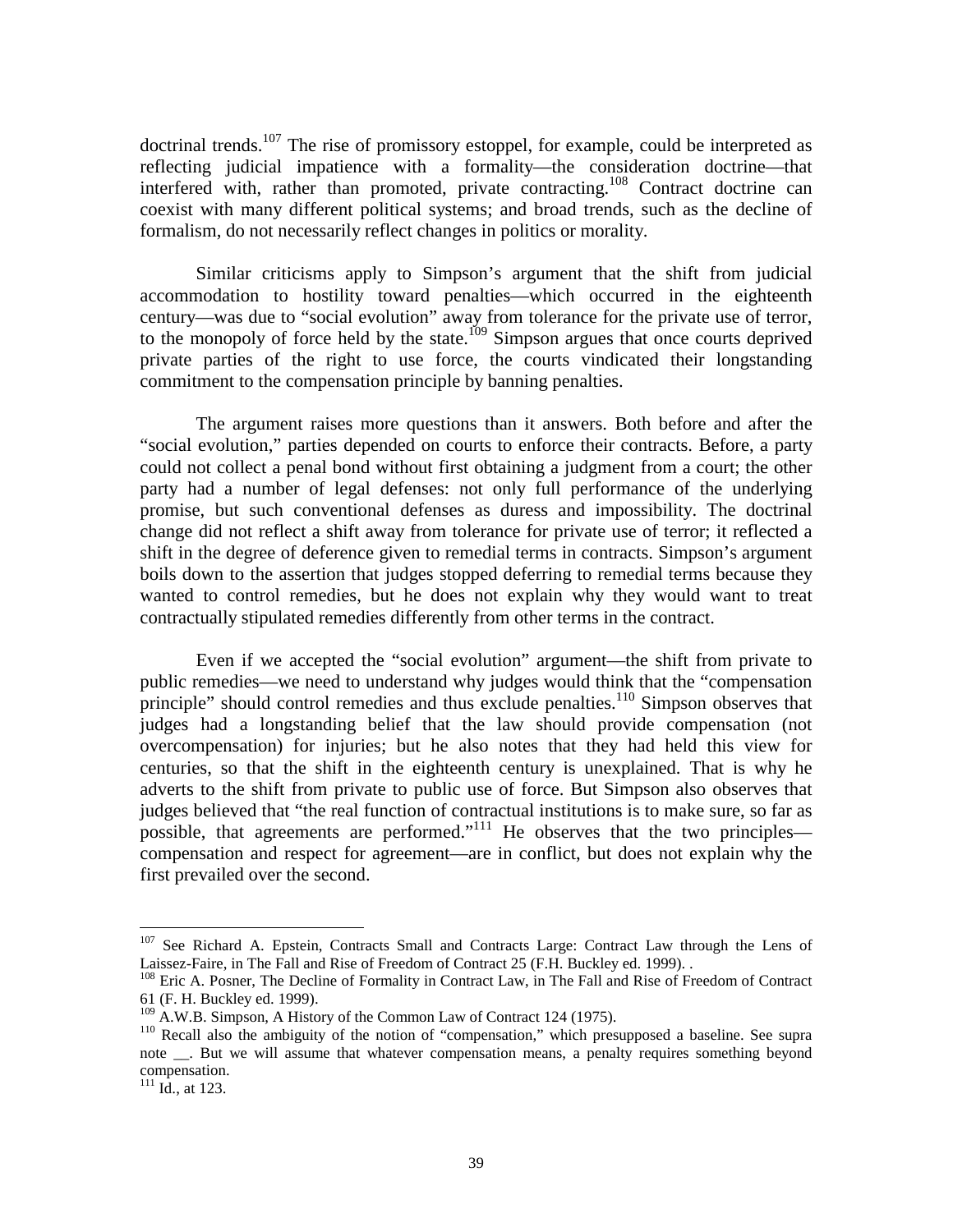doctrinal trends.[107] The rise of promissory estoppel, for example, could be interpreted as reflecting judicial impatience with a formality—the consideration doctrine—that interfered with, rather than promoted, private contracting.[108] Contract doctrine can coexist with many different political systems; and broad trends, such as the decline of formalism, do not necessarily reflect changes in politics or morality.

Similar criticisms apply to Simpson's argument that the shift from judicial accommodation to hostility toward penalties—which occurred in the eighteenth century—was due to "social evolution" away from tolerance for the private use of terror, to the monopoly of force held by the state.[109] Simpson argues that once courts deprived private parties of the right to use force, the courts vindicated their longstanding commitment to the compensation principle by banning penalties.

The argument raises more questions than it answers. Both before and after the "social evolution," parties depended on courts to enforce their contracts. Before, a party could not collect a penal bond without first obtaining a judgment from a court; the other party had a number of legal defenses: not only full performance of the underlying promise, but such conventional defenses as duress and impossibility. The doctrinal change did not reflect a shift away from tolerance for private use of terror; it reflected a shift in the degree of deference given to remedial terms in contracts. Simpson's argument boils down to the assertion that judges stopped deferring to remedial terms because they wanted to control remedies, but he does not explain why they would want to treat contractually stipulated remedies differently from other terms in the contract.

Even if we accepted the "social evolution" argument—the shift from private to public remedies—we need to understand why judges would think that the "compensation principle" should control remedies and thus exclude penalties.[110] Simpson observes that judges had a longstanding belief that the law should provide compensation (not overcompensation) for injuries; but he also notes that they had held this view for centuries, so that the shift in the eighteenth century is unexplained. That is why he adverts to the shift from private to public use of force. But Simpson also observes that judges believed that "the real function of contractual institutions is to make sure, so far as possible, that agreements are performed."[111] He observes that the two principles—compensation and respect for agreement—are in conflict, but does not explain why the first prevailed over the second.

---

[107] See Richard A. Epstein, Contracts Small and Contracts Large: Contract Law through the Lens of Laissez-Faire, in The Fall and Rise of Freedom of Contract 25 (F.H. Buckley ed. 1999). .

[108] Eric A. Posner, The Decline of Formality in Contract Law, in The Fall and Rise of Freedom of Contract 61 (F. H. Buckley ed. 1999).

[109] A.W.B. Simpson, A History of the Common Law of Contract 124 (1975).

[110] Recall also the ambiguity of the notion of "compensation," which presupposed a baseline. See supra note __. But we will assume that whatever compensation means, a penalty requires something beyond compensation.

[111] Id., at 123.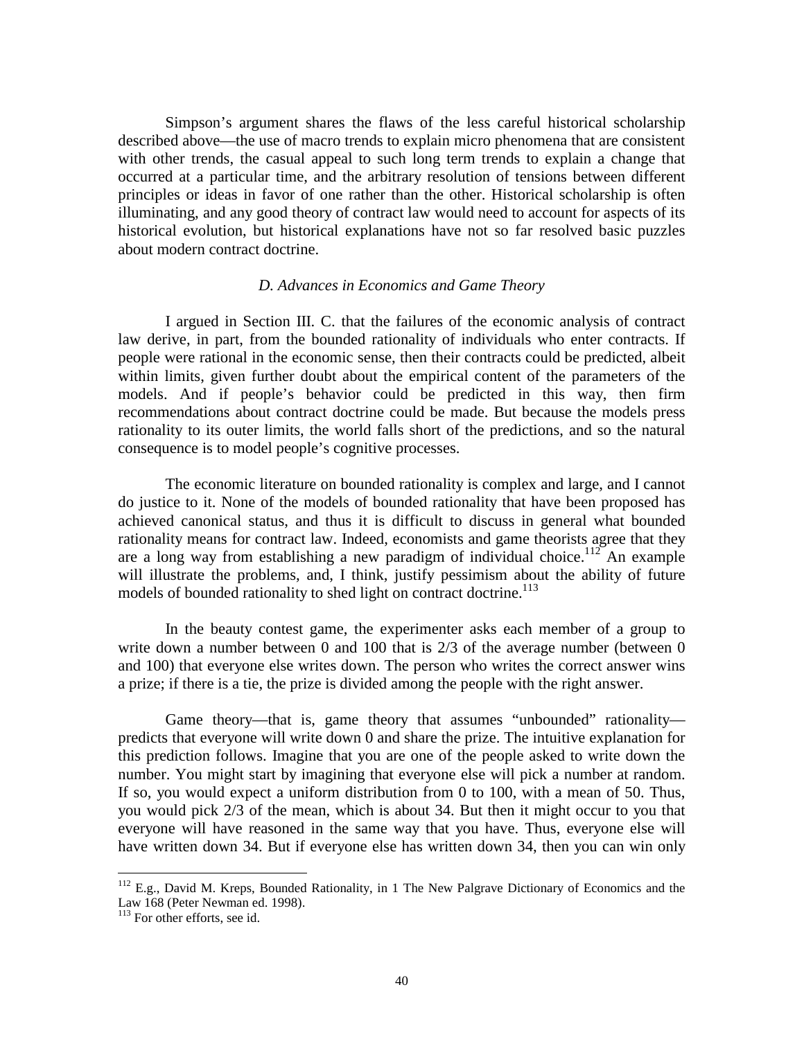Simpson's argument shares the flaws of the less careful historical scholarship described above—the use of macro trends to explain micro phenomena that are consistent with other trends, the casual appeal to such long term trends to explain a change that occurred at a particular time, and the arbitrary resolution of tensions between different principles or ideas in favor of one rather than the other. Historical scholarship is often illuminating, and any good theory of contract law would need to account for aspects of its historical evolution, but historical explanations have not so far resolved basic puzzles about modern contract doctrine.

### *D. Advances in Economics and Game Theory*

I argued in Section III. C. that the failures of the economic analysis of contract law derive, in part, from the bounded rationality of individuals who enter contracts. If people were rational in the economic sense, then their contracts could be predicted, albeit within limits, given further doubt about the empirical content of the parameters of the models. And if people's behavior could be predicted in this way, then firm recommendations about contract doctrine could be made. But because the models press rationality to its outer limits, the world falls short of the predictions, and so the natural consequence is to model people's cognitive processes.

The economic literature on bounded rationality is complex and large, and I cannot do justice to it. None of the models of bounded rationality that have been proposed has achieved canonical status, and thus it is difficult to discuss in general what bounded rationality means for contract law. Indeed, economists and game theorists agree that they are a long way from establishing a new paradigm of individual choice.[112] An example will illustrate the problems, and, I think, justify pessimism about the ability of future models of bounded rationality to shed light on contract doctrine.[113]

In the beauty contest game, the experimenter asks each member of a group to write down a number between 0 and 100 that is 2/3 of the average number (between 0 and 100) that everyone else writes down. The person who writes the correct answer wins a prize; if there is a tie, the prize is divided among the people with the right answer.

Game theory—that is, game theory that assumes "unbounded" rationality—predicts that everyone will write down 0 and share the prize. The intuitive explanation for this prediction follows. Imagine that you are one of the people asked to write down the number. You might start by imagining that everyone else will pick a number at random. If so, you would expect a uniform distribution from 0 to 100, with a mean of 50. Thus, you would pick 2/3 of the mean, which is about 34. But then it might occur to you that everyone will have reasoned in the same way that you have. Thus, everyone else will have written down 34. But if everyone else has written down 34, then you can win only

---

[112] E.g., David M. Kreps, Bounded Rationality, in 1 The New Palgrave Dictionary of Economics and the Law 168 (Peter Newman ed. 1998).

[113] For other efforts, see id.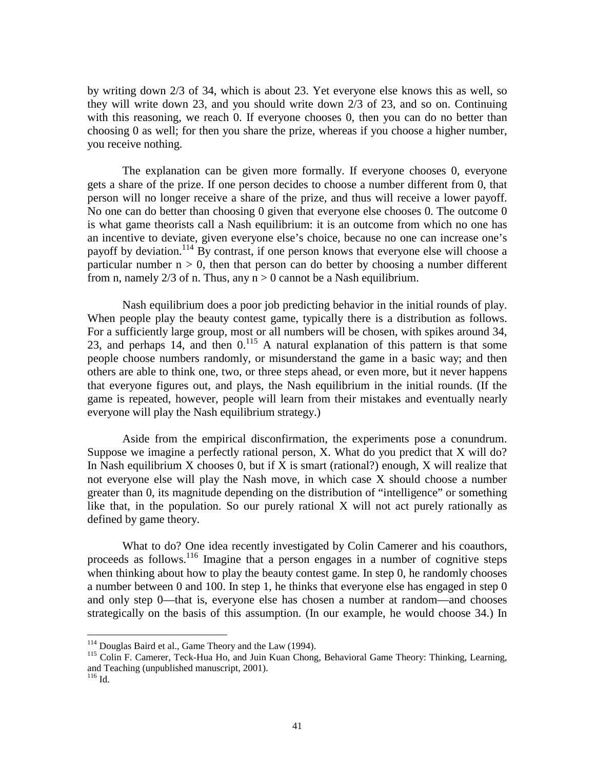by writing down 2/3 of 34, which is about 23. Yet everyone else knows this as well, so they will write down 23, and you should write down 2/3 of 23, and so on. Continuing with this reasoning, we reach 0. If everyone chooses 0, then you can do no better than choosing 0 as well; for then you share the prize, whereas if you choose a higher number, you receive nothing.

The explanation can be given more formally. If everyone chooses 0, everyone gets a share of the prize. If one person decides to choose a number different from 0, that person will no longer receive a share of the prize, and thus will receive a lower payoff. No one can do better than choosing 0 given that everyone else chooses 0. The outcome 0 is what game theorists call a Nash equilibrium: it is an outcome from which no one has an incentive to deviate, given everyone else's choice, because no one can increase one's payoff by deviation.[114] By contrast, if one person knows that everyone else will choose a particular number $n > 0$, then that person can do better by choosing a number different from n, namely 2/3 of n. Thus, any $n > 0$ cannot be a Nash equilibrium.

Nash equilibrium does a poor job predicting behavior in the initial rounds of play. When people play the beauty contest game, typically there is a distribution as follows. For a sufficiently large group, most or all numbers will be chosen, with spikes around 34, 23, and perhaps 14, and then 0.[115] A natural explanation of this pattern is that some people choose numbers randomly, or misunderstand the game in a basic way; and then others are able to think one, two, or three steps ahead, or even more, but it never happens that everyone figures out, and plays, the Nash equilibrium in the initial rounds. (If the game is repeated, however, people will learn from their mistakes and eventually nearly everyone will play the Nash equilibrium strategy.)

Aside from the empirical disconfirmation, the experiments pose a conundrum. Suppose we imagine a perfectly rational person, X. What do you predict that X will do? In Nash equilibrium X chooses 0, but if X is smart (rational?) enough, X will realize that not everyone else will play the Nash move, in which case X should choose a number greater than 0, its magnitude depending on the distribution of "intelligence" or something like that, in the population. So our purely rational X will not act purely rationally as defined by game theory.

What to do? One idea recently investigated by Colin Camerer and his coauthors, proceeds as follows.[116] Imagine that a person engages in a number of cognitive steps when thinking about how to play the beauty contest game. In step 0, he randomly chooses a number between 0 and 100. In step 1, he thinks that everyone else has engaged in step 0 and only step 0—that is, everyone else has chosen a number at random—and chooses strategically on the basis of this assumption. (In our example, he would choose 34.) In

---

[114] Douglas Baird et al., Game Theory and the Law (1994).

[115] Colin F. Camerer, Teck-Hua Ho, and Juin Kuan Chong, Behavioral Game Theory: Thinking, Learning, and Teaching (unpublished manuscript, 2001).

[116] Id.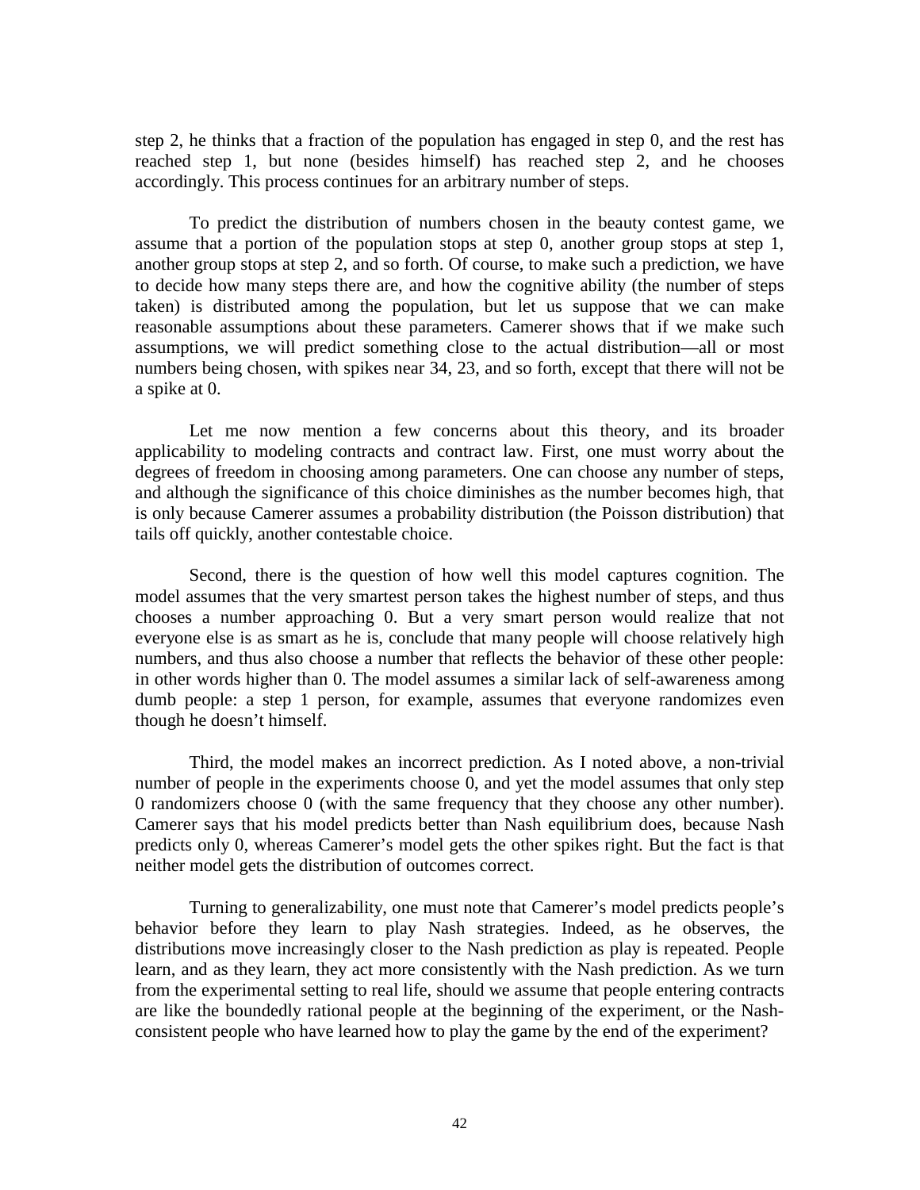step 2, he thinks that a fraction of the population has engaged in step 0, and the rest has reached step 1, but none (besides himself) has reached step 2, and he chooses accordingly. This process continues for an arbitrary number of steps.

To predict the distribution of numbers chosen in the beauty contest game, we assume that a portion of the population stops at step 0, another group stops at step 1, another group stops at step 2, and so forth. Of course, to make such a prediction, we have to decide how many steps there are, and how the cognitive ability (the number of steps taken) is distributed among the population, but let us suppose that we can make reasonable assumptions about these parameters. Camerer shows that if we make such assumptions, we will predict something close to the actual distribution—all or most numbers being chosen, with spikes near 34, 23, and so forth, except that there will not be a spike at 0.

Let me now mention a few concerns about this theory, and its broader applicability to modeling contracts and contract law. First, one must worry about the degrees of freedom in choosing among parameters. One can choose any number of steps, and although the significance of this choice diminishes as the number becomes high, that is only because Camerer assumes a probability distribution (the Poisson distribution) that tails off quickly, another contestable choice.

Second, there is the question of how well this model captures cognition. The model assumes that the very smartest person takes the highest number of steps, and thus chooses a number approaching 0. But a very smart person would realize that not everyone else is as smart as he is, conclude that many people will choose relatively high numbers, and thus also choose a number that reflects the behavior of these other people: in other words higher than 0. The model assumes a similar lack of self-awareness among dumb people: a step 1 person, for example, assumes that everyone randomizes even though he doesn't himself.

Third, the model makes an incorrect prediction. As I noted above, a non-trivial number of people in the experiments choose 0, and yet the model assumes that only step 0 randomizers choose 0 (with the same frequency that they choose any other number). Camerer says that his model predicts better than Nash equilibrium does, because Nash predicts only 0, whereas Camerer's model gets the other spikes right. But the fact is that neither model gets the distribution of outcomes correct.

Turning to generalizability, one must note that Camerer's model predicts people's behavior before they learn to play Nash strategies. Indeed, as he observes, the distributions move increasingly closer to the Nash prediction as play is repeated. People learn, and as they learn, they act more consistently with the Nash prediction. As we turn from the experimental setting to real life, should we assume that people entering contracts are like the boundedly rational people at the beginning of the experiment, or the Nash-consistent people who have learned how to play the game by the end of the experiment?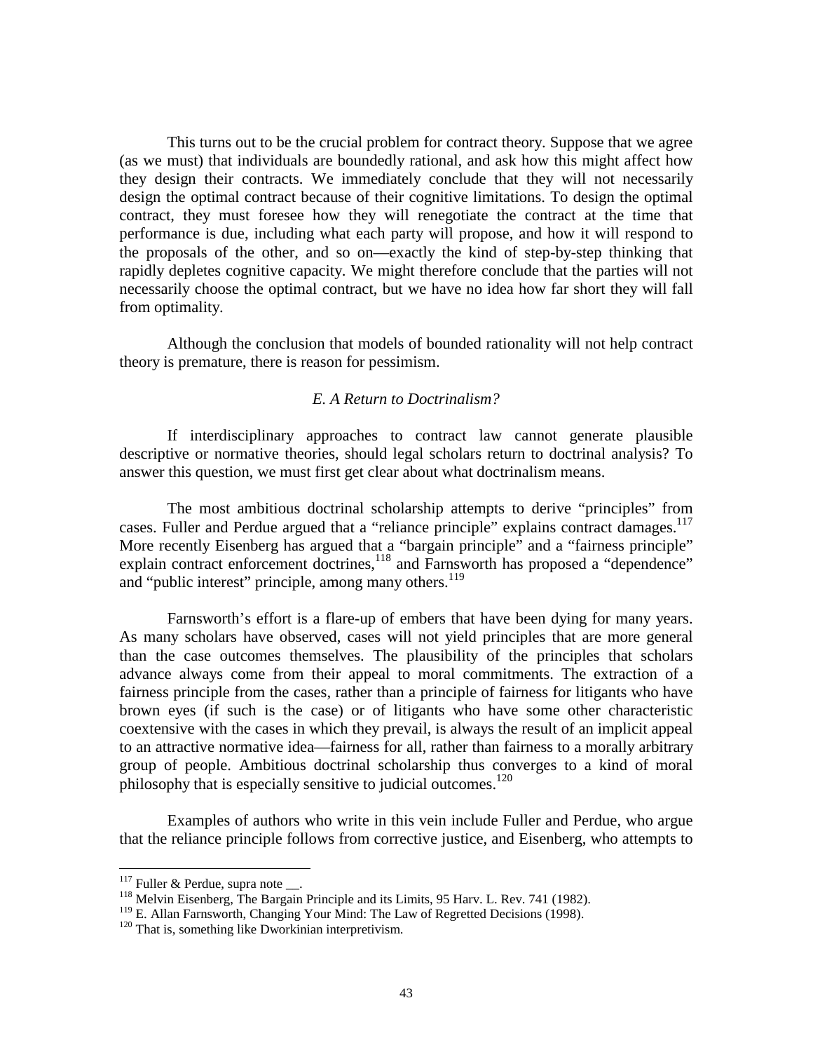This turns out to be the crucial problem for contract theory. Suppose that we agree (as we must) that individuals are boundedly rational, and ask how this might affect how they design their contracts. We immediately conclude that they will not necessarily design the optimal contract because of their cognitive limitations. To design the optimal contract, they must foresee how they will renegotiate the contract at the time that performance is due, including what each party will propose, and how it will respond to the proposals of the other, and so on—exactly the kind of step-by-step thinking that rapidly depletes cognitive capacity. We might therefore conclude that the parties will not necessarily choose the optimal contract, but we have no idea how far short they will fall from optimality.

Although the conclusion that models of bounded rationality will not help contract theory is premature, there is reason for pessimism.

### *E. A Return to Doctrinalism?*

If interdisciplinary approaches to contract law cannot generate plausible descriptive or normative theories, should legal scholars return to doctrinal analysis? To answer this question, we must first get clear about what doctrinalism means.

The most ambitious doctrinal scholarship attempts to derive "principles" from cases. Fuller and Perdue argued that a "reliance principle" explains contract damages.[117] More recently Eisenberg has argued that a "bargain principle" and a "fairness principle" explain contract enforcement doctrines,[118] and Farnsworth has proposed a "dependence" and "public interest" principle, among many others.[119]

Farnsworth's effort is a flare-up of embers that have been dying for many years. As many scholars have observed, cases will not yield principles that are more general than the case outcomes themselves. The plausibility of the principles that scholars advance always come from their appeal to moral commitments. The extraction of a fairness principle from the cases, rather than a principle of fairness for litigants who have brown eyes (if such is the case) or of litigants who have some other characteristic coextensive with the cases in which they prevail, is always the result of an implicit appeal to an attractive normative idea—fairness for all, rather than fairness to a morally arbitrary group of people. Ambitious doctrinal scholarship thus converges to a kind of moral philosophy that is especially sensitive to judicial outcomes.[120]

Examples of authors who write in this vein include Fuller and Perdue, who argue that the reliance principle follows from corrective justice, and Eisenberg, who attempts to

---

[117] Fuller & Perdue, supra note __.

[118] Melvin Eisenberg, The Bargain Principle and its Limits, 95 Harv. L. Rev. 741 (1982).

[119] E. Allan Farnsworth, Changing Your Mind: The Law of Regretted Decisions (1998).

[120] That is, something like Dworkinian interpretivism.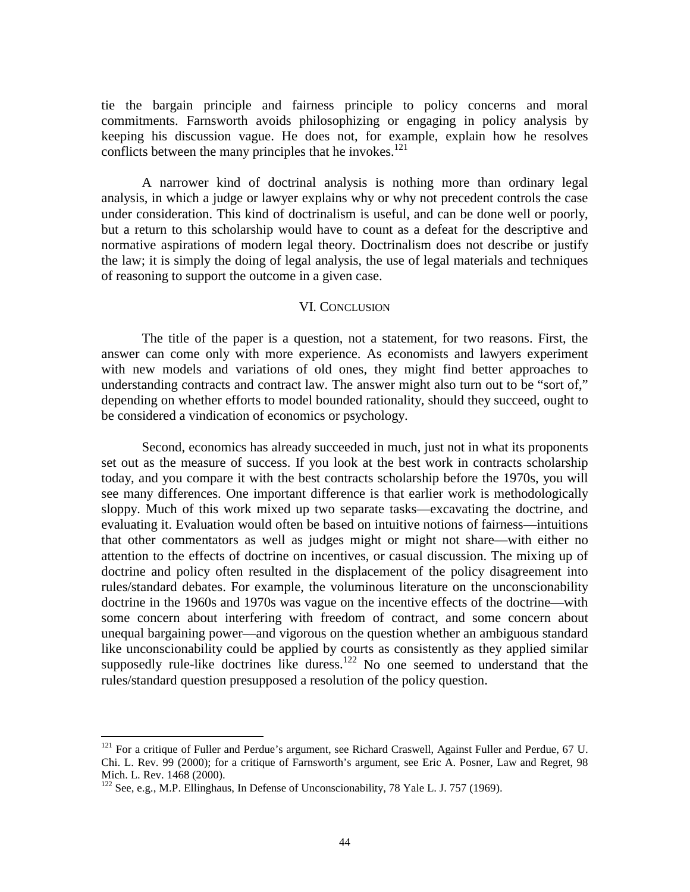tie the bargain principle and fairness principle to policy concerns and moral commitments. Farnsworth avoids philosophizing or engaging in policy analysis by keeping his discussion vague. He does not, for example, explain how he resolves conflicts between the many principles that he invokes.[121]

A narrower kind of doctrinal analysis is nothing more than ordinary legal analysis, in which a judge or lawyer explains why or why not precedent controls the case under consideration. This kind of doctrinalism is useful, and can be done well or poorly, but a return to this scholarship would have to count as a defeat for the descriptive and normative aspirations of modern legal theory. Doctrinalism does not describe or justify the law; it is simply the doing of legal analysis, the use of legal materials and techniques of reasoning to support the outcome in a given case.

## VI. Conclusion

The title of the paper is a question, not a statement, for two reasons. First, the answer can come only with more experience. As economists and lawyers experiment with new models and variations of old ones, they might find better approaches to understanding contracts and contract law. The answer might also turn out to be "sort of," depending on whether efforts to model bounded rationality, should they succeed, ought to be considered a vindication of economics or psychology.

Second, economics has already succeeded in much, just not in what its proponents set out as the measure of success. If you look at the best work in contracts scholarship today, and you compare it with the best contracts scholarship before the 1970s, you will see many differences. One important difference is that earlier work is methodologically sloppy. Much of this work mixed up two separate tasks—excavating the doctrine, and evaluating it. Evaluation would often be based on intuitive notions of fairness—intuitions that other commentators as well as judges might or might not share—with either no attention to the effects of doctrine on incentives, or casual discussion. The mixing up of doctrine and policy often resulted in the displacement of the policy disagreement into rules/standard debates. For example, the voluminous literature on the unconscionability doctrine in the 1960s and 1970s was vague on the incentive effects of the doctrine—with some concern about interfering with freedom of contract, and some concern about unequal bargaining power—and vigorous on the question whether an ambiguous standard like unconscionability could be applied by courts as consistently as they applied similar supposedly rule-like doctrines like duress.[122] No one seemed to understand that the rules/standard question presupposed a resolution of the policy question.

---

[121] For a critique of Fuller and Perdue's argument, see Richard Craswell, Against Fuller and Perdue, 67 U. Chi. L. Rev. 99 (2000); for a critique of Farnsworth's argument, see Eric A. Posner, Law and Regret, 98 Mich. L. Rev. 1468 (2000).

[122] See, e.g., M.P. Ellinghaus, In Defense of Unconscionability, 78 Yale L. J. 757 (1969).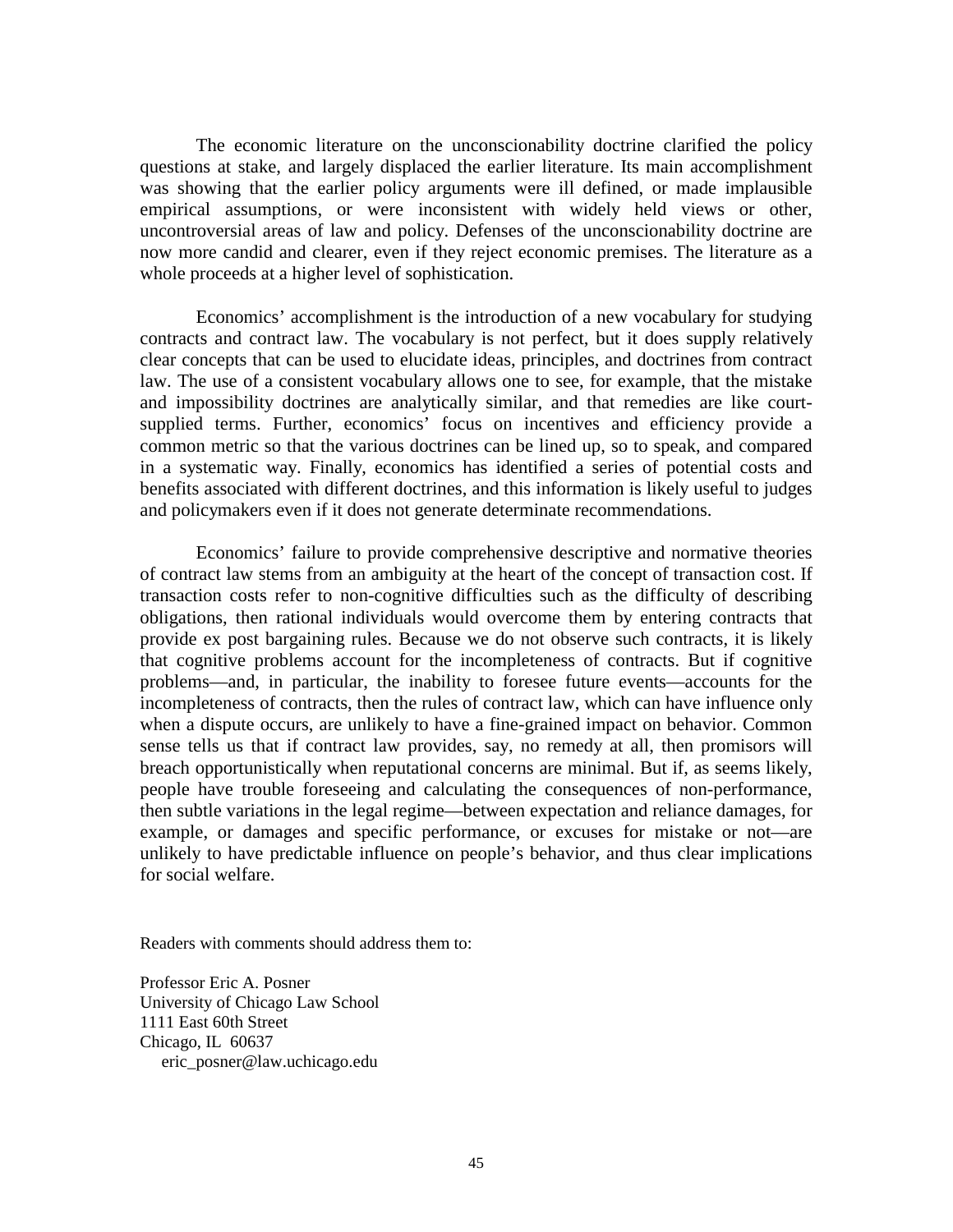The economic literature on the unconscionability doctrine clarified the policy questions at stake, and largely displaced the earlier literature. Its main accomplishment was showing that the earlier policy arguments were ill defined, or made implausible empirical assumptions, or were inconsistent with widely held views or other, uncontroversial areas of law and policy. Defenses of the unconscionability doctrine are now more candid and clearer, even if they reject economic premises. The literature as a whole proceeds at a higher level of sophistication.

Economics' accomplishment is the introduction of a new vocabulary for studying contracts and contract law. The vocabulary is not perfect, but it does supply relatively clear concepts that can be used to elucidate ideas, principles, and doctrines from contract law. The use of a consistent vocabulary allows one to see, for example, that the mistake and impossibility doctrines are analytically similar, and that remedies are like court-supplied terms. Further, economics' focus on incentives and efficiency provide a common metric so that the various doctrines can be lined up, so to speak, and compared in a systematic way. Finally, economics has identified a series of potential costs and benefits associated with different doctrines, and this information is likely useful to judges and policymakers even if it does not generate determinate recommendations.

Economics' failure to provide comprehensive descriptive and normative theories of contract law stems from an ambiguity at the heart of the concept of transaction cost. If transaction costs refer to non-cognitive difficulties such as the difficulty of describing obligations, then rational individuals would overcome them by entering contracts that provide ex post bargaining rules. Because we do not observe such contracts, it is likely that cognitive problems account for the incompleteness of contracts. But if cognitive problems—and, in particular, the inability to foresee future events—accounts for the incompleteness of contracts, then the rules of contract law, which can have influence only when a dispute occurs, are unlikely to have a fine-grained impact on behavior. Common sense tells us that if contract law provides, say, no remedy at all, then promisors will breach opportunistically when reputational concerns are minimal. But if, as seems likely, people have trouble foreseeing and calculating the consequences of non-performance, then subtle variations in the legal regime—between expectation and reliance damages, for example, or damages and specific performance, or excuses for mistake or not—are unlikely to have predictable influence on people's behavior, and thus clear implications for social welfare.

Readers with comments should address them to:

Professor Eric A. Posner
University of Chicago Law School
1111 East 60th Street
Chicago, IL 60637
eric_posner@law.uchicago.edu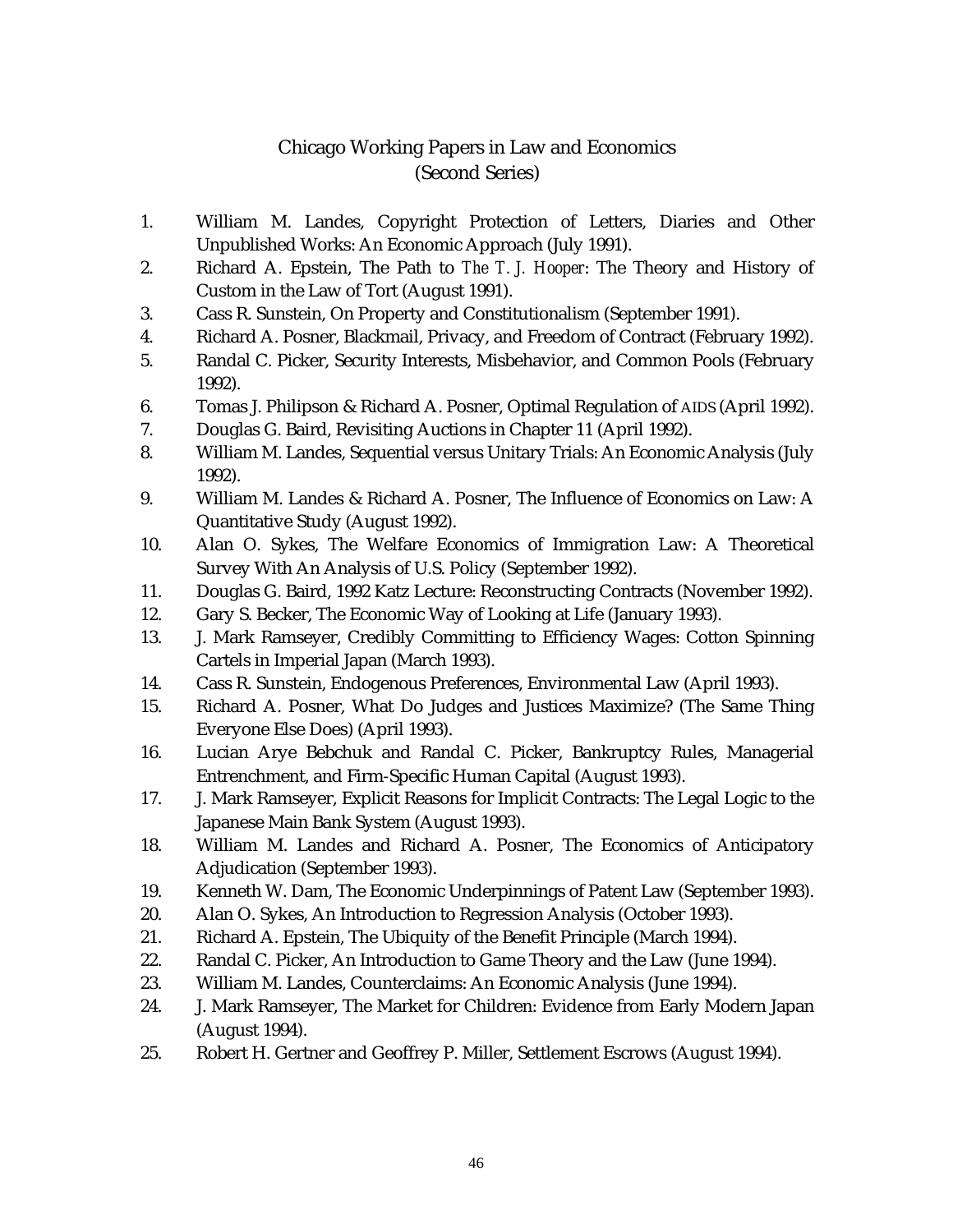# Chicago Working Papers in Law and Economics
(Second Series)

1. William M. Landes, Copyright Protection of Letters, Diaries and Other Unpublished Works: An Economic Approach (July 1991).
2. Richard A. Epstein, The Path to *The T. J. Hooper*: The Theory and History of Custom in the Law of Tort (August 1991).
3. Cass R. Sunstein, On Property and Constitutionalism (September 1991).
4. Richard A. Posner, Blackmail, Privacy, and Freedom of Contract (February 1992).
5. Randal C. Picker, Security Interests, Misbehavior, and Common Pools (February 1992).
6. Tomas J. Philipson & Richard A. Posner, Optimal Regulation of AIDS (April 1992).
7. Douglas G. Baird, Revisiting Auctions in Chapter 11 (April 1992).
8. William M. Landes, Sequential versus Unitary Trials: An Economic Analysis (July 1992).
9. William M. Landes & Richard A. Posner, The Influence of Economics on Law: A Quantitative Study (August 1992).
10. Alan O. Sykes, The Welfare Economics of Immigration Law: A Theoretical Survey With An Analysis of U.S. Policy (September 1992).
11. Douglas G. Baird, 1992 Katz Lecture: Reconstructing Contracts (November 1992).
12. Gary S. Becker, The Economic Way of Looking at Life (January 1993).
13. J. Mark Ramseyer, Credibly Committing to Efficiency Wages: Cotton Spinning Cartels in Imperial Japan (March 1993).
14. Cass R. Sunstein, Endogenous Preferences, Environmental Law (April 1993).
15. Richard A. Posner, What Do Judges and Justices Maximize? (The Same Thing Everyone Else Does) (April 1993).
16. Lucian Arye Bebchuk and Randal C. Picker, Bankruptcy Rules, Managerial Entrenchment, and Firm-Specific Human Capital (August 1993).
17. J. Mark Ramseyer, Explicit Reasons for Implicit Contracts: The Legal Logic to the Japanese Main Bank System (August 1993).
18. William M. Landes and Richard A. Posner, The Economics of Anticipatory Adjudication (September 1993).
19. Kenneth W. Dam, The Economic Underpinnings of Patent Law (September 1993).
20. Alan O. Sykes, An Introduction to Regression Analysis (October 1993).
21. Richard A. Epstein, The Ubiquity of the Benefit Principle (March 1994).
22. Randal C. Picker, An Introduction to Game Theory and the Law (June 1994).
23. William M. Landes, Counterclaims: An Economic Analysis (June 1994).
24. J. Mark Ramseyer, The Market for Children: Evidence from Early Modern Japan (August 1994).
25. Robert H. Gertner and Geoffrey P. Miller, Settlement Escrows (August 1994).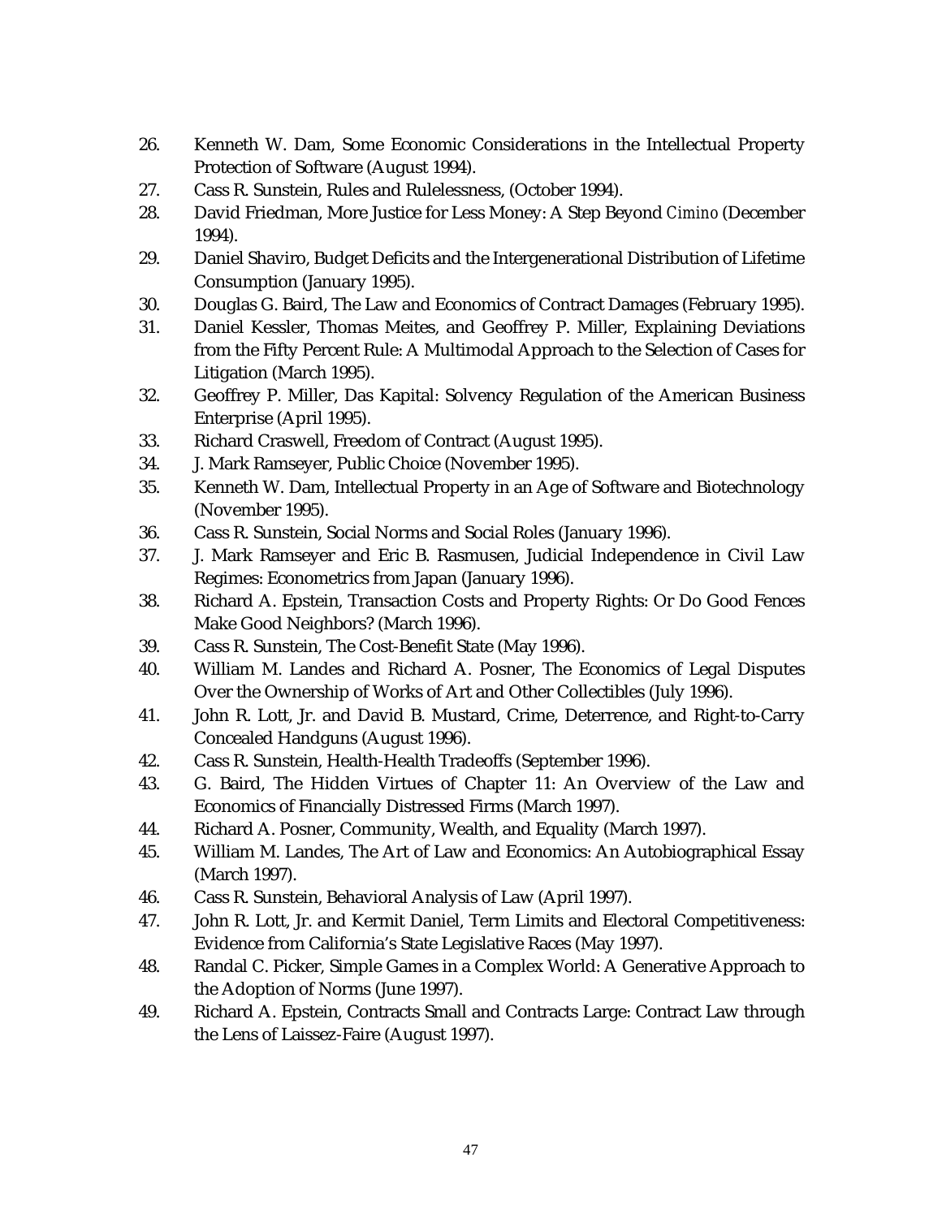26. Kenneth W. Dam, Some Economic Considerations in the Intellectual Property Protection of Software (August 1994).
27. Cass R. Sunstein, Rules and Rulelessness, (October 1994).
28. David Friedman, More Justice for Less Money: A Step Beyond *Cimino* (December 1994).
29. Daniel Shaviro, Budget Deficits and the Intergenerational Distribution of Lifetime Consumption (January 1995).
30. Douglas G. Baird, The Law and Economics of Contract Damages (February 1995).
31. Daniel Kessler, Thomas Meites, and Geoffrey P. Miller, Explaining Deviations from the Fifty Percent Rule: A Multimodal Approach to the Selection of Cases for Litigation (March 1995).
32. Geoffrey P. Miller, Das Kapital: Solvency Regulation of the American Business Enterprise (April 1995).
33. Richard Craswell, Freedom of Contract (August 1995).
34. J. Mark Ramseyer, Public Choice (November 1995).
35. Kenneth W. Dam, Intellectual Property in an Age of Software and Biotechnology (November 1995).
36. Cass R. Sunstein, Social Norms and Social Roles (January 1996).
37. J. Mark Ramseyer and Eric B. Rasmusen, Judicial Independence in Civil Law Regimes: Econometrics from Japan (January 1996).
38. Richard A. Epstein, Transaction Costs and Property Rights: Or Do Good Fences Make Good Neighbors? (March 1996).
39. Cass R. Sunstein, The Cost-Benefit State (May 1996).
40. William M. Landes and Richard A. Posner, The Economics of Legal Disputes Over the Ownership of Works of Art and Other Collectibles (July 1996).
41. John R. Lott, Jr. and David B. Mustard, Crime, Deterrence, and Right-to-Carry Concealed Handguns (August 1996).
42. Cass R. Sunstein, Health-Health Tradeoffs (September 1996).
43. G. Baird, The Hidden Virtues of Chapter 11: An Overview of the Law and Economics of Financially Distressed Firms (March 1997).
44. Richard A. Posner, Community, Wealth, and Equality (March 1997).
45. William M. Landes, The Art of Law and Economics: An Autobiographical Essay (March 1997).
46. Cass R. Sunstein, Behavioral Analysis of Law (April 1997).
47. John R. Lott, Jr. and Kermit Daniel, Term Limits and Electoral Competitiveness: Evidence from California's State Legislative Races (May 1997).
48. Randal C. Picker, Simple Games in a Complex World: A Generative Approach to the Adoption of Norms (June 1997).
49. Richard A. Epstein, Contracts Small and Contracts Large: Contract Law through the Lens of Laissez-Faire (August 1997).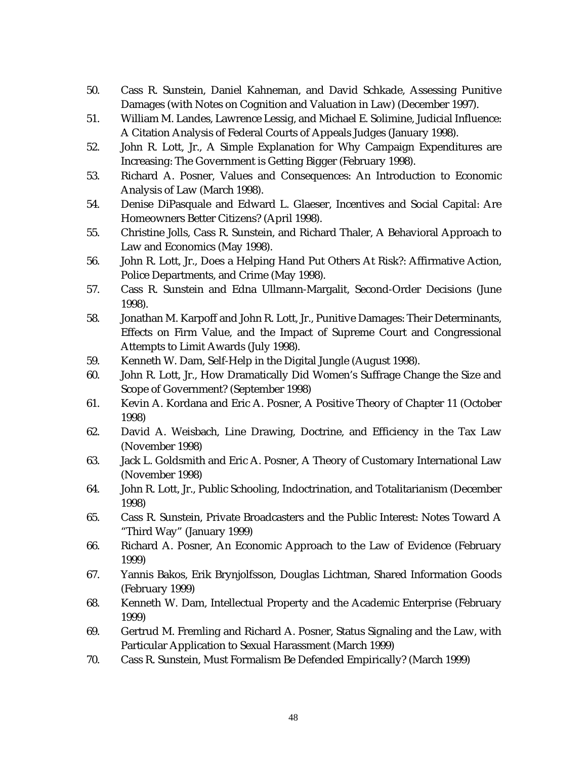50. Cass R. Sunstein, Daniel Kahneman, and David Schkade, Assessing Punitive Damages (with Notes on Cognition and Valuation in Law) (December 1997).
51. William M. Landes, Lawrence Lessig, and Michael E. Solimine, Judicial Influence: A Citation Analysis of Federal Courts of Appeals Judges (January 1998).
52. John R. Lott, Jr., A Simple Explanation for Why Campaign Expenditures are Increasing: The Government is Getting Bigger (February 1998).
53. Richard A. Posner, Values and Consequences: An Introduction to Economic Analysis of Law (March 1998).
54. Denise DiPasquale and Edward L. Glaeser, Incentives and Social Capital: Are Homeowners Better Citizens? (April 1998).
55. Christine Jolls, Cass R. Sunstein, and Richard Thaler, A Behavioral Approach to Law and Economics (May 1998).
56. John R. Lott, Jr., Does a Helping Hand Put Others At Risk?: Affirmative Action, Police Departments, and Crime (May 1998).
57. Cass R. Sunstein and Edna Ullmann-Margalit, Second-Order Decisions (June 1998).
58. Jonathan M. Karpoff and John R. Lott, Jr., Punitive Damages: Their Determinants, Effects on Firm Value, and the Impact of Supreme Court and Congressional Attempts to Limit Awards (July 1998).
59. Kenneth W. Dam, Self-Help in the Digital Jungle (August 1998).
60. John R. Lott, Jr., How Dramatically Did Women's Suffrage Change the Size and Scope of Government? (September 1998)
61. Kevin A. Kordana and Eric A. Posner, A Positive Theory of Chapter 11 (October 1998)
62. David A. Weisbach, Line Drawing, Doctrine, and Efficiency in the Tax Law (November 1998)
63. Jack L. Goldsmith and Eric A. Posner, A Theory of Customary International Law (November 1998)
64. John R. Lott, Jr., Public Schooling, Indoctrination, and Totalitarianism (December 1998)
65. Cass R. Sunstein, Private Broadcasters and the Public Interest: Notes Toward A "Third Way" (January 1999)
66. Richard A. Posner, An Economic Approach to the Law of Evidence (February 1999)
67. Yannis Bakos, Erik Brynjolfsson, Douglas Lichtman, Shared Information Goods (February 1999)
68. Kenneth W. Dam, Intellectual Property and the Academic Enterprise (February 1999)
69. Gertrud M. Fremling and Richard A. Posner, Status Signaling and the Law, with Particular Application to Sexual Harassment (March 1999)
70. Cass R. Sunstein, Must Formalism Be Defended Empirically? (March 1999)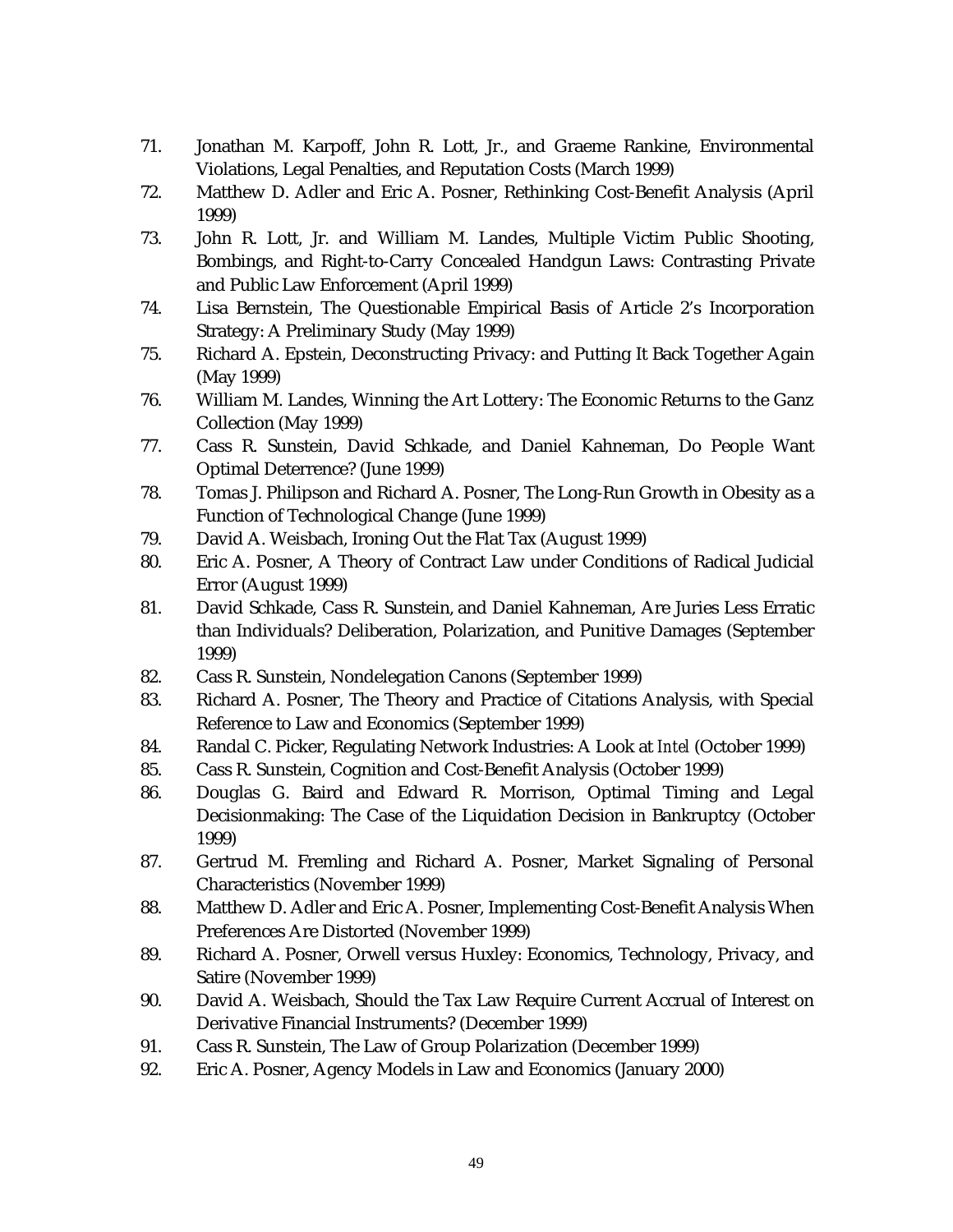71. Jonathan M. Karpoff, John R. Lott, Jr., and Graeme Rankine, Environmental Violations, Legal Penalties, and Reputation Costs (March 1999)
72. Matthew D. Adler and Eric A. Posner, Rethinking Cost-Benefit Analysis (April 1999)
73. John R. Lott, Jr. and William M. Landes, Multiple Victim Public Shooting, Bombings, and Right-to-Carry Concealed Handgun Laws: Contrasting Private and Public Law Enforcement (April 1999)
74. Lisa Bernstein, The Questionable Empirical Basis of Article 2's Incorporation Strategy: A Preliminary Study (May 1999)
75. Richard A. Epstein, Deconstructing Privacy: and Putting It Back Together Again (May 1999)
76. William M. Landes, Winning the Art Lottery: The Economic Returns to the Ganz Collection (May 1999)
77. Cass R. Sunstein, David Schkade, and Daniel Kahneman, Do People Want Optimal Deterrence? (June 1999)
78. Tomas J. Philipson and Richard A. Posner, The Long-Run Growth in Obesity as a Function of Technological Change (June 1999)
79. David A. Weisbach, Ironing Out the Flat Tax (August 1999)
80. Eric A. Posner, A Theory of Contract Law under Conditions of Radical Judicial Error (August 1999)
81. David Schkade, Cass R. Sunstein, and Daniel Kahneman, Are Juries Less Erratic than Individuals? Deliberation, Polarization, and Punitive Damages (September 1999)
82. Cass R. Sunstein, Nondelegation Canons (September 1999)
83. Richard A. Posner, The Theory and Practice of Citations Analysis, with Special Reference to Law and Economics (September 1999)
84. Randal C. Picker, Regulating Network Industries: A Look at *Intel* (October 1999)
85. Cass R. Sunstein, Cognition and Cost-Benefit Analysis (October 1999)
86. Douglas G. Baird and Edward R. Morrison, Optimal Timing and Legal Decisionmaking: The Case of the Liquidation Decision in Bankruptcy (October 1999)
87. Gertrud M. Fremling and Richard A. Posner, Market Signaling of Personal Characteristics (November 1999)
88. Matthew D. Adler and Eric A. Posner, Implementing Cost-Benefit Analysis When Preferences Are Distorted (November 1999)
89. Richard A. Posner, Orwell versus Huxley: Economics, Technology, Privacy, and Satire (November 1999)
90. David A. Weisbach, Should the Tax Law Require Current Accrual of Interest on Derivative Financial Instruments? (December 1999)
91. Cass R. Sunstein, The Law of Group Polarization (December 1999)
92. Eric A. Posner, Agency Models in Law and Economics (January 2000)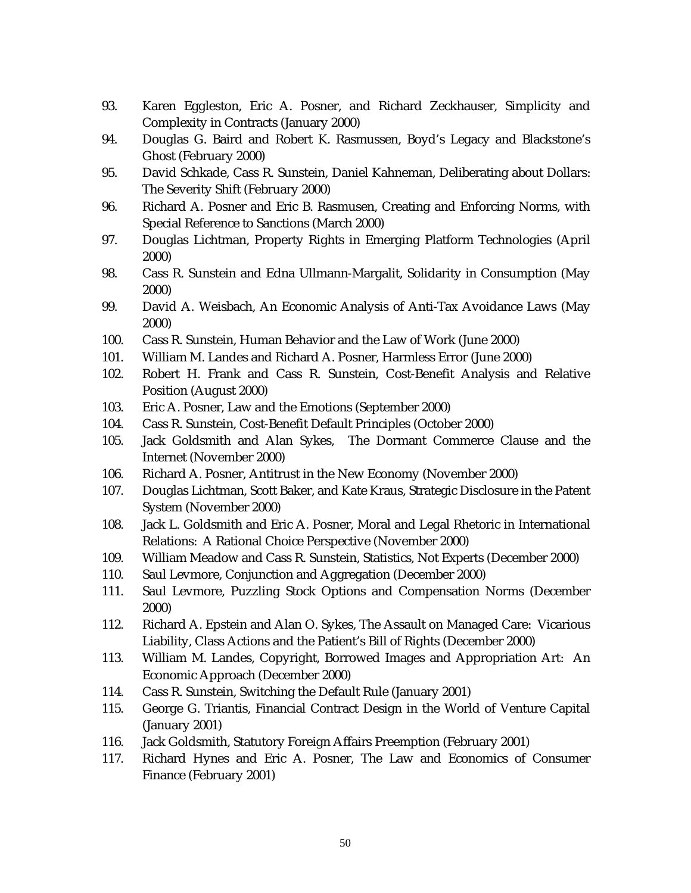93. Karen Eggleston, Eric A. Posner, and Richard Zeckhauser, Simplicity and Complexity in Contracts (January 2000)
94. Douglas G. Baird and Robert K. Rasmussen, Boyd's Legacy and Blackstone's Ghost (February 2000)
95. David Schkade, Cass R. Sunstein, Daniel Kahneman, Deliberating about Dollars: The Severity Shift (February 2000)
96. Richard A. Posner and Eric B. Rasmusen, Creating and Enforcing Norms, with Special Reference to Sanctions (March 2000)
97. Douglas Lichtman, Property Rights in Emerging Platform Technologies (April 2000)
98. Cass R. Sunstein and Edna Ullmann-Margalit, Solidarity in Consumption (May 2000)
99. David A. Weisbach, An Economic Analysis of Anti-Tax Avoidance Laws (May 2000)
100. Cass R. Sunstein, Human Behavior and the Law of Work (June 2000)
101. William M. Landes and Richard A. Posner, Harmless Error (June 2000)
102. Robert H. Frank and Cass R. Sunstein, Cost-Benefit Analysis and Relative Position (August 2000)
103. Eric A. Posner, Law and the Emotions (September 2000)
104. Cass R. Sunstein, Cost-Benefit Default Principles (October 2000)
105. Jack Goldsmith and Alan Sykes, The Dormant Commerce Clause and the Internet (November 2000)
106. Richard A. Posner, Antitrust in the New Economy (November 2000)
107. Douglas Lichtman, Scott Baker, and Kate Kraus, Strategic Disclosure in the Patent System (November 2000)
108. Jack L. Goldsmith and Eric A. Posner, Moral and Legal Rhetoric in International Relations: A Rational Choice Perspective (November 2000)
109. William Meadow and Cass R. Sunstein, Statistics, Not Experts (December 2000)
110. Saul Levmore, Conjunction and Aggregation (December 2000)
111. Saul Levmore, Puzzling Stock Options and Compensation Norms (December 2000)
112. Richard A. Epstein and Alan O. Sykes, The Assault on Managed Care: Vicarious Liability, Class Actions and the Patient's Bill of Rights (December 2000)
113. William M. Landes, Copyright, Borrowed Images and Appropriation Art: An Economic Approach (December 2000)
114. Cass R. Sunstein, Switching the Default Rule (January 2001)
115. George G. Triantis, Financial Contract Design in the World of Venture Capital (January 2001)
116. Jack Goldsmith, Statutory Foreign Affairs Preemption (February 2001)
117. Richard Hynes and Eric A. Posner, The Law and Economics of Consumer Finance (February 2001)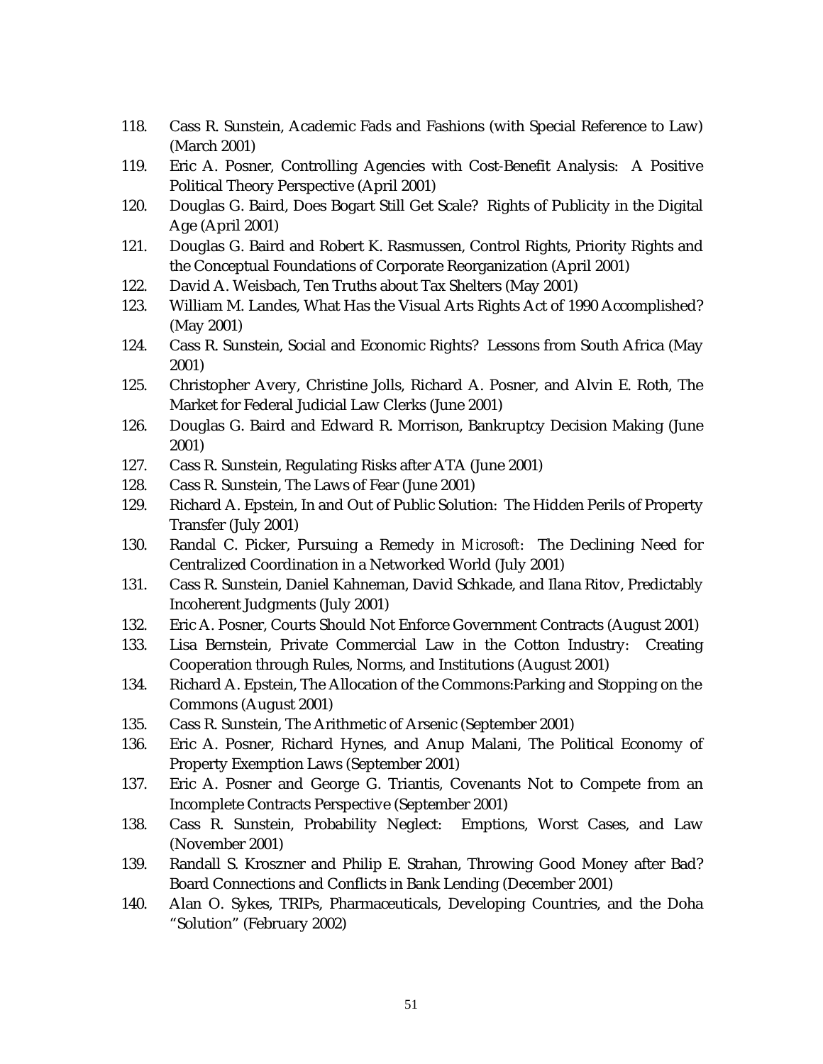118. Cass R. Sunstein, Academic Fads and Fashions (with Special Reference to Law) (March 2001)
119. Eric A. Posner, Controlling Agencies with Cost-Benefit Analysis: A Positive Political Theory Perspective (April 2001)
120. Douglas G. Baird, Does Bogart Still Get Scale? Rights of Publicity in the Digital Age (April 2001)
121. Douglas G. Baird and Robert K. Rasmussen, Control Rights, Priority Rights and the Conceptual Foundations of Corporate Reorganization (April 2001)
122. David A. Weisbach, Ten Truths about Tax Shelters (May 2001)
123. William M. Landes, What Has the Visual Arts Rights Act of 1990 Accomplished? (May 2001)
124. Cass R. Sunstein, Social and Economic Rights? Lessons from South Africa (May 2001)
125. Christopher Avery, Christine Jolls, Richard A. Posner, and Alvin E. Roth, The Market for Federal Judicial Law Clerks (June 2001)
126. Douglas G. Baird and Edward R. Morrison, Bankruptcy Decision Making (June 2001)
127. Cass R. Sunstein, Regulating Risks after ATA (June 2001)
128. Cass R. Sunstein, The Laws of Fear (June 2001)
129. Richard A. Epstein, In and Out of Public Solution: The Hidden Perils of Property Transfer (July 2001)
130. Randal C. Picker, Pursuing a Remedy in *Microsoft*: The Declining Need for Centralized Coordination in a Networked World (July 2001)
131. Cass R. Sunstein, Daniel Kahneman, David Schkade, and Ilana Ritov, Predictably Incoherent Judgments (July 2001)
132. Eric A. Posner, Courts Should Not Enforce Government Contracts (August 2001)
133. Lisa Bernstein, Private Commercial Law in the Cotton Industry: Creating Cooperation through Rules, Norms, and Institutions (August 2001)
134. Richard A. Epstein, The Allocation of the Commons:Parking and Stopping on the Commons (August 2001)
135. Cass R. Sunstein, The Arithmetic of Arsenic (September 2001)
136. Eric A. Posner, Richard Hynes, and Anup Malani, The Political Economy of Property Exemption Laws (September 2001)
137. Eric A. Posner and George G. Triantis, Covenants Not to Compete from an Incomplete Contracts Perspective (September 2001)
138. Cass R. Sunstein, Probability Neglect: Emptions, Worst Cases, and Law (November 2001)
139. Randall S. Kroszner and Philip E. Strahan, Throwing Good Money after Bad? Board Connections and Conflicts in Bank Lending (December 2001)
140. Alan O. Sykes, TRIPs, Pharmaceuticals, Developing Countries, and the Doha "Solution" (February 2002)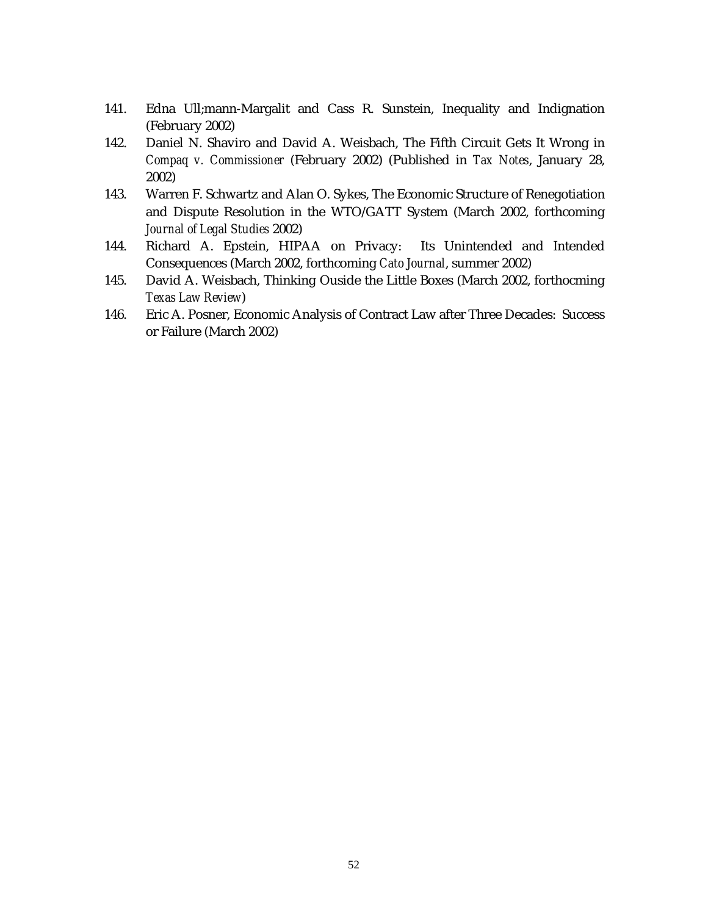141. Edna Ull;mann-Margalit and Cass R. Sunstein, Inequality and Indignation (February 2002)
142. Daniel N. Shaviro and David A. Weisbach, The Fifth Circuit Gets It Wrong in *Compaq v. Commissioner* (February 2002) (Published in *Tax Notes*, January 28, 2002)
143. Warren F. Schwartz and Alan O. Sykes, The Economic Structure of Renegotiation and Dispute Resolution in the WTO/GATT System (March 2002, forthcoming *Journal of Legal Studies* 2002)
144. Richard A. Epstein, HIPAA on Privacy: Its Unintended and Intended Consequences (March 2002, forthcoming *Cato Journal*, summer 2002)
145. David A. Weisbach, Thinking Ouside the Little Boxes (March 2002, forthocming *Texas Law Review*)
146. Eric A. Posner, Economic Analysis of Contract Law after Three Decades: Success or Failure (March 2002)